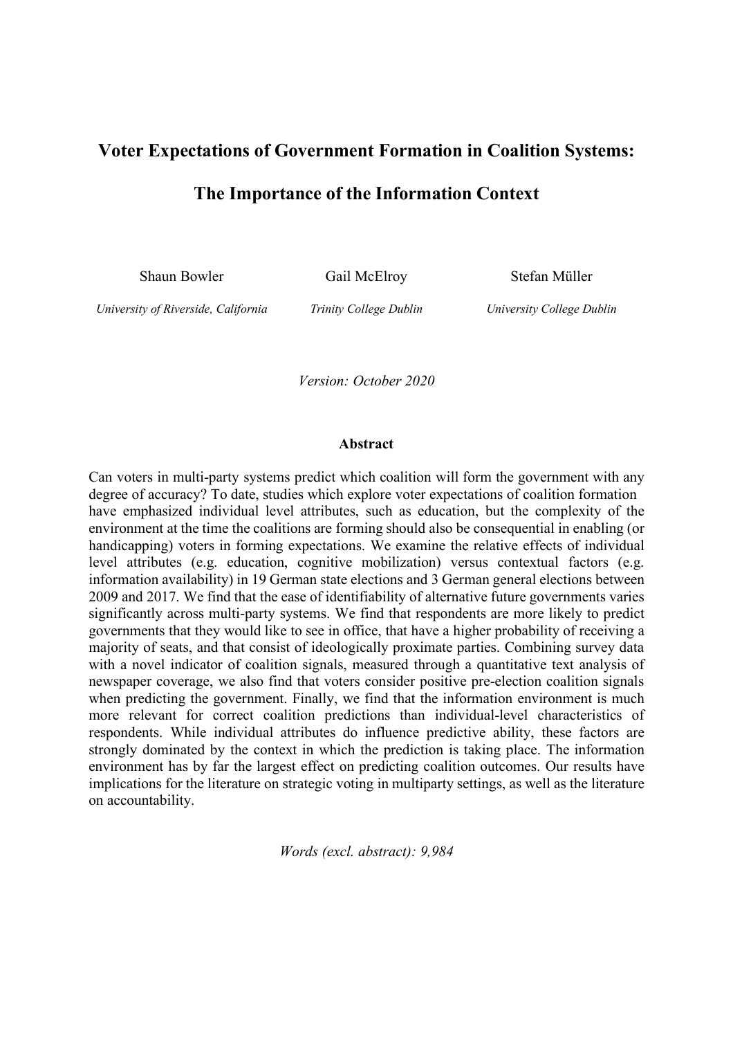# Voter Expectations of Government Formation in Coalition Systems:

# The Importance of the Information Context

Shaun Bowler — *University of Riverside, California*

Gail McElroy — *Trinity College Dublin*

Stefan Müller — *University College Dublin*

*Version: October 2020*

**Abstract**

Can voters in multi-party systems predict which coalition will form the government with any degree of accuracy? To date, studies which explore voter expectations of coalition formation have emphasized individual level attributes, such as education, but the complexity of the environment at the time the coalitions are forming should also be consequential in enabling (or handicapping) voters in forming expectations. We examine the relative effects of individual level attributes (e.g. education, cognitive mobilization) versus contextual factors (e.g. information availability) in 19 German state elections and 3 German general elections between 2009 and 2017. We find that the ease of identifiability of alternative future governments varies significantly across multi-party systems. We find that respondents are more likely to predict governments that they would like to see in office, that have a higher probability of receiving a majority of seats, and that consist of ideologically proximate parties. Combining survey data with a novel indicator of coalition signals, measured through a quantitative text analysis of newspaper coverage, we also find that voters consider positive pre-election coalition signals when predicting the government. Finally, we find that the information environment is much more relevant for correct coalition predictions than individual-level characteristics of respondents. While individual attributes do influence predictive ability, these factors are strongly dominated by the context in which the prediction is taking place. The information environment has by far the largest effect on predicting coalition outcomes. Our results have implications for the literature on strategic voting in multiparty settings, as well as the literature on accountability.

*Words (excl. abstract): 9,984*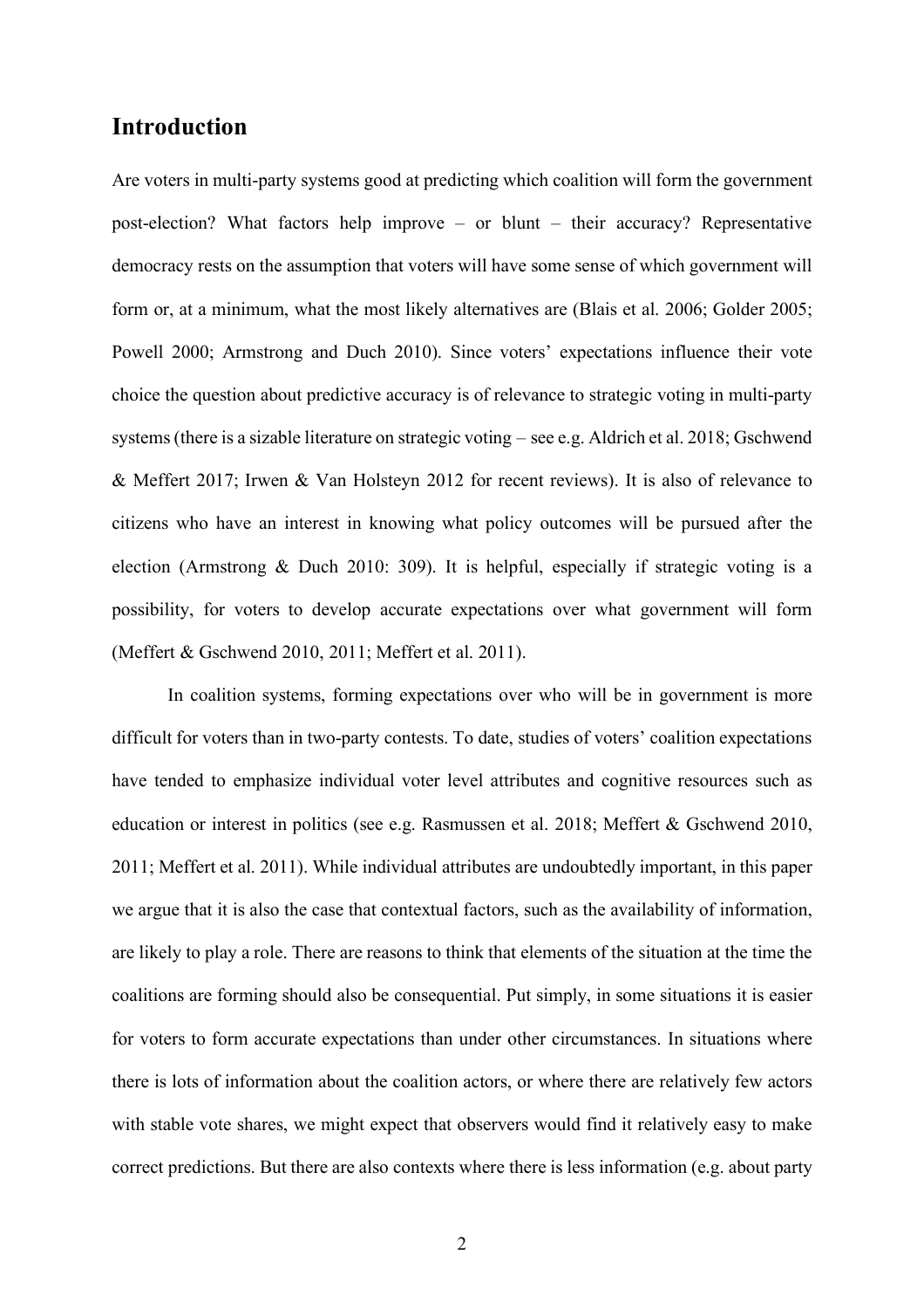# Introduction

Are voters in multi-party systems good at predicting which coalition will form the government post-election? What factors help improve – or blunt – their accuracy? Representative democracy rests on the assumption that voters will have some sense of which government will form or, at a minimum, what the most likely alternatives are (Blais et al. 2006; Golder 2005; Powell 2000; Armstrong and Duch 2010). Since voters' expectations influence their vote choice the question about predictive accuracy is of relevance to strategic voting in multi-party systems (there is a sizable literature on strategic voting – see e.g. Aldrich et al. 2018; Gschwend & Meffert 2017; Irwen & Van Holsteyn 2012 for recent reviews). It is also of relevance to citizens who have an interest in knowing what policy outcomes will be pursued after the election (Armstrong & Duch 2010: 309). It is helpful, especially if strategic voting is a possibility, for voters to develop accurate expectations over what government will form (Meffert & Gschwend 2010, 2011; Meffert et al. 2011).

In coalition systems, forming expectations over who will be in government is more difficult for voters than in two-party contests. To date, studies of voters' coalition expectations have tended to emphasize individual voter level attributes and cognitive resources such as education or interest in politics (see e.g. Rasmussen et al. 2018; Meffert & Gschwend 2010, 2011; Meffert et al. 2011). While individual attributes are undoubtedly important, in this paper we argue that it is also the case that contextual factors, such as the availability of information, are likely to play a role. There are reasons to think that elements of the situation at the time the coalitions are forming should also be consequential. Put simply, in some situations it is easier for voters to form accurate expectations than under other circumstances. In situations where there is lots of information about the coalition actors, or where there are relatively few actors with stable vote shares, we might expect that observers would find it relatively easy to make correct predictions. But there are also contexts where there is less information (e.g. about party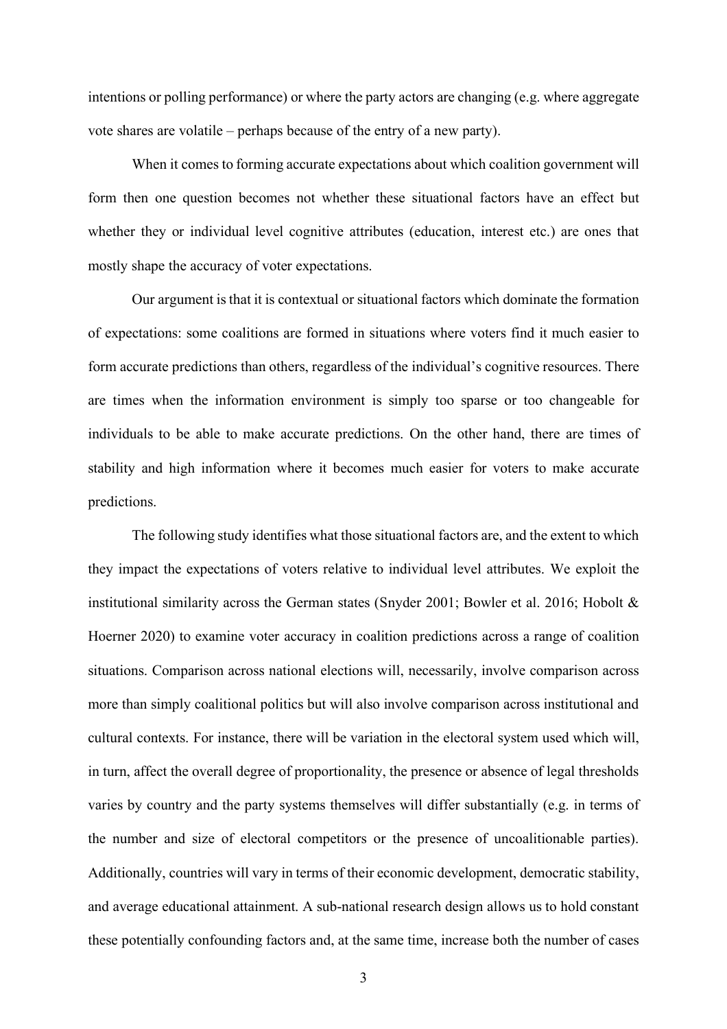intentions or polling performance) or where the party actors are changing (e.g. where aggregate vote shares are volatile – perhaps because of the entry of a new party).

When it comes to forming accurate expectations about which coalition government will form then one question becomes not whether these situational factors have an effect but whether they or individual level cognitive attributes (education, interest etc.) are ones that mostly shape the accuracy of voter expectations.

Our argument is that it is contextual or situational factors which dominate the formation of expectations: some coalitions are formed in situations where voters find it much easier to form accurate predictions than others, regardless of the individual's cognitive resources. There are times when the information environment is simply too sparse or too changeable for individuals to be able to make accurate predictions. On the other hand, there are times of stability and high information where it becomes much easier for voters to make accurate predictions.

The following study identifies what those situational factors are, and the extent to which they impact the expectations of voters relative to individual level attributes. We exploit the institutional similarity across the German states (Snyder 2001; Bowler et al. 2016; Hobolt & Hoerner 2020) to examine voter accuracy in coalition predictions across a range of coalition situations. Comparison across national elections will, necessarily, involve comparison across more than simply coalitional politics but will also involve comparison across institutional and cultural contexts. For instance, there will be variation in the electoral system used which will, in turn, affect the overall degree of proportionality, the presence or absence of legal thresholds varies by country and the party systems themselves will differ substantially (e.g. in terms of the number and size of electoral competitors or the presence of uncoalitionable parties). Additionally, countries will vary in terms of their economic development, democratic stability, and average educational attainment. A sub-national research design allows us to hold constant these potentially confounding factors and, at the same time, increase both the number of cases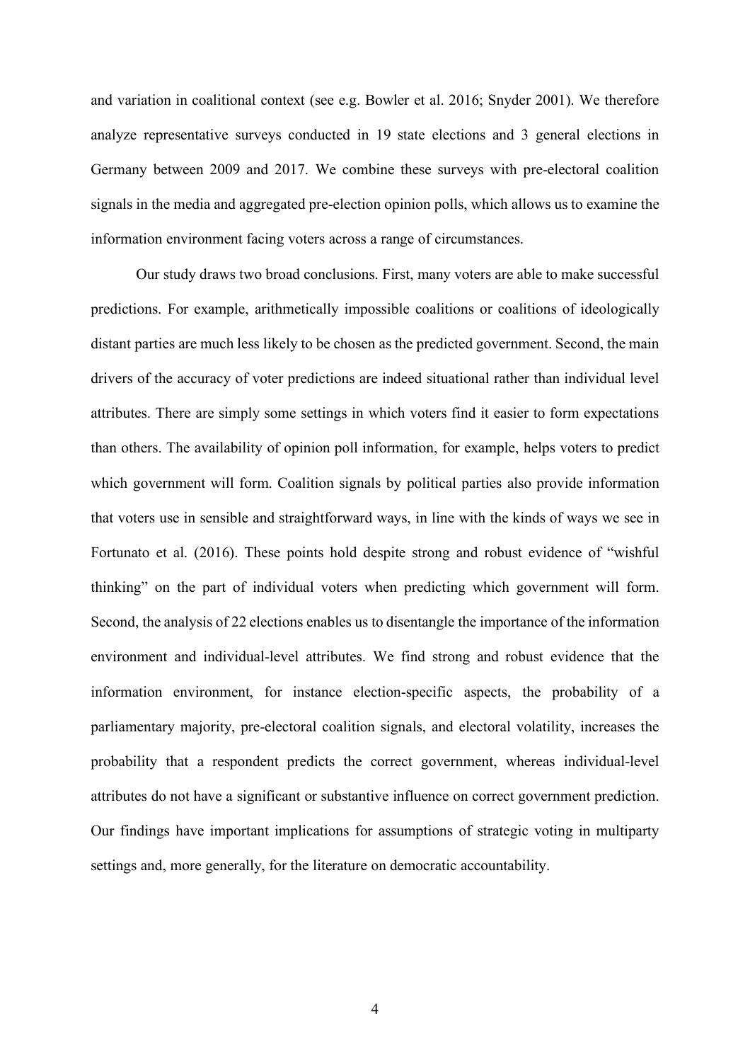and variation in coalitional context (see e.g. Bowler et al. 2016; Snyder 2001). We therefore analyze representative surveys conducted in 19 state elections and 3 general elections in Germany between 2009 and 2017. We combine these surveys with pre-electoral coalition signals in the media and aggregated pre-election opinion polls, which allows us to examine the information environment facing voters across a range of circumstances.

Our study draws two broad conclusions. First, many voters are able to make successful predictions. For example, arithmetically impossible coalitions or coalitions of ideologically distant parties are much less likely to be chosen as the predicted government. Second, the main drivers of the accuracy of voter predictions are indeed situational rather than individual level attributes. There are simply some settings in which voters find it easier to form expectations than others. The availability of opinion poll information, for example, helps voters to predict which government will form. Coalition signals by political parties also provide information that voters use in sensible and straightforward ways, in line with the kinds of ways we see in Fortunato et al. (2016). These points hold despite strong and robust evidence of "wishful thinking" on the part of individual voters when predicting which government will form. Second, the analysis of 22 elections enables us to disentangle the importance of the information environment and individual-level attributes. We find strong and robust evidence that the information environment, for instance election-specific aspects, the probability of a parliamentary majority, pre-electoral coalition signals, and electoral volatility, increases the probability that a respondent predicts the correct government, whereas individual-level attributes do not have a significant or substantive influence on correct government prediction. Our findings have important implications for assumptions of strategic voting in multiparty settings and, more generally, for the literature on democratic accountability.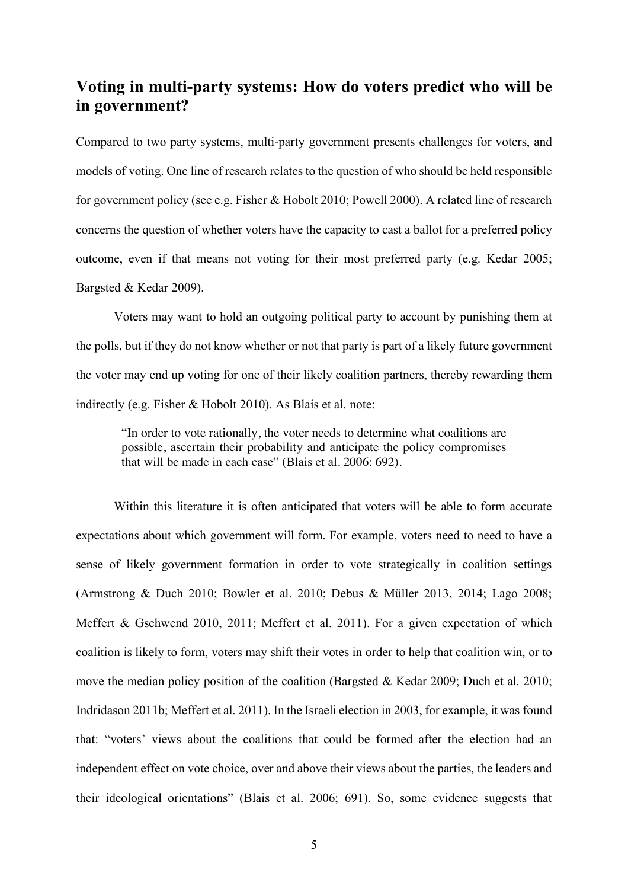## Voting in multi-party systems: How do voters predict who will be in government?

Compared to two party systems, multi-party government presents challenges for voters, and models of voting. One line of research relates to the question of who should be held responsible for government policy (see e.g. Fisher & Hobolt 2010; Powell 2000). A related line of research concerns the question of whether voters have the capacity to cast a ballot for a preferred policy outcome, even if that means not voting for their most preferred party (e.g. Kedar 2005; Bargsted & Kedar 2009).

Voters may want to hold an outgoing political party to account by punishing them at the polls, but if they do not know whether or not that party is part of a likely future government the voter may end up voting for one of their likely coalition partners, thereby rewarding them indirectly (e.g. Fisher & Hobolt 2010). As Blais et al. note:

> "In order to vote rationally, the voter needs to determine what coalitions are possible, ascertain their probability and anticipate the policy compromises that will be made in each case" (Blais et al. 2006: 692).

Within this literature it is often anticipated that voters will be able to form accurate expectations about which government will form. For example, voters need to need to have a sense of likely government formation in order to vote strategically in coalition settings (Armstrong & Duch 2010; Bowler et al. 2010; Debus & Müller 2013, 2014; Lago 2008; Meffert & Gschwend 2010, 2011; Meffert et al. 2011). For a given expectation of which coalition is likely to form, voters may shift their votes in order to help that coalition win, or to move the median policy position of the coalition (Bargsted & Kedar 2009; Duch et al. 2010; Indridason 2011b; Meffert et al. 2011). In the Israeli election in 2003, for example, it was found that: "voters' views about the coalitions that could be formed after the election had an independent effect on vote choice, over and above their views about the parties, the leaders and their ideological orientations" (Blais et al. 2006; 691). So, some evidence suggests that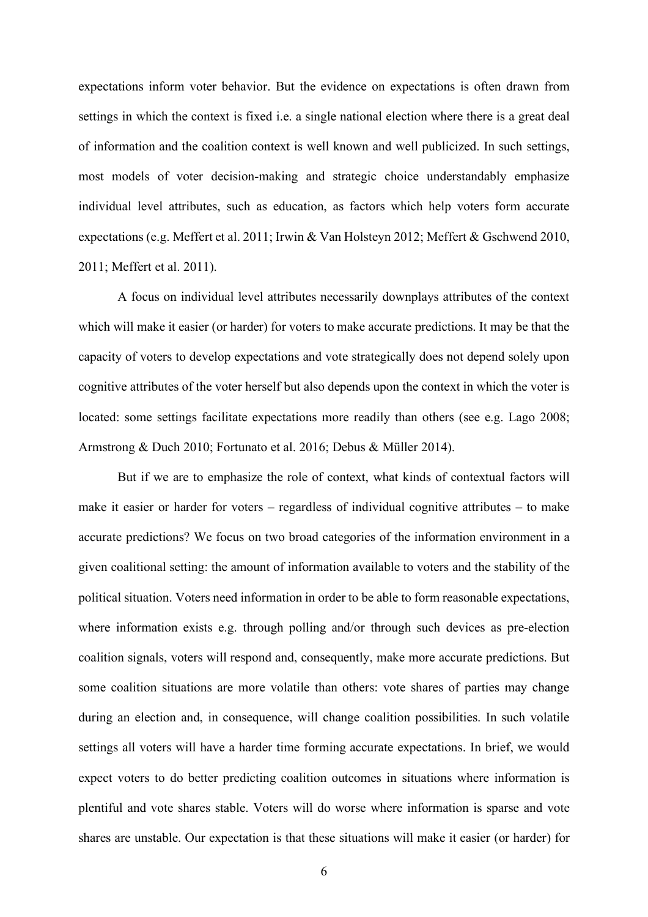expectations inform voter behavior. But the evidence on expectations is often drawn from settings in which the context is fixed i.e. a single national election where there is a great deal of information and the coalition context is well known and well publicized. In such settings, most models of voter decision-making and strategic choice understandably emphasize individual level attributes, such as education, as factors which help voters form accurate expectations (e.g. Meffert et al. 2011; Irwin & Van Holsteyn 2012; Meffert & Gschwend 2010, 2011; Meffert et al. 2011).

A focus on individual level attributes necessarily downplays attributes of the context which will make it easier (or harder) for voters to make accurate predictions. It may be that the capacity of voters to develop expectations and vote strategically does not depend solely upon cognitive attributes of the voter herself but also depends upon the context in which the voter is located: some settings facilitate expectations more readily than others (see e.g. Lago 2008; Armstrong & Duch 2010; Fortunato et al. 2016; Debus & Müller 2014).

But if we are to emphasize the role of context, what kinds of contextual factors will make it easier or harder for voters – regardless of individual cognitive attributes – to make accurate predictions? We focus on two broad categories of the information environment in a given coalitional setting: the amount of information available to voters and the stability of the political situation. Voters need information in order to be able to form reasonable expectations, where information exists e.g. through polling and/or through such devices as pre-election coalition signals, voters will respond and, consequently, make more accurate predictions. But some coalition situations are more volatile than others: vote shares of parties may change during an election and, in consequence, will change coalition possibilities. In such volatile settings all voters will have a harder time forming accurate expectations. In brief, we would expect voters to do better predicting coalition outcomes in situations where information is plentiful and vote shares stable. Voters will do worse where information is sparse and vote shares are unstable. Our expectation is that these situations will make it easier (or harder) for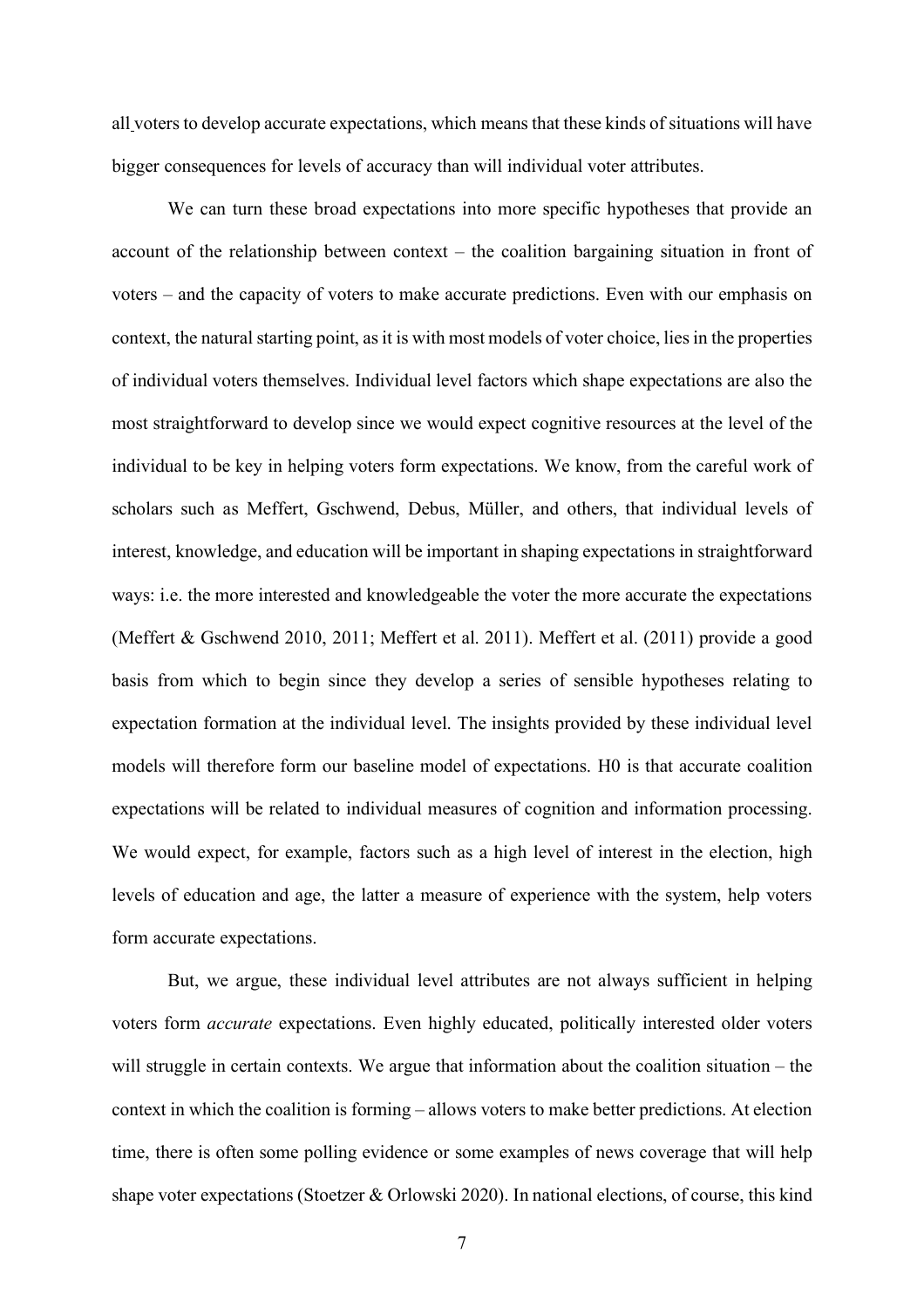all voters to develop accurate expectations, which means that these kinds of situations will have bigger consequences for levels of accuracy than will individual voter attributes.

We can turn these broad expectations into more specific hypotheses that provide an account of the relationship between context – the coalition bargaining situation in front of voters – and the capacity of voters to make accurate predictions. Even with our emphasis on context, the natural starting point, as it is with most models of voter choice, lies in the properties of individual voters themselves. Individual level factors which shape expectations are also the most straightforward to develop since we would expect cognitive resources at the level of the individual to be key in helping voters form expectations. We know, from the careful work of scholars such as Meffert, Gschwend, Debus, Müller, and others, that individual levels of interest, knowledge, and education will be important in shaping expectations in straightforward ways: i.e. the more interested and knowledgeable the voter the more accurate the expectations (Meffert & Gschwend 2010, 2011; Meffert et al. 2011). Meffert et al. (2011) provide a good basis from which to begin since they develop a series of sensible hypotheses relating to expectation formation at the individual level. The insights provided by these individual level models will therefore form our baseline model of expectations. H0 is that accurate coalition expectations will be related to individual measures of cognition and information processing. We would expect, for example, factors such as a high level of interest in the election, high levels of education and age, the latter a measure of experience with the system, help voters form accurate expectations.

But, we argue, these individual level attributes are not always sufficient in helping voters form *accurate* expectations. Even highly educated, politically interested older voters will struggle in certain contexts. We argue that information about the coalition situation – the context in which the coalition is forming – allows voters to make better predictions. At election time, there is often some polling evidence or some examples of news coverage that will help shape voter expectations (Stoetzer & Orlowski 2020). In national elections, of course, this kind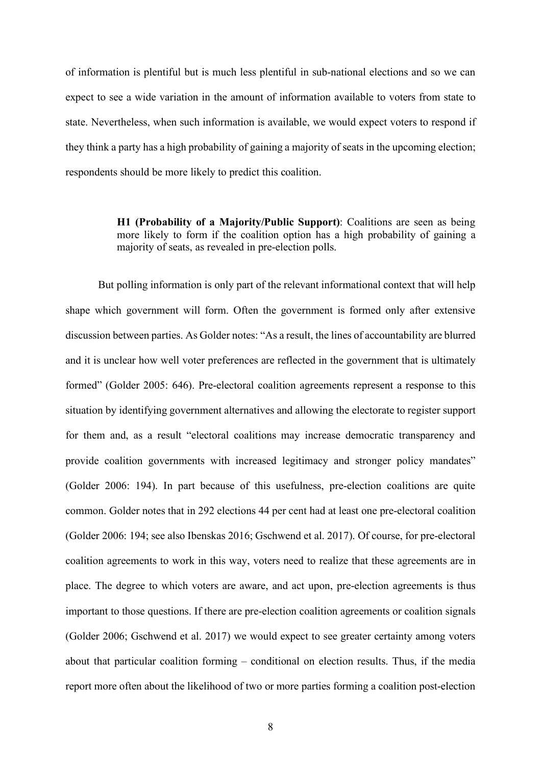of information is plentiful but is much less plentiful in sub-national elections and so we can expect to see a wide variation in the amount of information available to voters from state to state. Nevertheless, when such information is available, we would expect voters to respond if they think a party has a high probability of gaining a majority of seats in the upcoming election; respondents should be more likely to predict this coalition.

> **H1 (Probability of a Majority/Public Support)**: Coalitions are seen as being more likely to form if the coalition option has a high probability of gaining a majority of seats, as revealed in pre-election polls.

But polling information is only part of the relevant informational context that will help shape which government will form. Often the government is formed only after extensive discussion between parties. As Golder notes: "As a result, the lines of accountability are blurred and it is unclear how well voter preferences are reflected in the government that is ultimately formed" (Golder 2005: 646). Pre-electoral coalition agreements represent a response to this situation by identifying government alternatives and allowing the electorate to register support for them and, as a result "electoral coalitions may increase democratic transparency and provide coalition governments with increased legitimacy and stronger policy mandates" (Golder 2006: 194). In part because of this usefulness, pre-election coalitions are quite common. Golder notes that in 292 elections 44 per cent had at least one pre-electoral coalition (Golder 2006: 194; see also Ibenskas 2016; Gschwend et al. 2017). Of course, for pre-electoral coalition agreements to work in this way, voters need to realize that these agreements are in place. The degree to which voters are aware, and act upon, pre-election agreements is thus important to those questions. If there are pre-election coalition agreements or coalition signals (Golder 2006; Gschwend et al. 2017) we would expect to see greater certainty among voters about that particular coalition forming – conditional on election results. Thus, if the media report more often about the likelihood of two or more parties forming a coalition post-election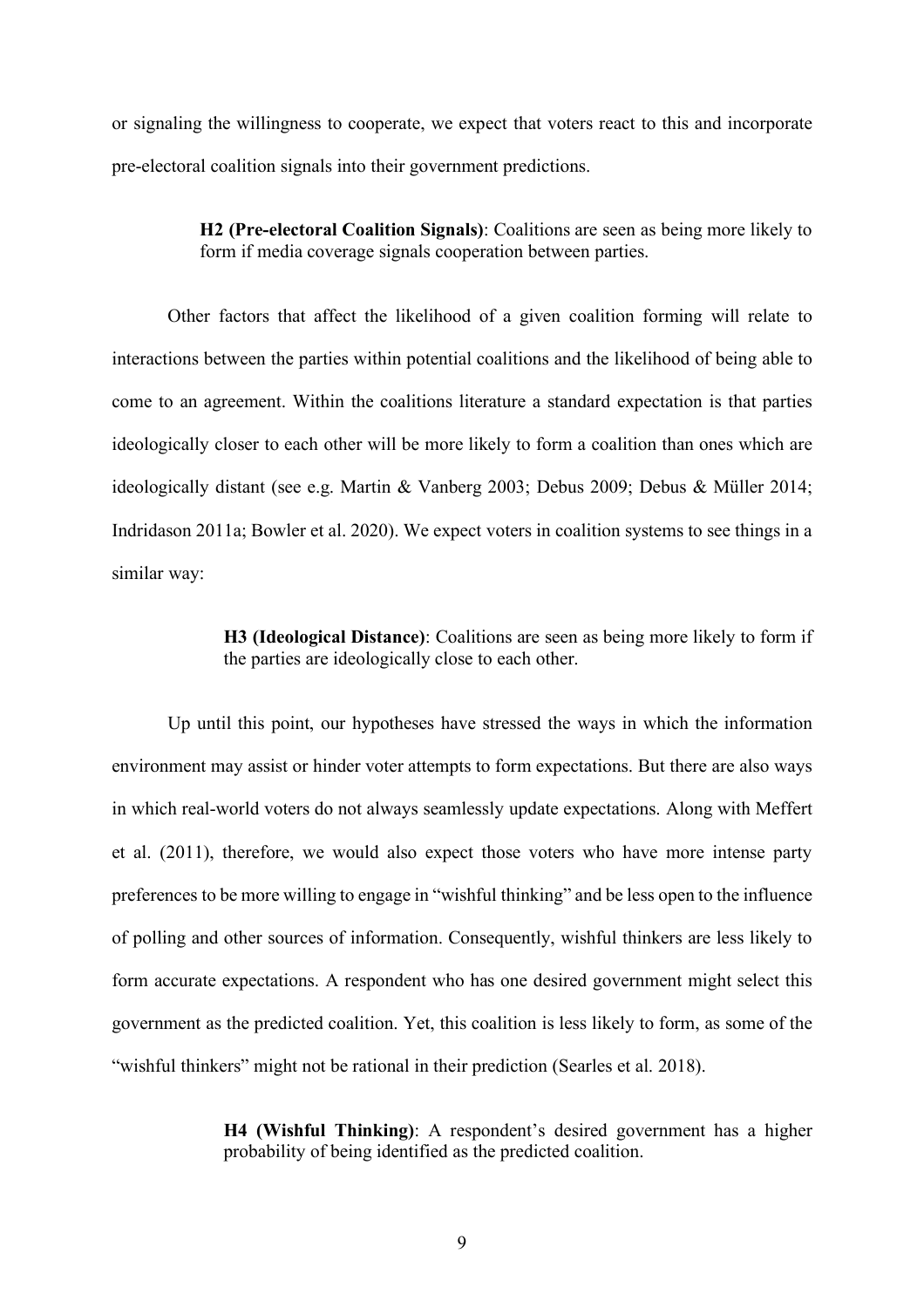or signaling the willingness to cooperate, we expect that voters react to this and incorporate pre-electoral coalition signals into their government predictions.

> **H2 (Pre-electoral Coalition Signals)**: Coalitions are seen as being more likely to form if media coverage signals cooperation between parties.

Other factors that affect the likelihood of a given coalition forming will relate to interactions between the parties within potential coalitions and the likelihood of being able to come to an agreement. Within the coalitions literature a standard expectation is that parties ideologically closer to each other will be more likely to form a coalition than ones which are ideologically distant (see e.g. Martin & Vanberg 2003; Debus 2009; Debus & Müller 2014; Indridason 2011a; Bowler et al. 2020). We expect voters in coalition systems to see things in a similar way:

> **H3 (Ideological Distance)**: Coalitions are seen as being more likely to form if the parties are ideologically close to each other.

Up until this point, our hypotheses have stressed the ways in which the information environment may assist or hinder voter attempts to form expectations. But there are also ways in which real-world voters do not always seamlessly update expectations. Along with Meffert et al. (2011), therefore, we would also expect those voters who have more intense party preferences to be more willing to engage in "wishful thinking" and be less open to the influence of polling and other sources of information. Consequently, wishful thinkers are less likely to form accurate expectations. A respondent who has one desired government might select this government as the predicted coalition. Yet, this coalition is less likely to form, as some of the "wishful thinkers" might not be rational in their prediction (Searles et al. 2018).

> **H4 (Wishful Thinking)**: A respondent's desired government has a higher probability of being identified as the predicted coalition.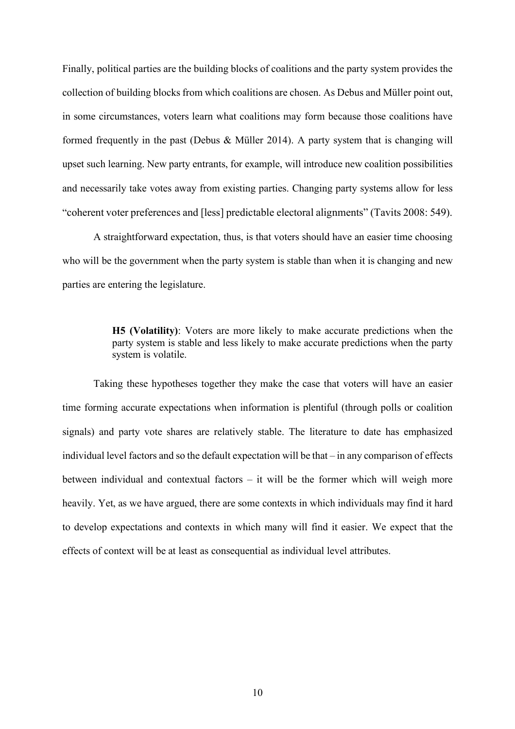Finally, political parties are the building blocks of coalitions and the party system provides the collection of building blocks from which coalitions are chosen. As Debus and Müller point out, in some circumstances, voters learn what coalitions may form because those coalitions have formed frequently in the past (Debus & Müller 2014). A party system that is changing will upset such learning. New party entrants, for example, will introduce new coalition possibilities and necessarily take votes away from existing parties. Changing party systems allow for less "coherent voter preferences and [less] predictable electoral alignments" (Tavits 2008: 549).

A straightforward expectation, thus, is that voters should have an easier time choosing who will be the government when the party system is stable than when it is changing and new parties are entering the legislature.

> **H5 (Volatility)**: Voters are more likely to make accurate predictions when the party system is stable and less likely to make accurate predictions when the party system is volatile.

Taking these hypotheses together they make the case that voters will have an easier time forming accurate expectations when information is plentiful (through polls or coalition signals) and party vote shares are relatively stable. The literature to date has emphasized individual level factors and so the default expectation will be that – in any comparison of effects between individual and contextual factors – it will be the former which will weigh more heavily. Yet, as we have argued, there are some contexts in which individuals may find it hard to develop expectations and contexts in which many will find it easier. We expect that the effects of context will be at least as consequential as individual level attributes.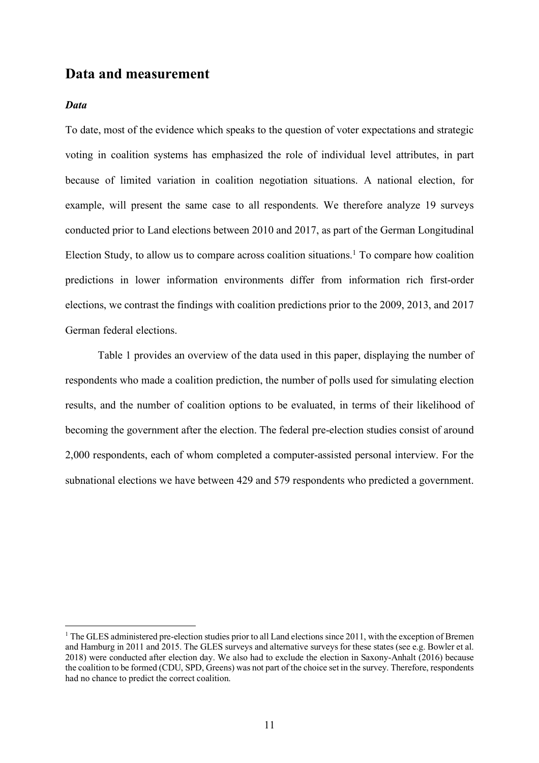## Data and measurement

### *Data*

To date, most of the evidence which speaks to the question of voter expectations and strategic voting in coalition systems has emphasized the role of individual level attributes, in part because of limited variation in coalition negotiation situations. A national election, for example, will present the same case to all respondents. We therefore analyze 19 surveys conducted prior to Land elections between 2010 and 2017, as part of the German Longitudinal Election Study, to allow us to compare across coalition situations.[1] To compare how coalition predictions in lower information environments differ from information rich first-order elections, we contrast the findings with coalition predictions prior to the 2009, 2013, and 2017 German federal elections.

Table 1 provides an overview of the data used in this paper, displaying the number of respondents who made a coalition prediction, the number of polls used for simulating election results, and the number of coalition options to be evaluated, in terms of their likelihood of becoming the government after the election. The federal pre-election studies consist of around 2,000 respondents, each of whom completed a computer-assisted personal interview. For the subnational elections we have between 429 and 579 respondents who predicted a government.

[1] The GLES administered pre-election studies prior to all Land elections since 2011, with the exception of Bremen and Hamburg in 2011 and 2015. The GLES surveys and alternative surveys for these states (see e.g. Bowler et al. 2018) were conducted after election day. We also had to exclude the election in Saxony-Anhalt (2016) because the coalition to be formed (CDU, SPD, Greens) was not part of the choice set in the survey. Therefore, respondents had no chance to predict the correct coalition.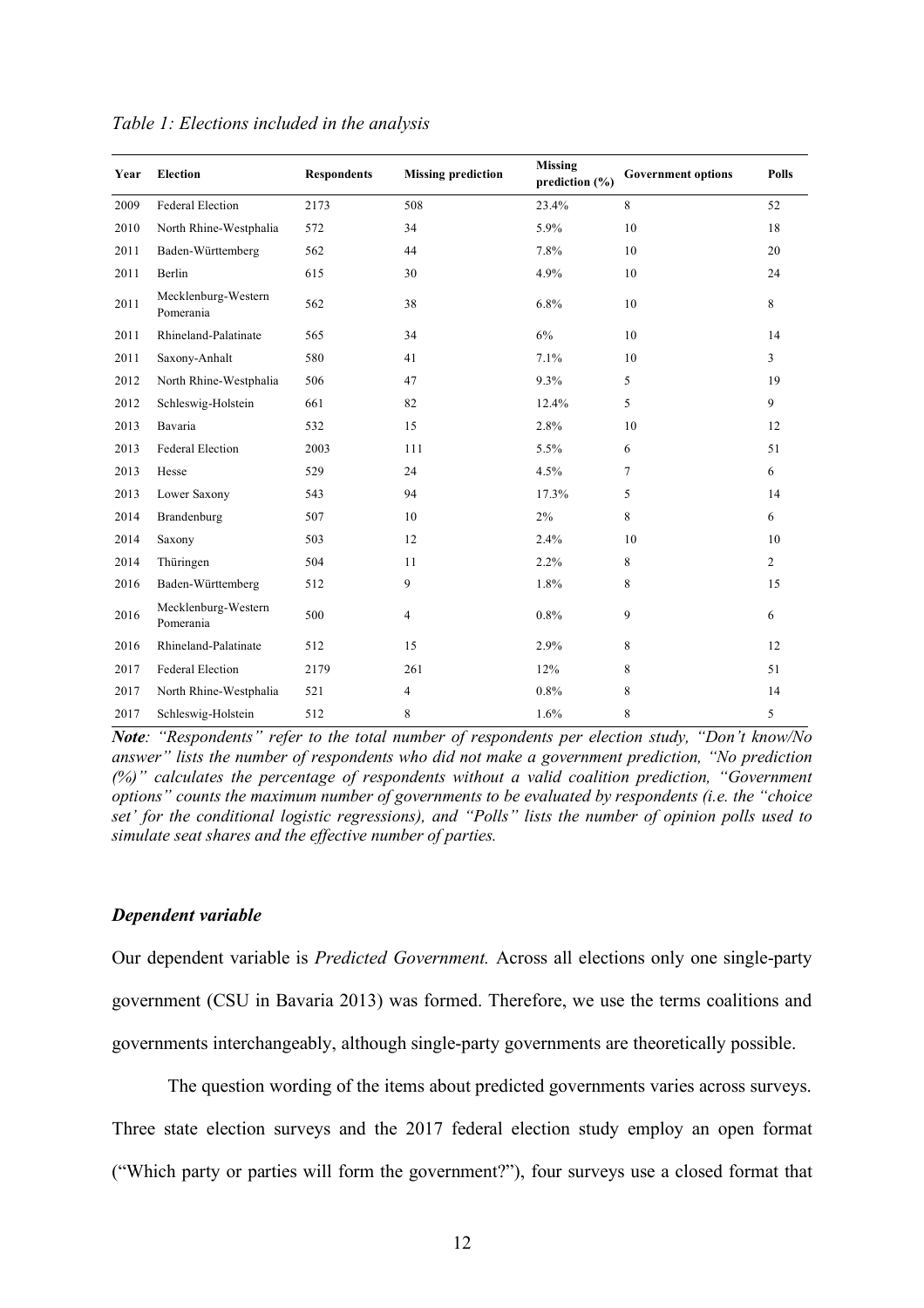*Table 1: Elections included in the analysis*

| Year | Election | Respondents | Missing prediction | Missing prediction (%) | Government options | Polls |
|---|---|---|---|---|---|---|
| 2009 | Federal Election | 2173 | 508 | 23.4% | 8 | 52 |
| 2010 | North Rhine-Westphalia | 572 | 34 | 5.9% | 10 | 18 |
| 2011 | Baden-Württemberg | 562 | 44 | 7.8% | 10 | 20 |
| 2011 | Berlin | 615 | 30 | 4.9% | 10 | 24 |
| 2011 | Mecklenburg-Western Pomerania | 562 | 38 | 6.8% | 10 | 8 |
| 2011 | Rhineland-Palatinate | 565 | 34 | 6% | 10 | 14 |
| 2011 | Saxony-Anhalt | 580 | 41 | 7.1% | 10 | 3 |
| 2012 | North Rhine-Westphalia | 506 | 47 | 9.3% | 5 | 19 |
| 2012 | Schleswig-Holstein | 661 | 82 | 12.4% | 5 | 9 |
| 2013 | Bavaria | 532 | 15 | 2.8% | 10 | 12 |
| 2013 | Federal Election | 2003 | 111 | 5.5% | 6 | 51 |
| 2013 | Hesse | 529 | 24 | 4.5% | 7 | 6 |
| 2013 | Lower Saxony | 543 | 94 | 17.3% | 5 | 14 |
| 2014 | Brandenburg | 507 | 10 | 2% | 8 | 6 |
| 2014 | Saxony | 503 | 12 | 2.4% | 10 | 10 |
| 2014 | Thüringen | 504 | 11 | 2.2% | 8 | 2 |
| 2016 | Baden-Württemberg | 512 | 9 | 1.8% | 8 | 15 |
| 2016 | Mecklenburg-Western Pomerania | 500 | 4 | 0.8% | 9 | 6 |
| 2016 | Rhineland-Palatinate | 512 | 15 | 2.9% | 8 | 12 |
| 2017 | Federal Election | 2179 | 261 | 12% | 8 | 51 |
| 2017 | North Rhine-Westphalia | 521 | 4 | 0.8% | 8 | 14 |
| 2017 | Schleswig-Holstein | 512 | 8 | 1.6% | 8 | 5 |

***Note**: "Respondents" refer to the total number of respondents per election study, "Don't know/No answer" lists the number of respondents who did not make a government prediction, "No prediction (%)" calculates the percentage of respondents without a valid coalition prediction, "Government options" counts the maximum number of governments to be evaluated by respondents (i.e. the "choice set' for the conditional logistic regressions), and "Polls" lists the number of opinion polls used to simulate seat shares and the effective number of parties.*

### *Dependent variable*

Our dependent variable is *Predicted Government.* Across all elections only one single-party government (CSU in Bavaria 2013) was formed. Therefore, we use the terms coalitions and governments interchangeably, although single-party governments are theoretically possible.

The question wording of the items about predicted governments varies across surveys. Three state election surveys and the 2017 federal election study employ an open format ("Which party or parties will form the government?"), four surveys use a closed format that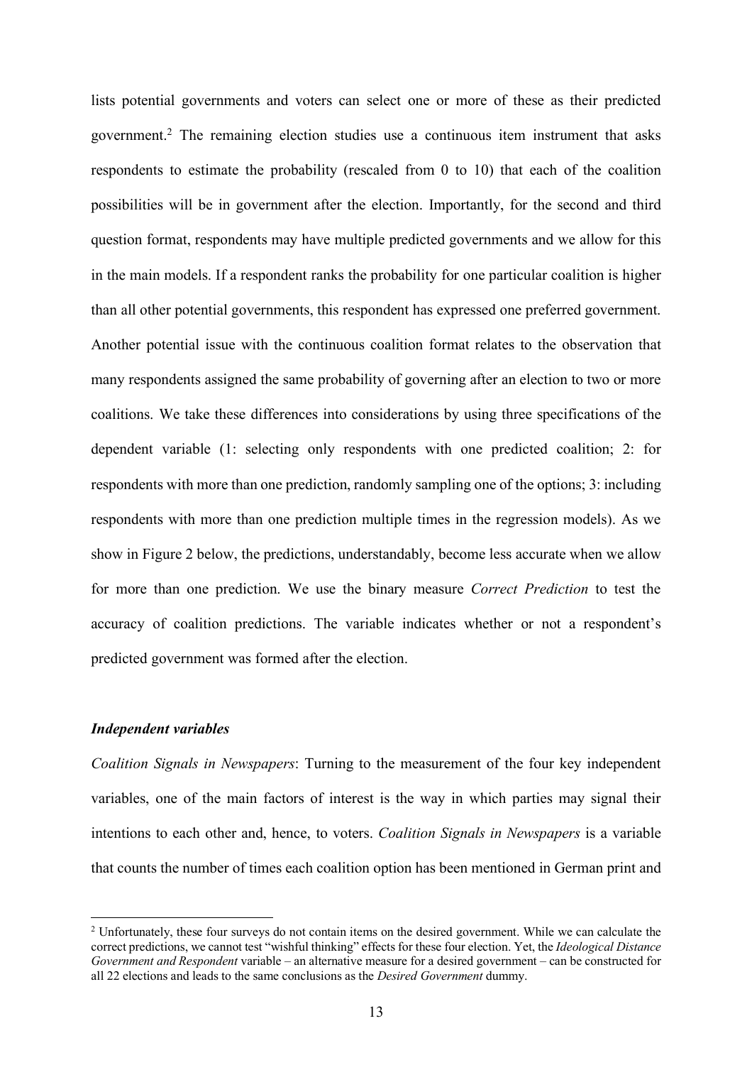lists potential governments and voters can select one or more of these as their predicted government.[2] The remaining election studies use a continuous item instrument that asks respondents to estimate the probability (rescaled from 0 to 10) that each of the coalition possibilities will be in government after the election. Importantly, for the second and third question format, respondents may have multiple predicted governments and we allow for this in the main models. If a respondent ranks the probability for one particular coalition is higher than all other potential governments, this respondent has expressed one preferred government. Another potential issue with the continuous coalition format relates to the observation that many respondents assigned the same probability of governing after an election to two or more coalitions. We take these differences into considerations by using three specifications of the dependent variable (1: selecting only respondents with one predicted coalition; 2: for respondents with more than one prediction, randomly sampling one of the options; 3: including respondents with more than one prediction multiple times in the regression models). As we show in Figure 2 below, the predictions, understandably, become less accurate when we allow for more than one prediction. We use the binary measure *Correct Prediction* to test the accuracy of coalition predictions. The variable indicates whether or not a respondent's predicted government was formed after the election.

### *Independent variables*

*Coalition Signals in Newspapers*: Turning to the measurement of the four key independent variables, one of the main factors of interest is the way in which parties may signal their intentions to each other and, hence, to voters. *Coalition Signals in Newspapers* is a variable that counts the number of times each coalition option has been mentioned in German print and

[2] Unfortunately, these four surveys do not contain items on the desired government. While we can calculate the correct predictions, we cannot test "wishful thinking" effects for these four election. Yet, the *Ideological Distance Government and Respondent* variable – an alternative measure for a desired government – can be constructed for all 22 elections and leads to the same conclusions as the *Desired Government* dummy.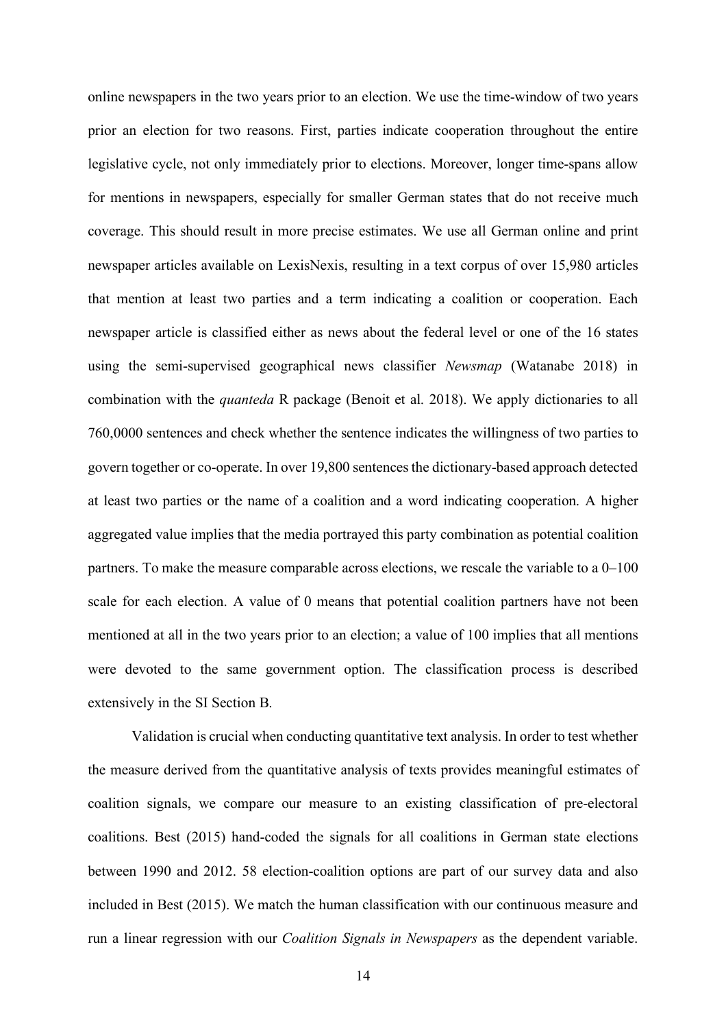online newspapers in the two years prior to an election. We use the time-window of two years prior an election for two reasons. First, parties indicate cooperation throughout the entire legislative cycle, not only immediately prior to elections. Moreover, longer time-spans allow for mentions in newspapers, especially for smaller German states that do not receive much coverage. This should result in more precise estimates. We use all German online and print newspaper articles available on LexisNexis, resulting in a text corpus of over 15,980 articles that mention at least two parties and a term indicating a coalition or cooperation. Each newspaper article is classified either as news about the federal level or one of the 16 states using the semi-supervised geographical news classifier *Newsmap* (Watanabe 2018) in combination with the *quanteda* R package (Benoit et al. 2018). We apply dictionaries to all 760,0000 sentences and check whether the sentence indicates the willingness of two parties to govern together or co-operate. In over 19,800 sentences the dictionary-based approach detected at least two parties or the name of a coalition and a word indicating cooperation. A higher aggregated value implies that the media portrayed this party combination as potential coalition partners. To make the measure comparable across elections, we rescale the variable to a 0–100 scale for each election. A value of 0 means that potential coalition partners have not been mentioned at all in the two years prior to an election; a value of 100 implies that all mentions were devoted to the same government option. The classification process is described extensively in the SI Section B.

Validation is crucial when conducting quantitative text analysis. In order to test whether the measure derived from the quantitative analysis of texts provides meaningful estimates of coalition signals, we compare our measure to an existing classification of pre-electoral coalitions. Best (2015) hand-coded the signals for all coalitions in German state elections between 1990 and 2012. 58 election-coalition options are part of our survey data and also included in Best (2015). We match the human classification with our continuous measure and run a linear regression with our *Coalition Signals in Newspapers* as the dependent variable.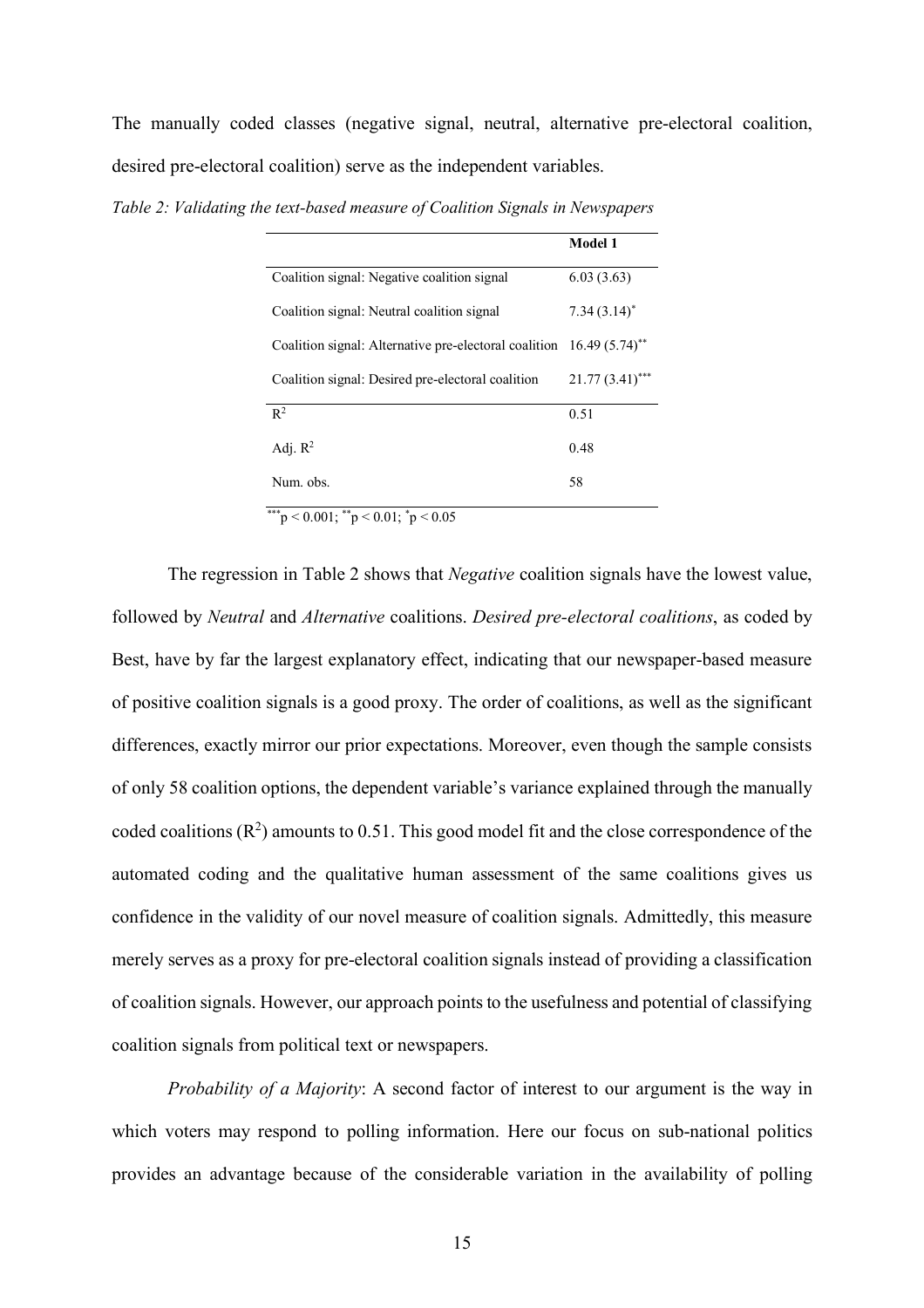The manually coded classes (negative signal, neutral, alternative pre-electoral coalition, desired pre-electoral coalition) serve as the independent variables.

*Table 2: Validating the text-based measure of Coalition Signals in Newspapers*

| | **Model 1** |
|---|---|
| Coalition signal: Negative coalition signal | 6.03 (3.63) |
| Coalition signal: Neutral coalition signal | 7.34 (3.14)$^{*}$ |
| Coalition signal: Alternative pre-electoral coalition | 16.49 (5.74)$^{**}$ |
| Coalition signal: Desired pre-electoral coalition | 21.77 (3.41)$^{***}$ |
| $R^2$ | 0.51 |
| Adj. $R^2$ | 0.48 |
| Num. obs. | 58 |

$^{***}p < 0.001$; $^{**}p < 0.01$; $^{*}p < 0.05$

The regression in Table 2 shows that *Negative* coalition signals have the lowest value, followed by *Neutral* and *Alternative* coalitions. *Desired pre-electoral coalitions*, as coded by Best, have by far the largest explanatory effect, indicating that our newspaper-based measure of positive coalition signals is a good proxy. The order of coalitions, as well as the significant differences, exactly mirror our prior expectations. Moreover, even though the sample consists of only 58 coalition options, the dependent variable's variance explained through the manually coded coalitions ($R^2$) amounts to 0.51. This good model fit and the close correspondence of the automated coding and the qualitative human assessment of the same coalitions gives us confidence in the validity of our novel measure of coalition signals. Admittedly, this measure merely serves as a proxy for pre-electoral coalition signals instead of providing a classification of coalition signals. However, our approach points to the usefulness and potential of classifying coalition signals from political text or newspapers.

*Probability of a Majority*: A second factor of interest to our argument is the way in which voters may respond to polling information. Here our focus on sub-national politics provides an advantage because of the considerable variation in the availability of polling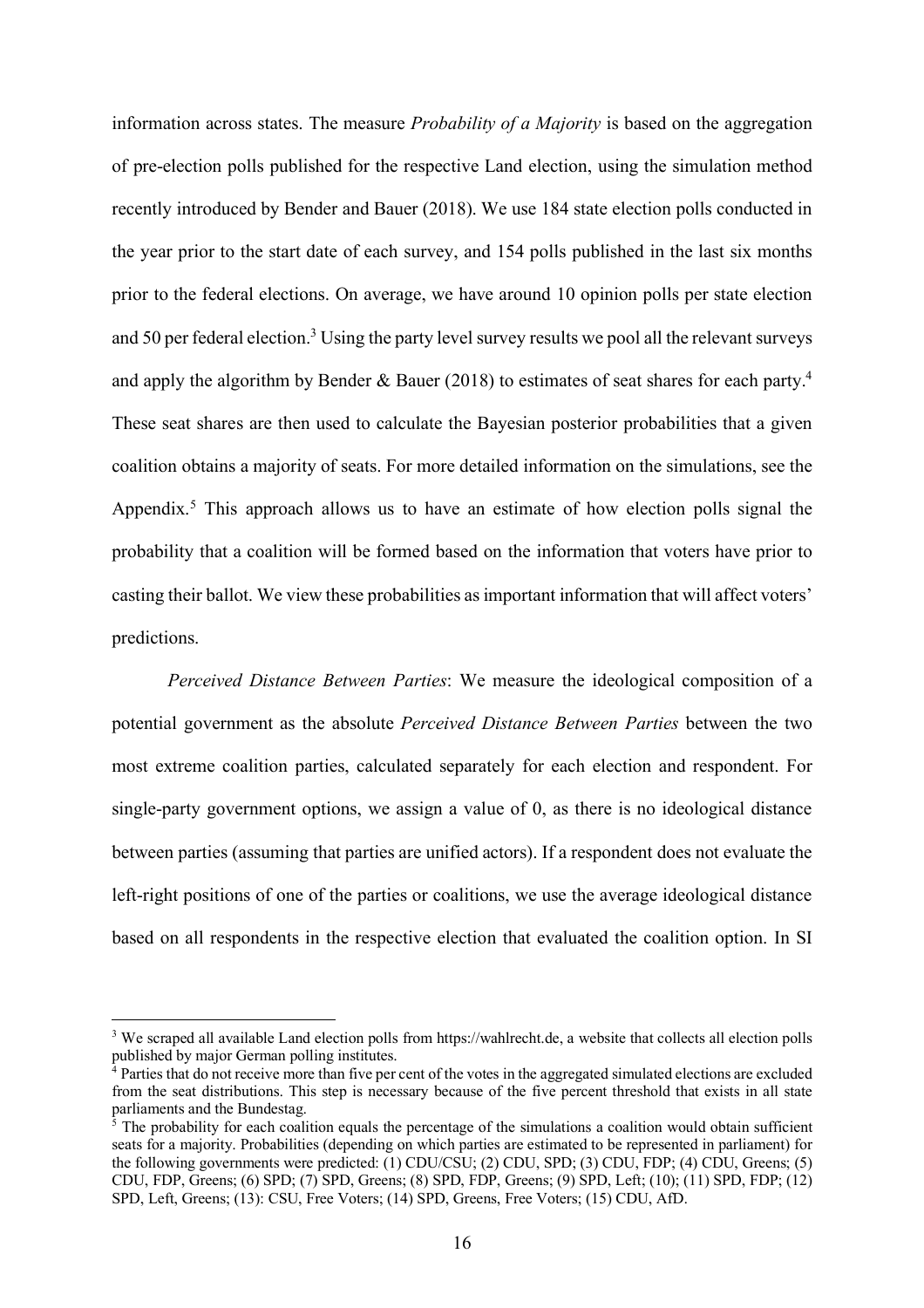information across states. The measure *Probability of a Majority* is based on the aggregation of pre-election polls published for the respective Land election, using the simulation method recently introduced by Bender and Bauer (2018). We use 184 state election polls conducted in the year prior to the start date of each survey, and 154 polls published in the last six months prior to the federal elections. On average, we have around 10 opinion polls per state election and 50 per federal election.[3] Using the party level survey results we pool all the relevant surveys and apply the algorithm by Bender & Bauer (2018) to estimates of seat shares for each party.[4] These seat shares are then used to calculate the Bayesian posterior probabilities that a given coalition obtains a majority of seats. For more detailed information on the simulations, see the Appendix.[5] This approach allows us to have an estimate of how election polls signal the probability that a coalition will be formed based on the information that voters have prior to casting their ballot. We view these probabilities as important information that will affect voters' predictions.

*Perceived Distance Between Parties*: We measure the ideological composition of a potential government as the absolute *Perceived Distance Between Parties* between the two most extreme coalition parties, calculated separately for each election and respondent. For single-party government options, we assign a value of 0, as there is no ideological distance between parties (assuming that parties are unified actors). If a respondent does not evaluate the left-right positions of one of the parties or coalitions, we use the average ideological distance based on all respondents in the respective election that evaluated the coalition option. In SI

---

[3] We scraped all available Land election polls from https://wahlrecht.de, a website that collects all election polls published by major German polling institutes.

[4] Parties that do not receive more than five per cent of the votes in the aggregated simulated elections are excluded from the seat distributions. This step is necessary because of the five percent threshold that exists in all state parliaments and the Bundestag.

[5] The probability for each coalition equals the percentage of the simulations a coalition would obtain sufficient seats for a majority. Probabilities (depending on which parties are estimated to be represented in parliament) for the following governments were predicted: (1) CDU/CSU; (2) CDU, SPD; (3) CDU, FDP; (4) CDU, Greens; (5) CDU, FDP, Greens; (6) SPD; (7) SPD, Greens; (8) SPD, FDP, Greens; (9) SPD, Left; (10); (11) SPD, FDP; (12) SPD, Left, Greens; (13): CSU, Free Voters; (14) SPD, Greens, Free Voters; (15) CDU, AfD.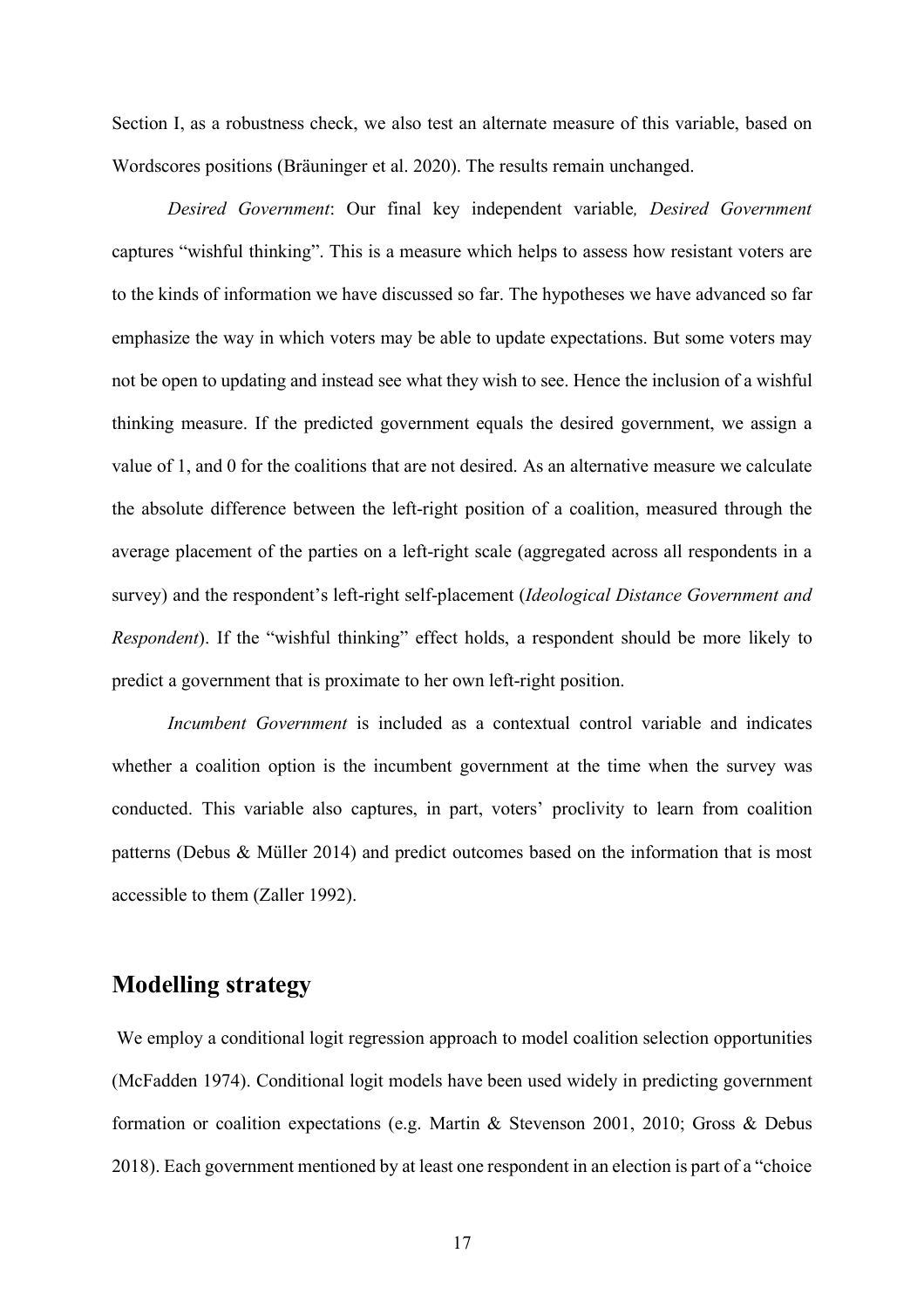Section I, as a robustness check, we also test an alternate measure of this variable, based on Wordscores positions (Bräuninger et al. 2020). The results remain unchanged.

*Desired Government*: Our final key independent variable*, Desired Government* captures "wishful thinking". This is a measure which helps to assess how resistant voters are to the kinds of information we have discussed so far. The hypotheses we have advanced so far emphasize the way in which voters may be able to update expectations. But some voters may not be open to updating and instead see what they wish to see. Hence the inclusion of a wishful thinking measure. If the predicted government equals the desired government, we assign a value of 1, and 0 for the coalitions that are not desired. As an alternative measure we calculate the absolute difference between the left-right position of a coalition, measured through the average placement of the parties on a left-right scale (aggregated across all respondents in a survey) and the respondent's left-right self-placement (*Ideological Distance Government and Respondent*). If the "wishful thinking" effect holds, a respondent should be more likely to predict a government that is proximate to her own left-right position.

*Incumbent Government* is included as a contextual control variable and indicates whether a coalition option is the incumbent government at the time when the survey was conducted. This variable also captures, in part, voters' proclivity to learn from coalition patterns (Debus & Müller 2014) and predict outcomes based on the information that is most accessible to them (Zaller 1992).

## Modelling strategy

We employ a conditional logit regression approach to model coalition selection opportunities (McFadden 1974). Conditional logit models have been used widely in predicting government formation or coalition expectations (e.g. Martin & Stevenson 2001, 2010; Gross & Debus 2018). Each government mentioned by at least one respondent in an election is part of a "choice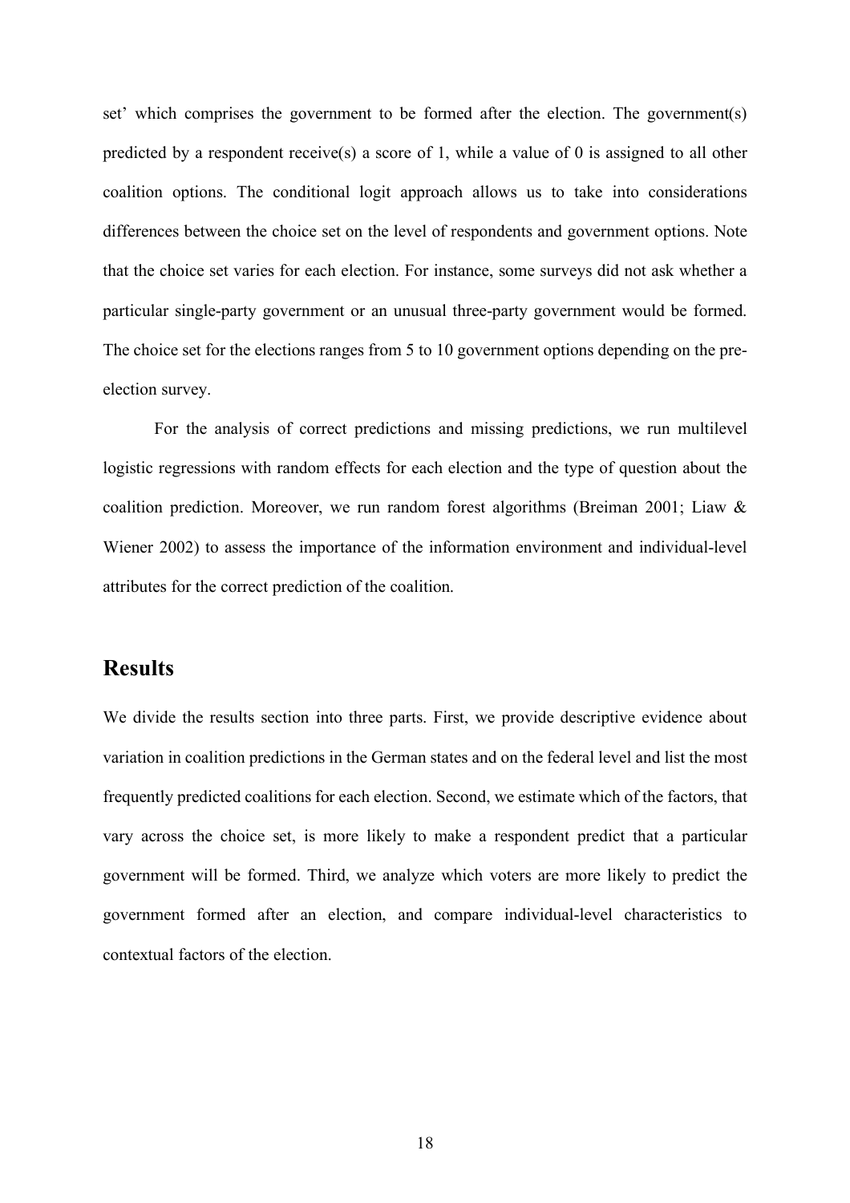set' which comprises the government to be formed after the election. The government(s) predicted by a respondent receive(s) a score of 1, while a value of 0 is assigned to all other coalition options. The conditional logit approach allows us to take into considerations differences between the choice set on the level of respondents and government options. Note that the choice set varies for each election. For instance, some surveys did not ask whether a particular single-party government or an unusual three-party government would be formed. The choice set for the elections ranges from 5 to 10 government options depending on the pre-election survey.

For the analysis of correct predictions and missing predictions, we run multilevel logistic regressions with random effects for each election and the type of question about the coalition prediction. Moreover, we run random forest algorithms (Breiman 2001; Liaw & Wiener 2002) to assess the importance of the information environment and individual-level attributes for the correct prediction of the coalition.

## Results

We divide the results section into three parts. First, we provide descriptive evidence about variation in coalition predictions in the German states and on the federal level and list the most frequently predicted coalitions for each election. Second, we estimate which of the factors, that vary across the choice set, is more likely to make a respondent predict that a particular government will be formed. Third, we analyze which voters are more likely to predict the government formed after an election, and compare individual-level characteristics to contextual factors of the election.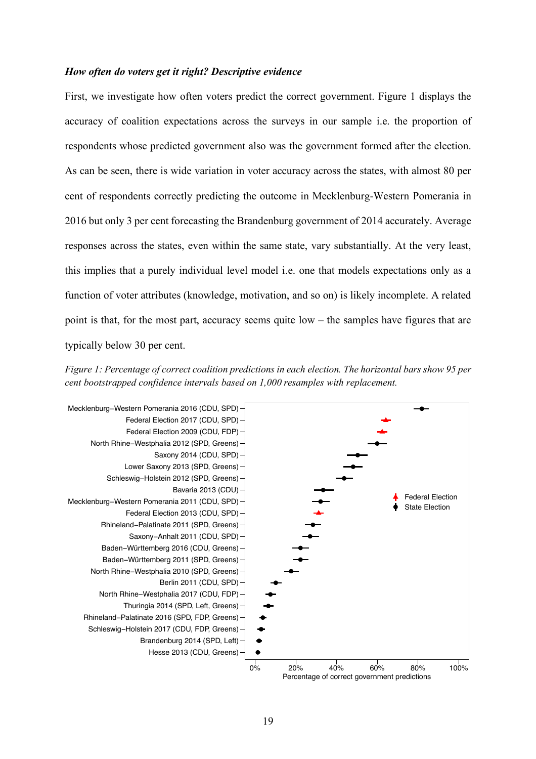***How often do voters get it right? Descriptive evidence***

First, we investigate how often voters predict the correct government. Figure 1 displays the accuracy of coalition expectations across the surveys in our sample i.e. the proportion of respondents whose predicted government also was the government formed after the election. As can be seen, there is wide variation in voter accuracy across the states, with almost 80 per cent of respondents correctly predicting the outcome in Mecklenburg-Western Pomerania in 2016 but only 3 per cent forecasting the Brandenburg government of 2014 accurately. Average responses across the states, even within the same state, vary substantially. At the very least, this implies that a purely individual level model i.e. one that models expectations only as a function of voter attributes (knowledge, motivation, and so on) is likely incomplete. A related point is that, for the most part, accuracy seems quite low – the samples have figures that are typically below 30 per cent.

*Figure 1: Percentage of correct coalition predictions in each election. The horizontal bars show 95 per cent bootstrapped confidence intervals based on 1,000 resamples with replacement.*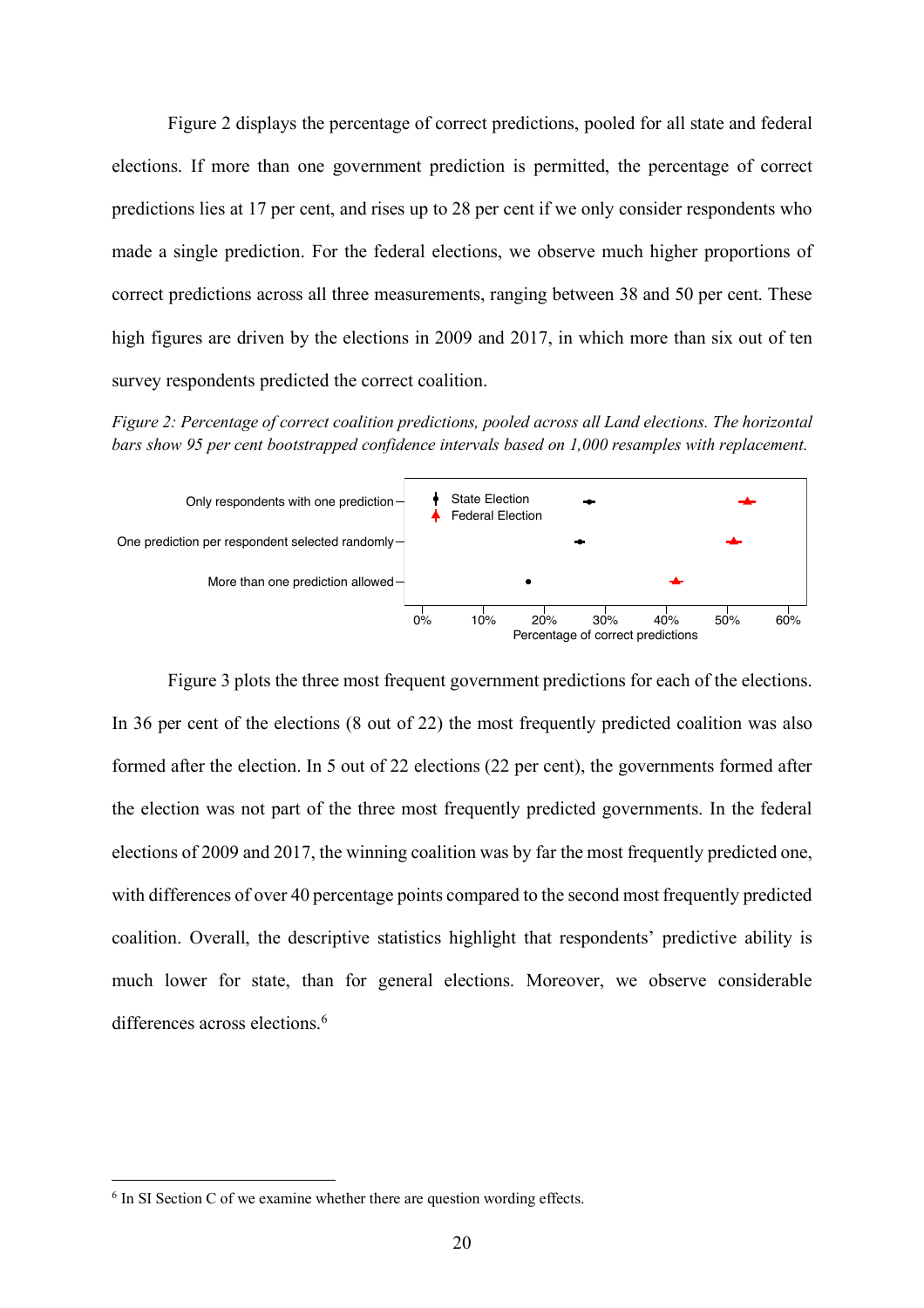Figure 2 displays the percentage of correct predictions, pooled for all state and federal elections. If more than one government prediction is permitted, the percentage of correct predictions lies at 17 per cent, and rises up to 28 per cent if we only consider respondents who made a single prediction. For the federal elections, we observe much higher proportions of correct predictions across all three measurements, ranging between 38 and 50 per cent. These high figures are driven by the elections in 2009 and 2017, in which more than six out of ten survey respondents predicted the correct coalition.

*Figure 2: Percentage of correct coalition predictions, pooled across all Land elections. The horizontal bars show 95 per cent bootstrapped confidence intervals based on 1,000 resamples with replacement.*

Figure 3 plots the three most frequent government predictions for each of the elections. In 36 per cent of the elections (8 out of 22) the most frequently predicted coalition was also formed after the election. In 5 out of 22 elections (22 per cent), the governments formed after the election was not part of the three most frequently predicted governments. In the federal elections of 2009 and 2017, the winning coalition was by far the most frequently predicted one, with differences of over 40 percentage points compared to the second most frequently predicted coalition. Overall, the descriptive statistics highlight that respondents' predictive ability is much lower for state, than for general elections. Moreover, we observe considerable differences across elections.[6]

[6] In SI Section C of we examine whether there are question wording effects.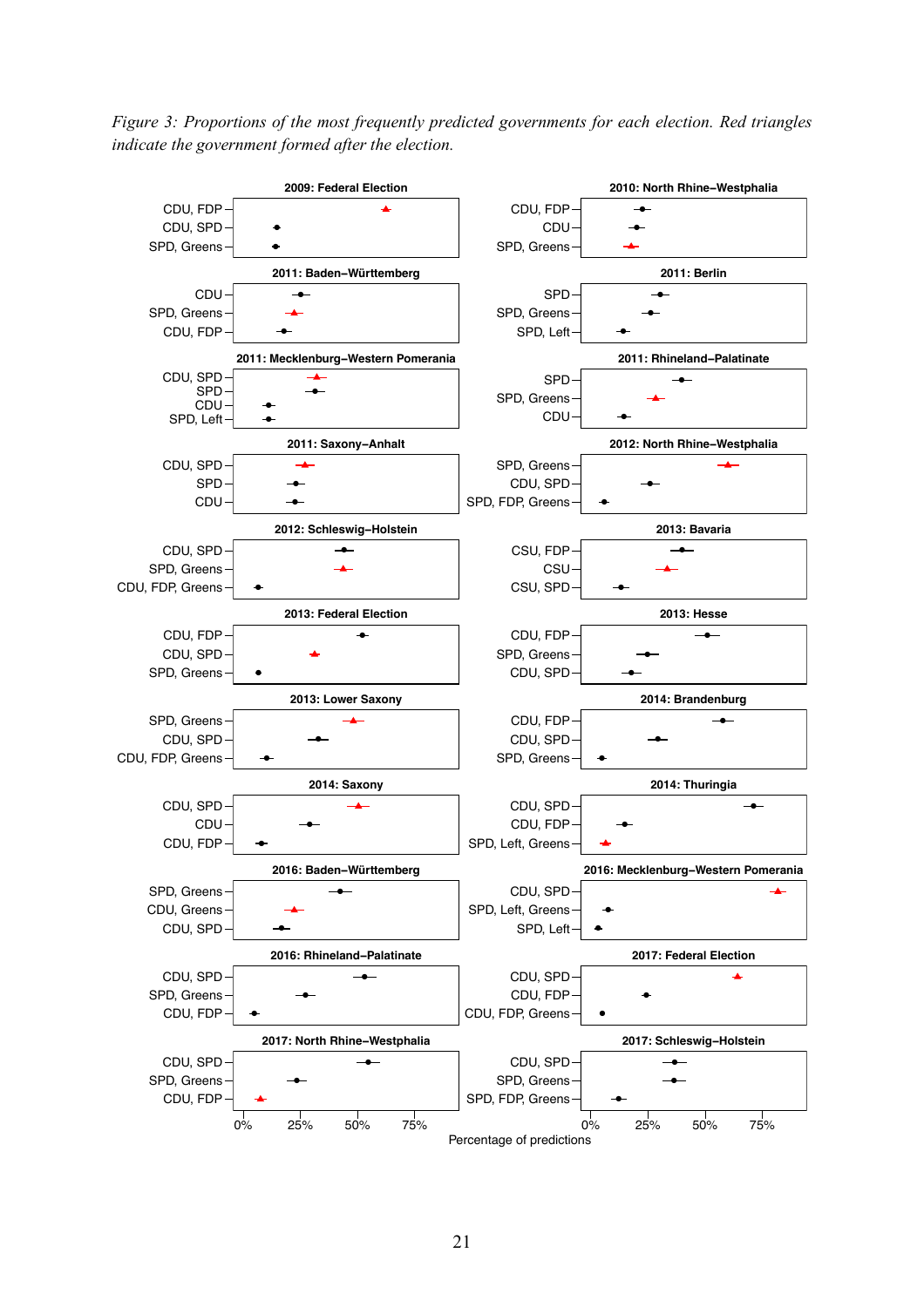*Figure 3: Proportions of the most frequently predicted governments for each election. Red triangles indicate the government formed after the election.*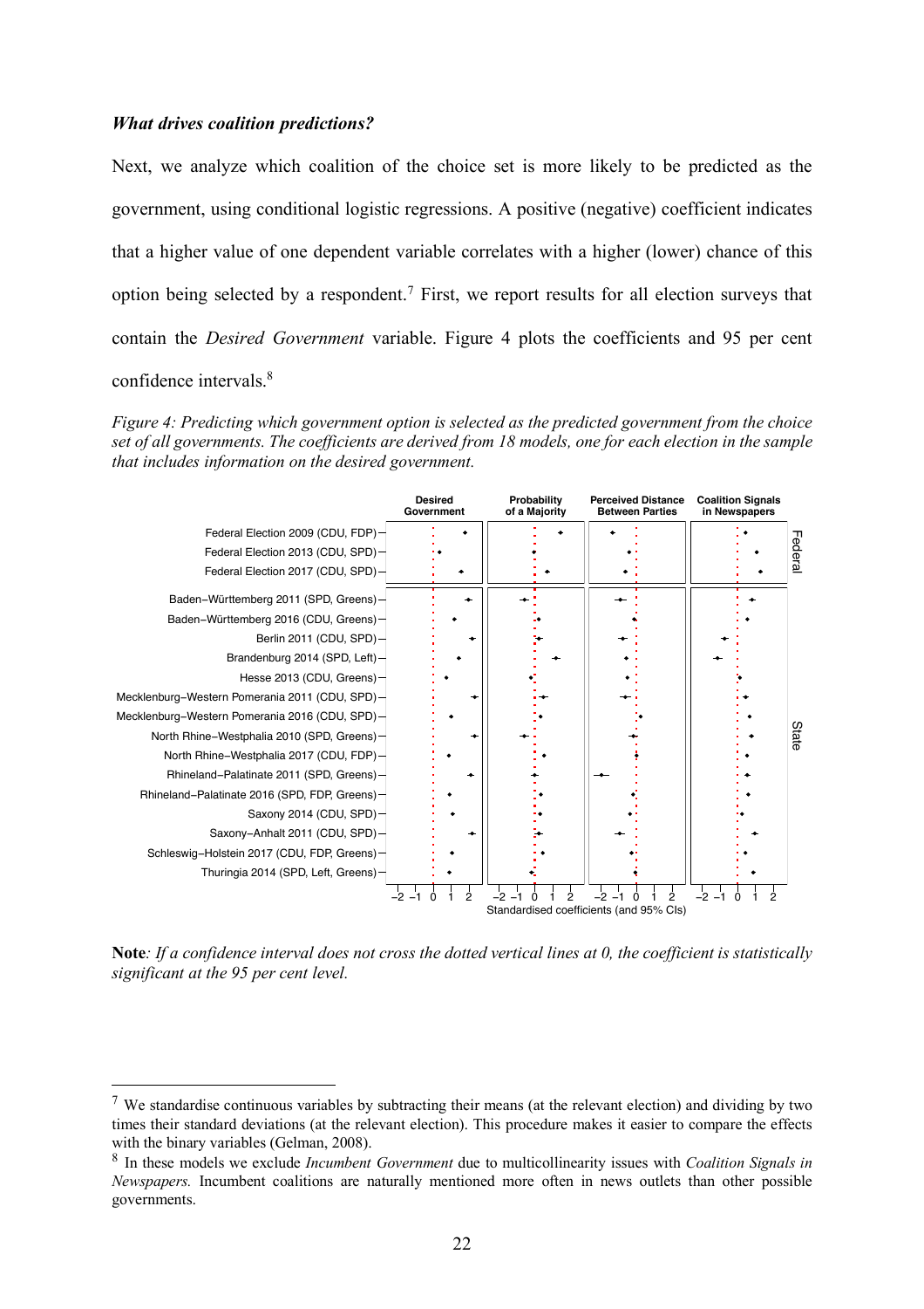### *What drives coalition predictions?*

Next, we analyze which coalition of the choice set is more likely to be predicted as the government, using conditional logistic regressions. A positive (negative) coefficient indicates that a higher value of one dependent variable correlates with a higher (lower) chance of this option being selected by a respondent.[7] First, we report results for all election surveys that contain the *Desired Government* variable. Figure 4 plots the coefficients and 95 per cent confidence intervals.[8]

*Figure 4: Predicting which government option is selected as the predicted government from the choice set of all governments. The coefficients are derived from 18 models, one for each election in the sample that includes information on the desired government.*

**Note***: If a confidence interval does not cross the dotted vertical lines at 0, the coefficient is statistically significant at the 95 per cent level.*

---

[7] We standardise continuous variables by subtracting their means (at the relevant election) and dividing by two times their standard deviations (at the relevant election). This procedure makes it easier to compare the effects with the binary variables (Gelman, 2008).

[8] In these models we exclude *Incumbent Government* due to multicollinearity issues with *Coalition Signals in Newspapers.* Incumbent coalitions are naturally mentioned more often in news outlets than other possible governments.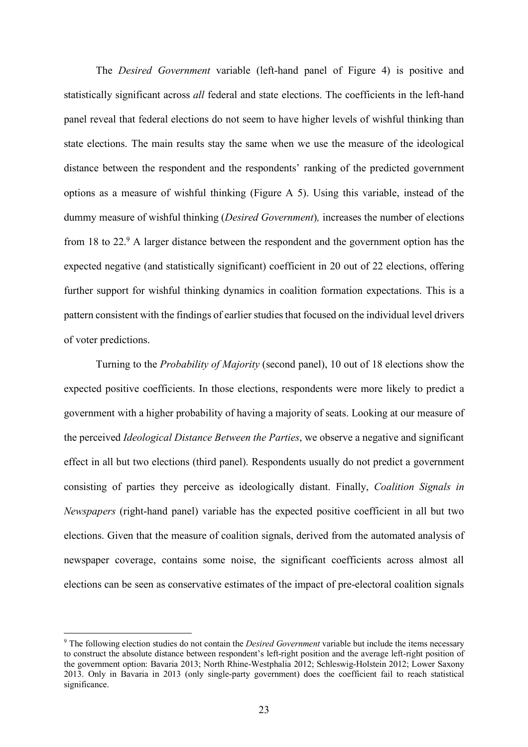The *Desired Government* variable (left-hand panel of Figure 4) is positive and statistically significant across *all* federal and state elections. The coefficients in the left-hand panel reveal that federal elections do not seem to have higher levels of wishful thinking than state elections. The main results stay the same when we use the measure of the ideological distance between the respondent and the respondents' ranking of the predicted government options as a measure of wishful thinking (Figure A 5). Using this variable, instead of the dummy measure of wishful thinking (*Desired Government*)*,* increases the number of elections from 18 to 22.[9] A larger distance between the respondent and the government option has the expected negative (and statistically significant) coefficient in 20 out of 22 elections, offering further support for wishful thinking dynamics in coalition formation expectations. This is a pattern consistent with the findings of earlier studies that focused on the individual level drivers of voter predictions.

Turning to the *Probability of Majority* (second panel), 10 out of 18 elections show the expected positive coefficients. In those elections, respondents were more likely to predict a government with a higher probability of having a majority of seats. Looking at our measure of the perceived *Ideological Distance Between the Parties*, we observe a negative and significant effect in all but two elections (third panel). Respondents usually do not predict a government consisting of parties they perceive as ideologically distant. Finally, *Coalition Signals in Newspapers* (right-hand panel) variable has the expected positive coefficient in all but two elections. Given that the measure of coalition signals, derived from the automated analysis of newspaper coverage, contains some noise, the significant coefficients across almost all elections can be seen as conservative estimates of the impact of pre-electoral coalition signals

[9] The following election studies do not contain the *Desired Government* variable but include the items necessary to construct the absolute distance between respondent's left-right position and the average left-right position of the government option: Bavaria 2013; North Rhine-Westphalia 2012; Schleswig-Holstein 2012; Lower Saxony 2013. Only in Bavaria in 2013 (only single-party government) does the coefficient fail to reach statistical significance.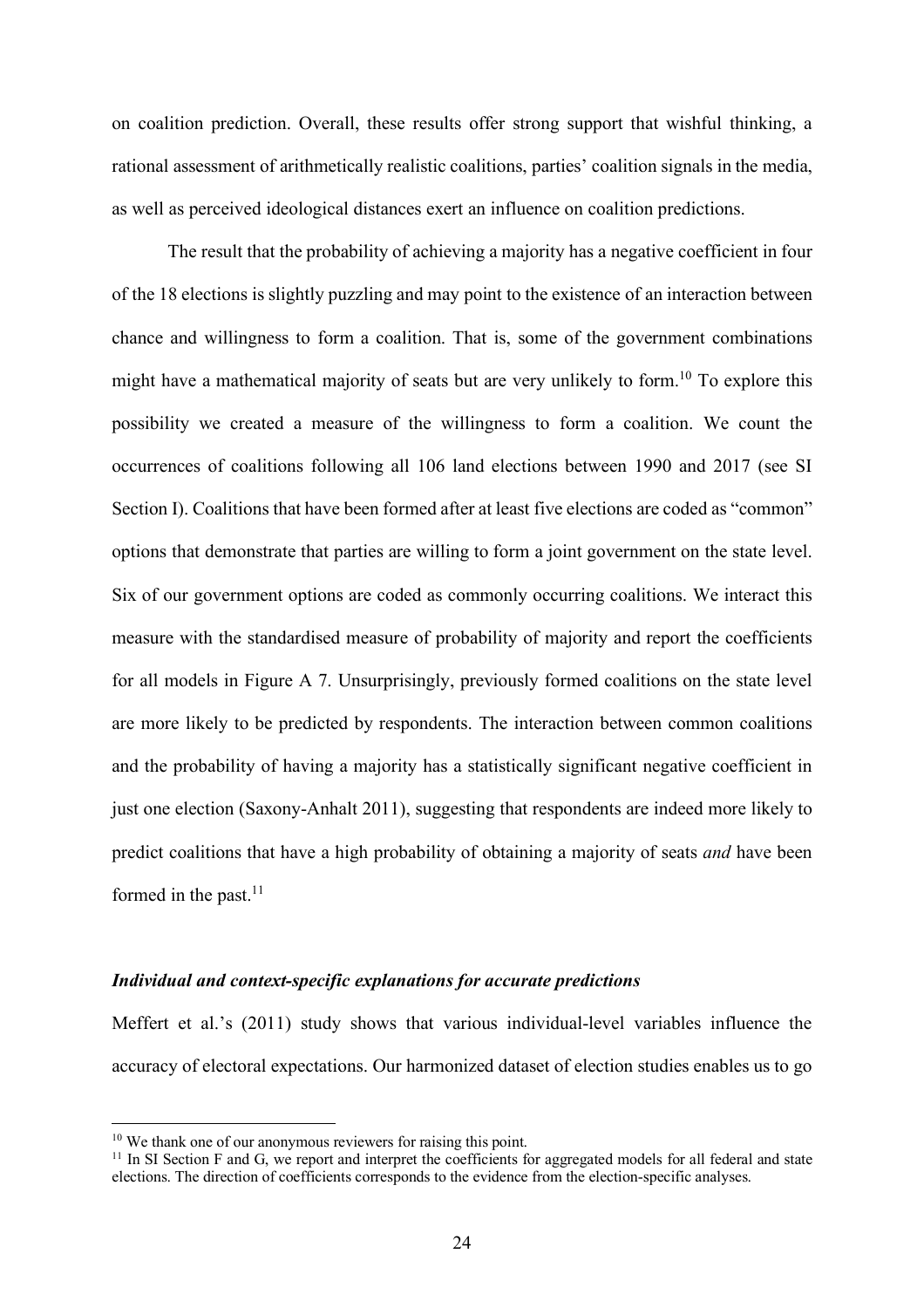on coalition prediction. Overall, these results offer strong support that wishful thinking, a rational assessment of arithmetically realistic coalitions, parties' coalition signals in the media, as well as perceived ideological distances exert an influence on coalition predictions.

The result that the probability of achieving a majority has a negative coefficient in four of the 18 elections is slightly puzzling and may point to the existence of an interaction between chance and willingness to form a coalition. That is, some of the government combinations might have a mathematical majority of seats but are very unlikely to form.[10] To explore this possibility we created a measure of the willingness to form a coalition. We count the occurrences of coalitions following all 106 land elections between 1990 and 2017 (see SI Section I). Coalitions that have been formed after at least five elections are coded as "common" options that demonstrate that parties are willing to form a joint government on the state level. Six of our government options are coded as commonly occurring coalitions. We interact this measure with the standardised measure of probability of majority and report the coefficients for all models in Figure A 7. Unsurprisingly, previously formed coalitions on the state level are more likely to be predicted by respondents. The interaction between common coalitions and the probability of having a majority has a statistically significant negative coefficient in just one election (Saxony-Anhalt 2011), suggesting that respondents are indeed more likely to predict coalitions that have a high probability of obtaining a majority of seats *and* have been formed in the past.[11]

### *Individual and context-specific explanations for accurate predictions*

Meffert et al.'s (2011) study shows that various individual-level variables influence the accuracy of electoral expectations. Our harmonized dataset of election studies enables us to go

[10] We thank one of our anonymous reviewers for raising this point.

[11] In SI Section F and G, we report and interpret the coefficients for aggregated models for all federal and state elections. The direction of coefficients corresponds to the evidence from the election-specific analyses.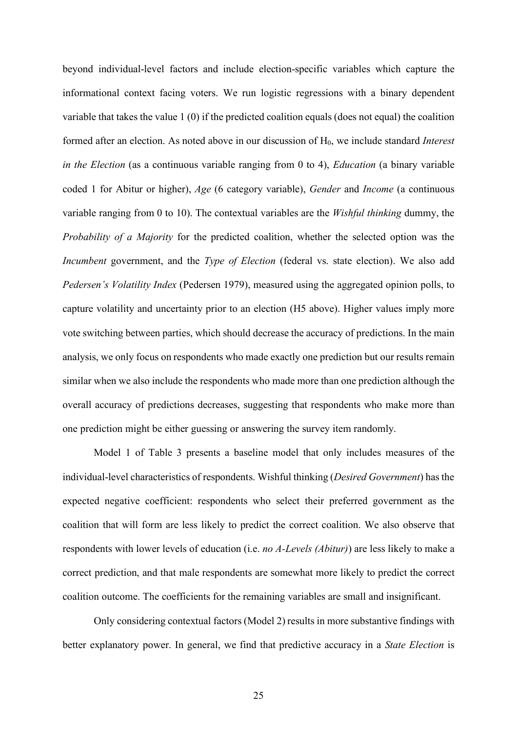beyond individual-level factors and include election-specific variables which capture the informational context facing voters. We run logistic regressions with a binary dependent variable that takes the value 1 (0) if the predicted coalition equals (does not equal) the coalition formed after an election. As noted above in our discussion of $H_0$, we include standard *Interest in the Election* (as a continuous variable ranging from 0 to 4), *Education* (a binary variable coded 1 for Abitur or higher), *Age* (6 category variable), *Gender* and *Income* (a continuous variable ranging from 0 to 10). The contextual variables are the *Wishful thinking* dummy, the *Probability of a Majority* for the predicted coalition, whether the selected option was the *Incumbent* government, and the *Type of Election* (federal vs. state election). We also add *Pedersen's Volatility Index* (Pedersen 1979), measured using the aggregated opinion polls, to capture volatility and uncertainty prior to an election (H5 above). Higher values imply more vote switching between parties, which should decrease the accuracy of predictions. In the main analysis, we only focus on respondents who made exactly one prediction but our results remain similar when we also include the respondents who made more than one prediction although the overall accuracy of predictions decreases, suggesting that respondents who make more than one prediction might be either guessing or answering the survey item randomly.

Model 1 of Table 3 presents a baseline model that only includes measures of the individual-level characteristics of respondents. Wishful thinking (*Desired Government*) has the expected negative coefficient: respondents who select their preferred government as the coalition that will form are less likely to predict the correct coalition. We also observe that respondents with lower levels of education (i.e. *no A-Levels (Abitur)*) are less likely to make a correct prediction, and that male respondents are somewhat more likely to predict the correct coalition outcome. The coefficients for the remaining variables are small and insignificant.

Only considering contextual factors (Model 2) results in more substantive findings with better explanatory power. In general, we find that predictive accuracy in a *State Election* is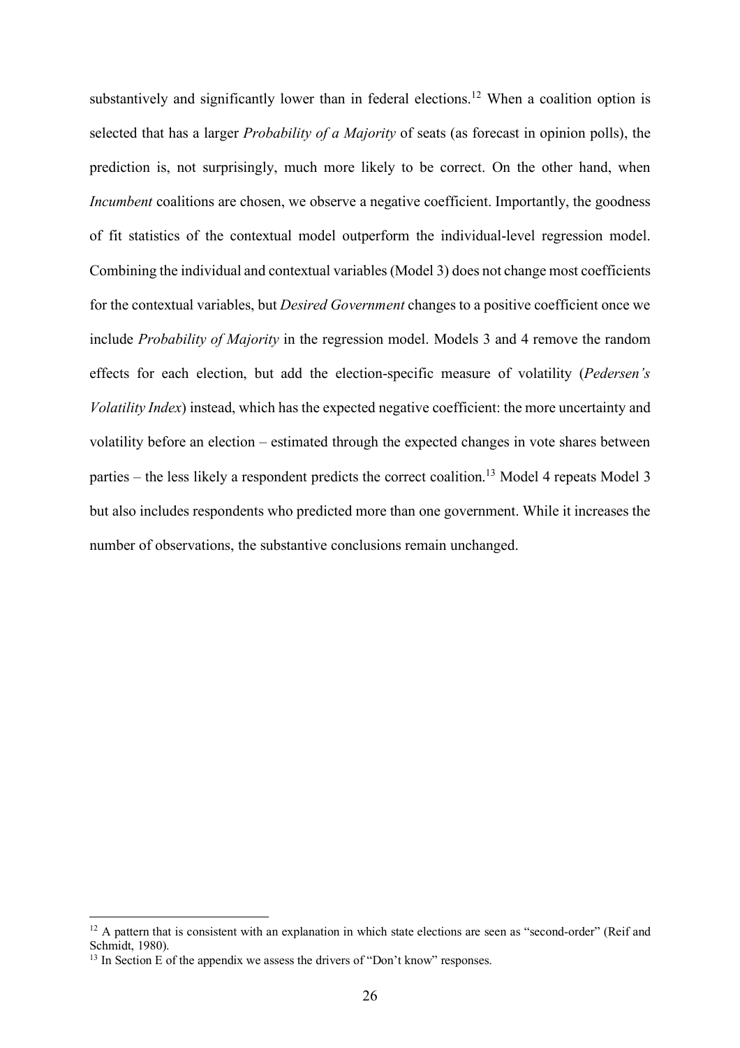substantively and significantly lower than in federal elections.[12] When a coalition option is selected that has a larger *Probability of a Majority* of seats (as forecast in opinion polls), the prediction is, not surprisingly, much more likely to be correct. On the other hand, when *Incumbent* coalitions are chosen, we observe a negative coefficient. Importantly, the goodness of fit statistics of the contextual model outperform the individual-level regression model. Combining the individual and contextual variables (Model 3) does not change most coefficients for the contextual variables, but *Desired Government* changes to a positive coefficient once we include *Probability of Majority* in the regression model. Models 3 and 4 remove the random effects for each election, but add the election-specific measure of volatility (*Pedersen's Volatility Index*) instead, which has the expected negative coefficient: the more uncertainty and volatility before an election – estimated through the expected changes in vote shares between parties – the less likely a respondent predicts the correct coalition.[13] Model 4 repeats Model 3 but also includes respondents who predicted more than one government. While it increases the number of observations, the substantive conclusions remain unchanged.

---

[12] A pattern that is consistent with an explanation in which state elections are seen as "second-order" (Reif and Schmidt, 1980).

[13] In Section E of the appendix we assess the drivers of "Don't know" responses.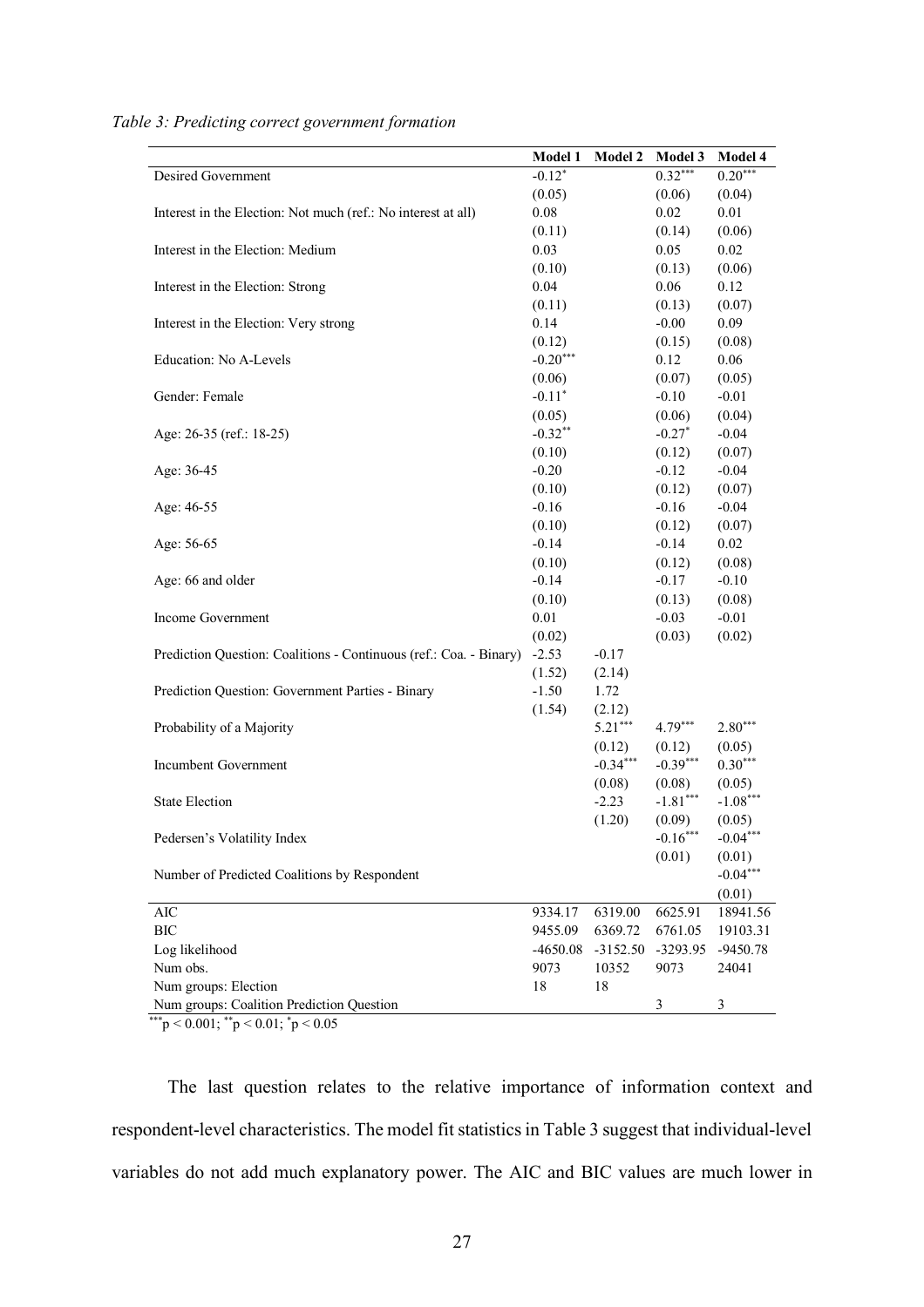*Table 3: Predicting correct government formation*

| | Model 1 | Model 2 | Model 3 | Model 4 |
|---|---|---|---|---|
| Desired Government | $-0.12^{*}$ | | $0.32^{***}$ | $0.20^{***}$ |
| | (0.05) | | (0.06) | (0.04) |
| Interest in the Election: Not much (ref.: No interest at all) | 0.08 | | 0.02 | 0.01 |
| | (0.11) | | (0.14) | (0.06) |
| Interest in the Election: Medium | 0.03 | | 0.05 | 0.02 |
| | (0.10) | | (0.13) | (0.06) |
| Interest in the Election: Strong | 0.04 | | 0.06 | 0.12 |
| | (0.11) | | (0.13) | (0.07) |
| Interest in the Election: Very strong | 0.14 | | -0.00 | 0.09 |
| | (0.12) | | (0.15) | (0.08) |
| Education: No A-Levels | $-0.20^{***}$ | | 0.12 | 0.06 |
| | (0.06) | | (0.07) | (0.05) |
| Gender: Female | $-0.11^{*}$ | | -0.10 | -0.01 |
| | (0.05) | | (0.06) | (0.04) |
| Age: 26-35 (ref.: 18-25) | $-0.32^{**}$ | | $-0.27^{*}$ | -0.04 |
| | (0.10) | | (0.12) | (0.07) |
| Age: 36-45 | -0.20 | | -0.12 | -0.04 |
| | (0.10) | | (0.12) | (0.07) |
| Age: 46-55 | -0.16 | | -0.16 | -0.04 |
| | (0.10) | | (0.12) | (0.07) |
| Age: 56-65 | -0.14 | | -0.14 | 0.02 |
| | (0.10) | | (0.12) | (0.08) |
| Age: 66 and older | -0.14 | | -0.17 | -0.10 |
| | (0.10) | | (0.13) | (0.08) |
| Income Government | 0.01 | | -0.03 | -0.01 |
| | (0.02) | | (0.03) | (0.02) |
| Prediction Question: Coalitions - Continuous (ref.: Coa. - Binary) | -2.53 | -0.17 | | |
| | (1.52) | (2.14) | | |
| Prediction Question: Government Parties - Binary | -1.50 | 1.72 | | |
| | (1.54) | (2.12) | | |
| Probability of a Majority | | $5.21^{***}$ | $4.79^{***}$ | $2.80^{***}$ |
| | | (0.12) | (0.12) | (0.05) |
| Incumbent Government | | $-0.34^{***}$ | $-0.39^{***}$ | $0.30^{***}$ |
| | | (0.08) | (0.08) | (0.05) |
| State Election | | -2.23 | $-1.81^{***}$ | $-1.08^{***}$ |
| | | (1.20) | (0.09) | (0.05) |
| Pedersen's Volatility Index | | | $-0.16^{***}$ | $-0.04^{***}$ |
| | | | (0.01) | (0.01) |
| Number of Predicted Coalitions by Respondent | | | | $-0.04^{***}$ |
| | | | | (0.01) |
| AIC | 9334.17 | 6319.00 | 6625.91 | 18941.56 |
| BIC | 9455.09 | 6369.72 | 6761.05 | 19103.31 |
| Log likelihood | -4650.08 | -3152.50 | -3293.95 | -9450.78 |
| Num obs. | 9073 | 10352 | 9073 | 24041 |
| Num groups: Election | 18 | 18 | | |
| Num groups: Coalition Prediction Question | | | 3 | 3 |

$^{***}p < 0.001$; $^{**}p < 0.01$; $^{*}p < 0.05$

The last question relates to the relative importance of information context and respondent-level characteristics. The model fit statistics in Table 3 suggest that individual-level variables do not add much explanatory power. The AIC and BIC values are much lower in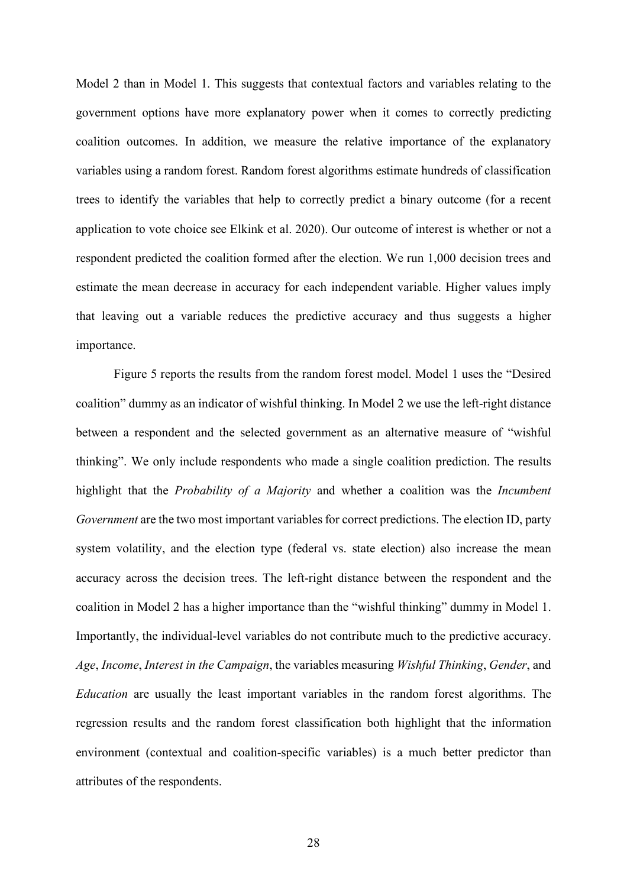Model 2 than in Model 1. This suggests that contextual factors and variables relating to the government options have more explanatory power when it comes to correctly predicting coalition outcomes. In addition, we measure the relative importance of the explanatory variables using a random forest. Random forest algorithms estimate hundreds of classification trees to identify the variables that help to correctly predict a binary outcome (for a recent application to vote choice see Elkink et al. 2020). Our outcome of interest is whether or not a respondent predicted the coalition formed after the election. We run 1,000 decision trees and estimate the mean decrease in accuracy for each independent variable. Higher values imply that leaving out a variable reduces the predictive accuracy and thus suggests a higher importance.

Figure 5 reports the results from the random forest model. Model 1 uses the "Desired coalition" dummy as an indicator of wishful thinking. In Model 2 we use the left-right distance between a respondent and the selected government as an alternative measure of "wishful thinking". We only include respondents who made a single coalition prediction. The results highlight that the *Probability of a Majority* and whether a coalition was the *Incumbent Government* are the two most important variables for correct predictions. The election ID, party system volatility, and the election type (federal vs. state election) also increase the mean accuracy across the decision trees. The left-right distance between the respondent and the coalition in Model 2 has a higher importance than the "wishful thinking" dummy in Model 1. Importantly, the individual-level variables do not contribute much to the predictive accuracy. *Age*, *Income*, *Interest in the Campaign*, the variables measuring *Wishful Thinking*, *Gender*, and *Education* are usually the least important variables in the random forest algorithms. The regression results and the random forest classification both highlight that the information environment (contextual and coalition-specific variables) is a much better predictor than attributes of the respondents.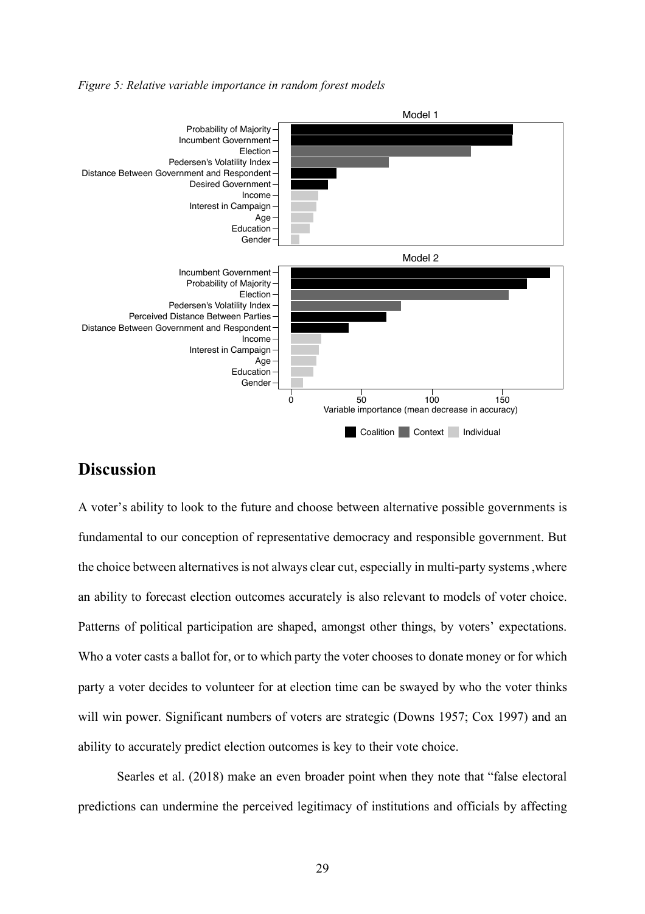*Figure 5: Relative variable importance in random forest models*

## Discussion

A voter's ability to look to the future and choose between alternative possible governments is fundamental to our conception of representative democracy and responsible government. But the choice between alternatives is not always clear cut, especially in multi-party systems ,where an ability to forecast election outcomes accurately is also relevant to models of voter choice. Patterns of political participation are shaped, amongst other things, by voters' expectations. Who a voter casts a ballot for, or to which party the voter chooses to donate money or for which party a voter decides to volunteer for at election time can be swayed by who the voter thinks will win power. Significant numbers of voters are strategic (Downs 1957; Cox 1997) and an ability to accurately predict election outcomes is key to their vote choice.

Searles et al. (2018) make an even broader point when they note that "false electoral predictions can undermine the perceived legitimacy of institutions and officials by affecting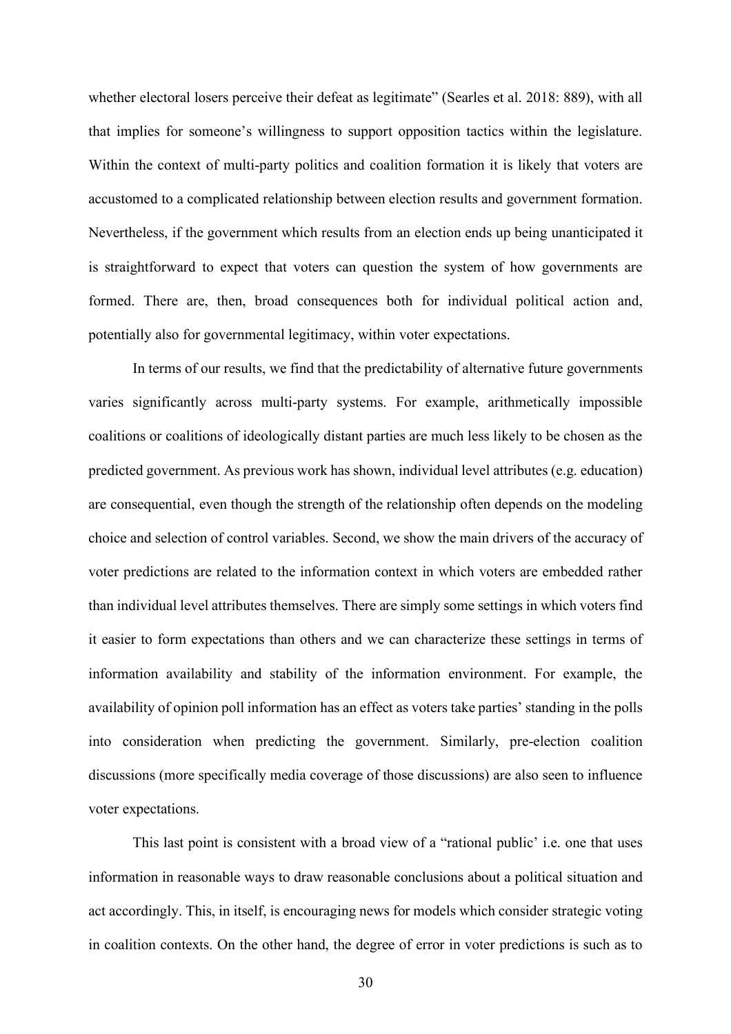whether electoral losers perceive their defeat as legitimate" (Searles et al. 2018: 889), with all that implies for someone's willingness to support opposition tactics within the legislature. Within the context of multi-party politics and coalition formation it is likely that voters are accustomed to a complicated relationship between election results and government formation. Nevertheless, if the government which results from an election ends up being unanticipated it is straightforward to expect that voters can question the system of how governments are formed. There are, then, broad consequences both for individual political action and, potentially also for governmental legitimacy, within voter expectations.

In terms of our results, we find that the predictability of alternative future governments varies significantly across multi-party systems. For example, arithmetically impossible coalitions or coalitions of ideologically distant parties are much less likely to be chosen as the predicted government. As previous work has shown, individual level attributes (e.g. education) are consequential, even though the strength of the relationship often depends on the modeling choice and selection of control variables. Second, we show the main drivers of the accuracy of voter predictions are related to the information context in which voters are embedded rather than individual level attributes themselves. There are simply some settings in which voters find it easier to form expectations than others and we can characterize these settings in terms of information availability and stability of the information environment. For example, the availability of opinion poll information has an effect as voters take parties' standing in the polls into consideration when predicting the government. Similarly, pre-election coalition discussions (more specifically media coverage of those discussions) are also seen to influence voter expectations.

This last point is consistent with a broad view of a "rational public' i.e. one that uses information in reasonable ways to draw reasonable conclusions about a political situation and act accordingly. This, in itself, is encouraging news for models which consider strategic voting in coalition contexts. On the other hand, the degree of error in voter predictions is such as to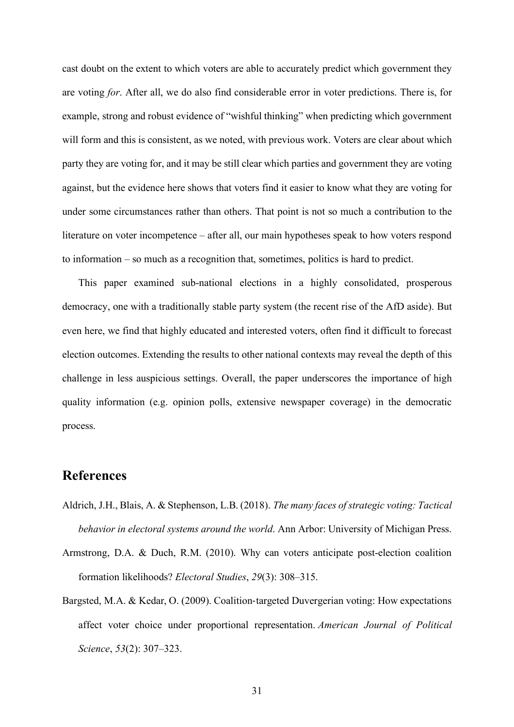cast doubt on the extent to which voters are able to accurately predict which government they are voting *for*. After all, we do also find considerable error in voter predictions. There is, for example, strong and robust evidence of "wishful thinking" when predicting which government will form and this is consistent, as we noted, with previous work. Voters are clear about which party they are voting for, and it may be still clear which parties and government they are voting against, but the evidence here shows that voters find it easier to know what they are voting for under some circumstances rather than others. That point is not so much a contribution to the literature on voter incompetence – after all, our main hypotheses speak to how voters respond to information – so much as a recognition that, sometimes, politics is hard to predict.

This paper examined sub-national elections in a highly consolidated, prosperous democracy, one with a traditionally stable party system (the recent rise of the AfD aside). But even here, we find that highly educated and interested voters, often find it difficult to forecast election outcomes. Extending the results to other national contexts may reveal the depth of this challenge in less auspicious settings. Overall, the paper underscores the importance of high quality information (e.g. opinion polls, extensive newspaper coverage) in the democratic process.

## References

Aldrich, J.H., Blais, A. & Stephenson, L.B. (2018). *The many faces of strategic voting: Tactical behavior in electoral systems around the world*. Ann Arbor: University of Michigan Press.

Armstrong, D.A. & Duch, R.M. (2010). Why can voters anticipate post-election coalition formation likelihoods? *Electoral Studies*, *29*(3): 308–315.

Bargsted, M.A. & Kedar, O. (2009). Coalition‐targeted Duvergerian voting: How expectations affect voter choice under proportional representation. *American Journal of Political Science*, *53*(2): 307–323.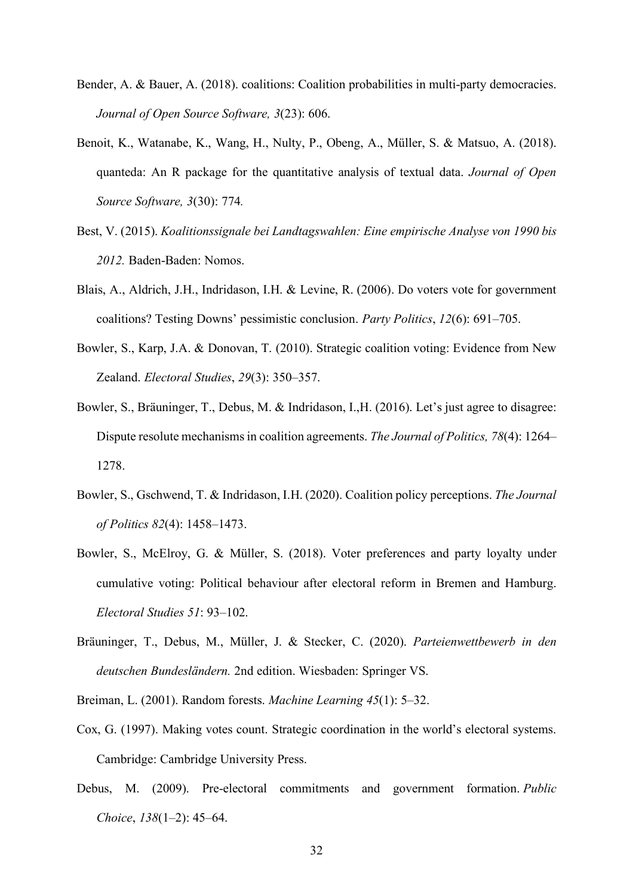Bender, A. & Bauer, A. (2018). coalitions: Coalition probabilities in multi-party democracies. *Journal of Open Source Software, 3*(23): 606.

Benoit, K., Watanabe, K., Wang, H., Nulty, P., Obeng, A., Müller, S. & Matsuo, A. (2018). quanteda: An R package for the quantitative analysis of textual data. *Journal of Open Source Software, 3*(30): 774*.*

Best, V. (2015). *Koalitionssignale bei Landtagswahlen: Eine empirische Analyse von 1990 bis 2012.* Baden-Baden: Nomos.

Blais, A., Aldrich, J.H., Indridason, I.H. & Levine, R. (2006). Do voters vote for government coalitions? Testing Downs' pessimistic conclusion. *Party Politics*, *12*(6): 691–705.

Bowler, S., Karp, J.A. & Donovan, T. (2010). Strategic coalition voting: Evidence from New Zealand. *Electoral Studies*, *29*(3): 350–357.

Bowler, S., Bräuninger, T., Debus, M. & Indridason, I.,H. (2016). Let's just agree to disagree: Dispute resolute mechanisms in coalition agreements. *The Journal of Politics, 78*(4): 1264–1278.

Bowler, S., Gschwend, T. & Indridason, I.H. (2020). Coalition policy perceptions. *The Journal of Politics 82*(4): 1458–1473.

Bowler, S., McElroy, G. & Müller, S. (2018). Voter preferences and party loyalty under cumulative voting: Political behaviour after electoral reform in Bremen and Hamburg. *Electoral Studies 51*: 93–102.

Bräuninger, T., Debus, M., Müller, J. & Stecker, C. (2020). *Parteienwettbewerb in den deutschen Bundesländern.* 2nd edition. Wiesbaden: Springer VS.

Breiman, L. (2001). Random forests. *Machine Learning 45*(1): 5–32.

Cox, G. (1997). Making votes count. Strategic coordination in the world's electoral systems. Cambridge: Cambridge University Press.

Debus, M. (2009). Pre-electoral commitments and government formation. *Public Choice*, *138*(1–2): 45–64.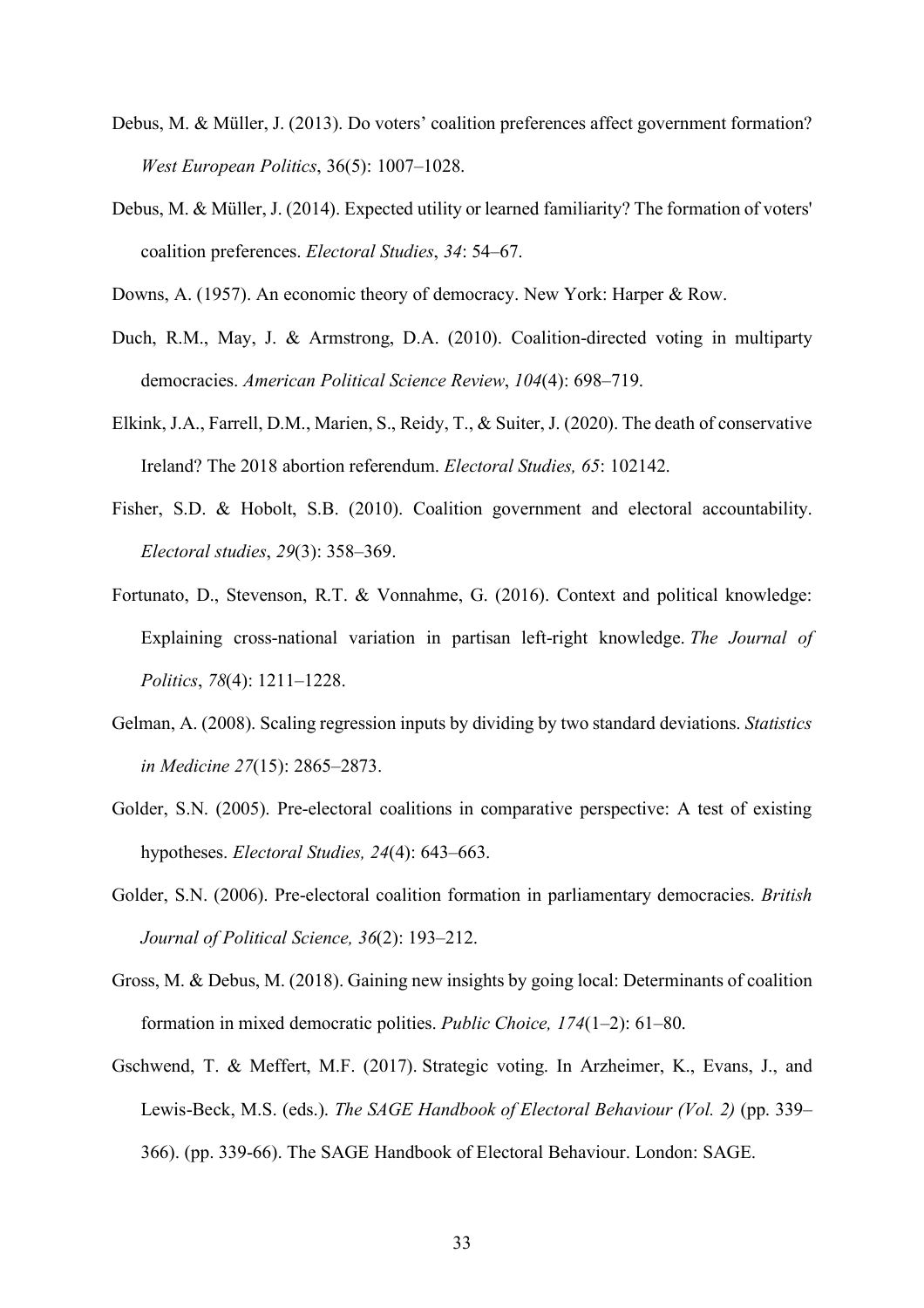Debus, M. & Müller, J. (2013). Do voters' coalition preferences affect government formation? *West European Politics*, 36(5): 1007–1028.

Debus, M. & Müller, J. (2014). Expected utility or learned familiarity? The formation of voters' coalition preferences. *Electoral Studies*, *34*: 54–67.

Downs, A. (1957). An economic theory of democracy. New York: Harper & Row.

Duch, R.M., May, J. & Armstrong, D.A. (2010). Coalition-directed voting in multiparty democracies. *American Political Science Review*, *104*(4): 698–719.

Elkink, J.A., Farrell, D.M., Marien, S., Reidy, T., & Suiter, J. (2020). The death of conservative Ireland? The 2018 abortion referendum. *Electoral Studies, 65*: 102142.

Fisher, S.D. & Hobolt, S.B. (2010). Coalition government and electoral accountability. *Electoral studies*, *29*(3): 358–369.

Fortunato, D., Stevenson, R.T. & Vonnahme, G. (2016). Context and political knowledge: Explaining cross-national variation in partisan left-right knowledge. *The Journal of Politics*, *78*(4): 1211–1228.

Gelman, A. (2008). Scaling regression inputs by dividing by two standard deviations. *Statistics in Medicine 27*(15): 2865–2873.

Golder, S.N. (2005). Pre-electoral coalitions in comparative perspective: A test of existing hypotheses. *Electoral Studies, 24*(4): 643–663.

Golder, S.N. (2006). Pre-electoral coalition formation in parliamentary democracies. *British Journal of Political Science, 36*(2): 193–212.

Gross, M. & Debus, M. (2018). Gaining new insights by going local: Determinants of coalition formation in mixed democratic polities. *Public Choice, 174*(1–2): 61–80.

Gschwend, T. & Meffert, M.F. (2017). Strategic voting. In Arzheimer, K., Evans, J., and Lewis-Beck, M.S. (eds.). *The SAGE Handbook of Electoral Behaviour (Vol. 2)* (pp. 339–366). (pp. 339-66). The SAGE Handbook of Electoral Behaviour. London: SAGE.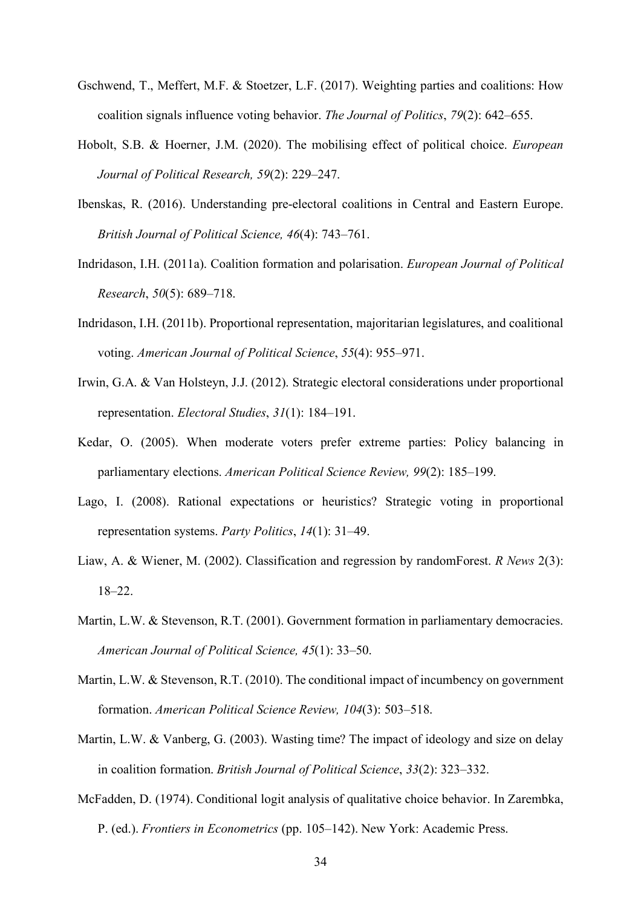Gschwend, T., Meffert, M.F. & Stoetzer, L.F. (2017). Weighting parties and coalitions: How coalition signals influence voting behavior. *The Journal of Politics*, *79*(2): 642–655.

Hobolt, S.B. & Hoerner, J.M. (2020). The mobilising effect of political choice. *European Journal of Political Research, 59*(2): 229–247.

Ibenskas, R. (2016). Understanding pre-electoral coalitions in Central and Eastern Europe. *British Journal of Political Science, 46*(4): 743–761.

Indridason, I.H. (2011a). Coalition formation and polarisation. *European Journal of Political Research*, *50*(5): 689–718.

Indridason, I.H. (2011b). Proportional representation, majoritarian legislatures, and coalitional voting. *American Journal of Political Science*, *55*(4): 955–971.

Irwin, G.A. & Van Holsteyn, J.J. (2012). Strategic electoral considerations under proportional representation. *Electoral Studies*, *31*(1): 184–191.

Kedar, O. (2005). When moderate voters prefer extreme parties: Policy balancing in parliamentary elections. *American Political Science Review, 99*(2): 185–199.

Lago, I. (2008). Rational expectations or heuristics? Strategic voting in proportional representation systems. *Party Politics*, *14*(1): 31–49.

Liaw, A. & Wiener, M. (2002). Classification and regression by randomForest. *R News* 2(3): 18–22.

Martin, L.W. & Stevenson, R.T. (2001). Government formation in parliamentary democracies. *American Journal of Political Science, 45*(1): 33–50.

Martin, L.W. & Stevenson, R.T. (2010). The conditional impact of incumbency on government formation. *American Political Science Review, 104*(3): 503–518.

Martin, L.W. & Vanberg, G. (2003). Wasting time? The impact of ideology and size on delay in coalition formation. *British Journal of Political Science*, *33*(2): 323–332.

McFadden, D. (1974). Conditional logit analysis of qualitative choice behavior. In Zarembka, P. (ed.). *Frontiers in Econometrics* (pp. 105–142). New York: Academic Press.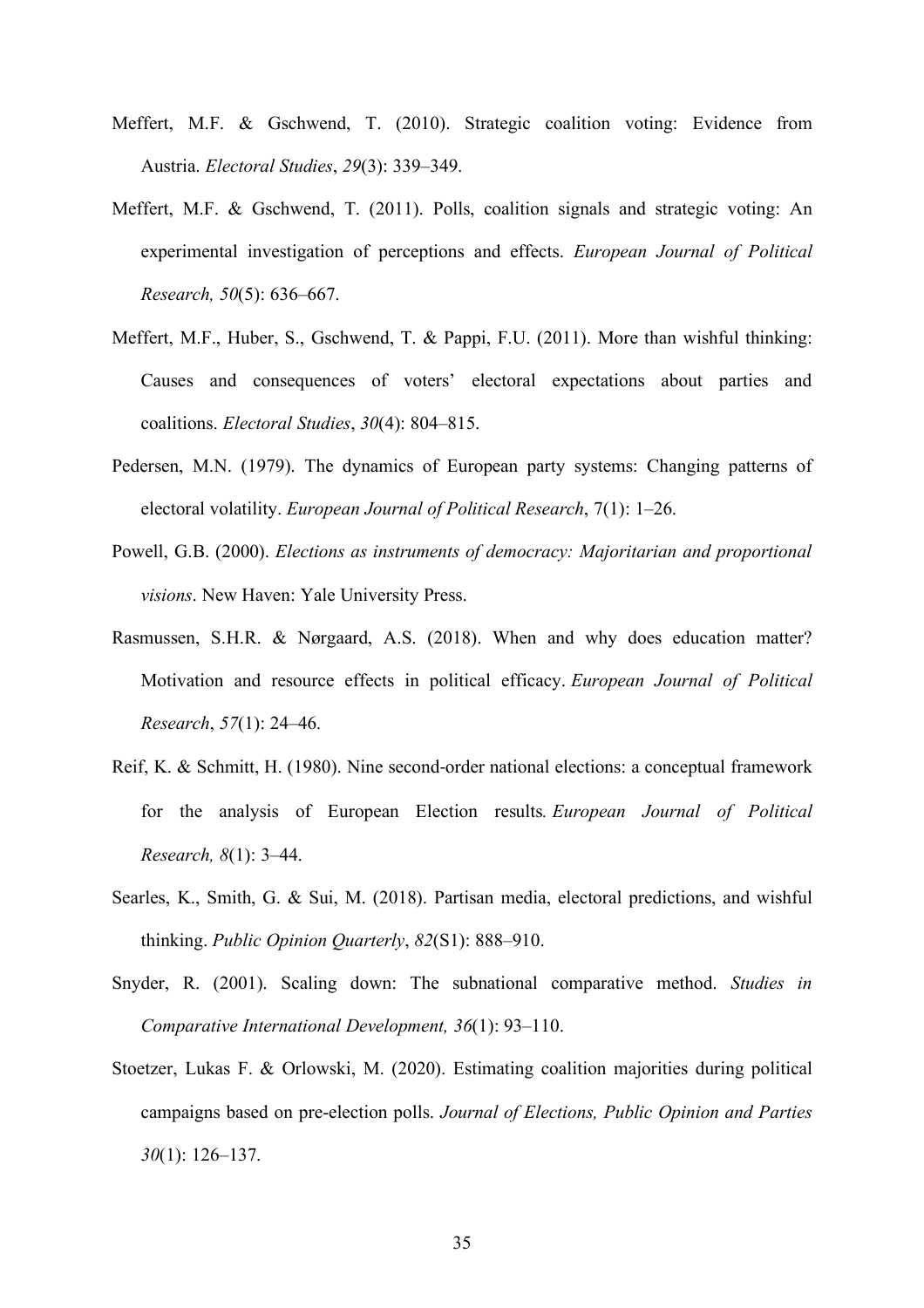Meffert, M.F. & Gschwend, T. (2010). Strategic coalition voting: Evidence from Austria. *Electoral Studies*, *29*(3): 339–349.

Meffert, M.F. & Gschwend, T. (2011). Polls, coalition signals and strategic voting: An experimental investigation of perceptions and effects. *European Journal of Political Research, 50*(5): 636–667.

Meffert, M.F., Huber, S., Gschwend, T. & Pappi, F.U. (2011). More than wishful thinking: Causes and consequences of voters' electoral expectations about parties and coalitions. *Electoral Studies*, *30*(4): 804–815.

Pedersen, M.N. (1979). The dynamics of European party systems: Changing patterns of electoral volatility. *European Journal of Political Research*, 7(1): 1–26.

Powell, G.B. (2000). *Elections as instruments of democracy: Majoritarian and proportional visions*. New Haven: Yale University Press.

Rasmussen, S.H.R. & Nørgaard, A.S. (2018). When and why does education matter? Motivation and resource effects in political efficacy. *European Journal of Political Research*, *57*(1): 24–46.

Reif, K. & Schmitt, H. (1980). Nine second-order national elections: a conceptual framework for the analysis of European Election results. *European Journal of Political Research, 8*(1): 3–44.

Searles, K., Smith, G. & Sui, M. (2018). Partisan media, electoral predictions, and wishful thinking. *Public Opinion Quarterly*, *82*(S1): 888–910.

Snyder, R. (2001). Scaling down: The subnational comparative method. *Studies in Comparative International Development, 36*(1): 93–110.

Stoetzer, Lukas F. & Orlowski, M. (2020). Estimating coalition majorities during political campaigns based on pre-election polls. *Journal of Elections, Public Opinion and Parties 30*(1): 126–137.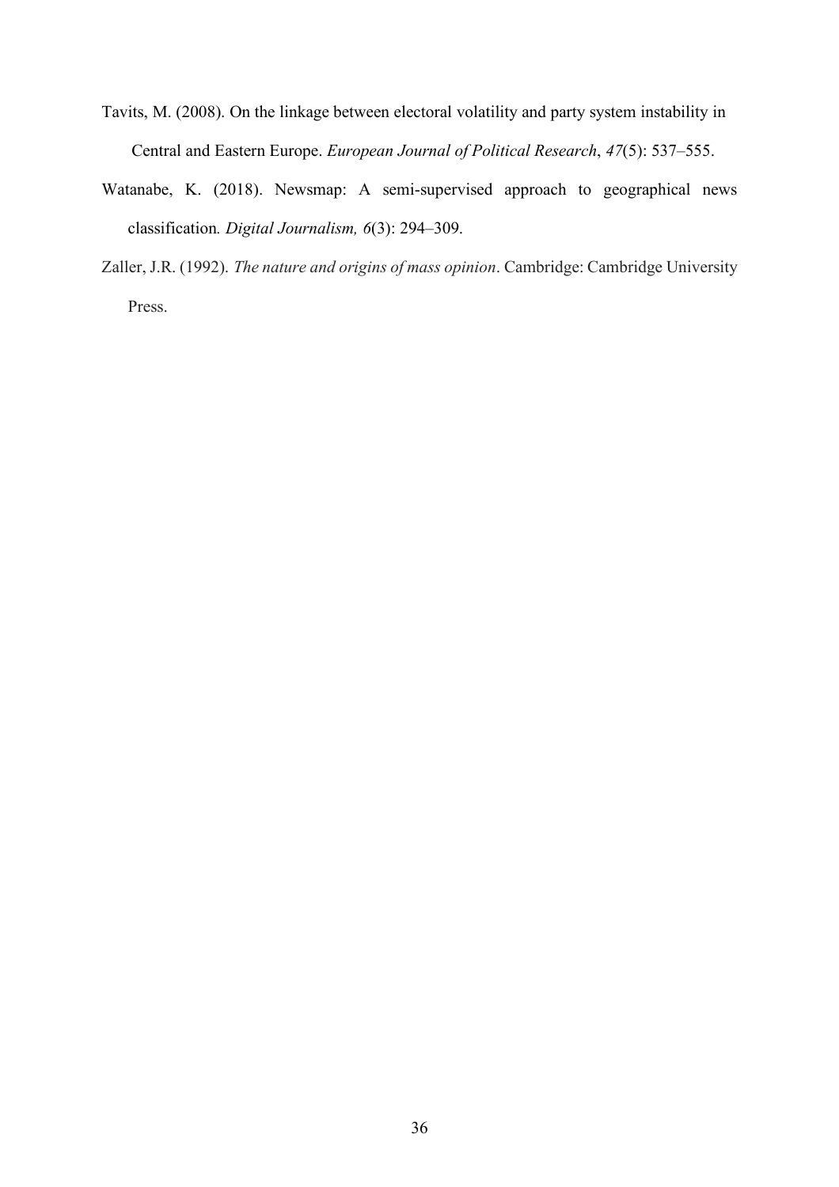Tavits, M. (2008). On the linkage between electoral volatility and party system instability in Central and Eastern Europe. *European Journal of Political Research*, *47*(5): 537–555.

Watanabe, K. (2018). Newsmap: A semi-supervised approach to geographical news classification*. Digital Journalism, 6*(3): 294–309.

Zaller, J.R. (1992). *The nature and origins of mass opinion*. Cambridge: Cambridge University Press.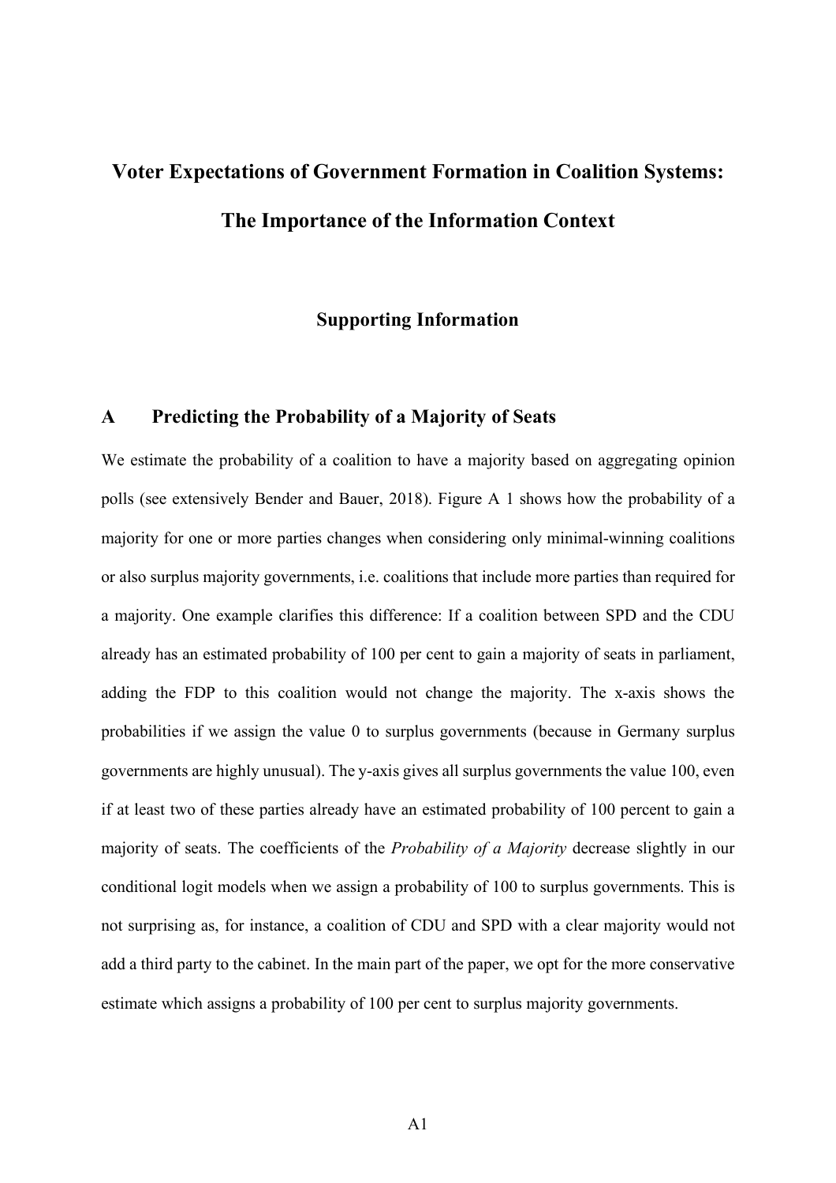# Voter Expectations of Government Formation in Coalition Systems: The Importance of the Information Context

## Supporting Information

### A Predicting the Probability of a Majority of Seats

We estimate the probability of a coalition to have a majority based on aggregating opinion polls (see extensively Bender and Bauer, 2018). Figure A 1 shows how the probability of a majority for one or more parties changes when considering only minimal-winning coalitions or also surplus majority governments, i.e. coalitions that include more parties than required for a majority. One example clarifies this difference: If a coalition between SPD and the CDU already has an estimated probability of 100 per cent to gain a majority of seats in parliament, adding the FDP to this coalition would not change the majority. The x-axis shows the probabilities if we assign the value 0 to surplus governments (because in Germany surplus governments are highly unusual). The y-axis gives all surplus governments the value 100, even if at least two of these parties already have an estimated probability of 100 percent to gain a majority of seats. The coefficients of the *Probability of a Majority* decrease slightly in our conditional logit models when we assign a probability of 100 to surplus governments. This is not surprising as, for instance, a coalition of CDU and SPD with a clear majority would not add a third party to the cabinet. In the main part of the paper, we opt for the more conservative estimate which assigns a probability of 100 per cent to surplus majority governments.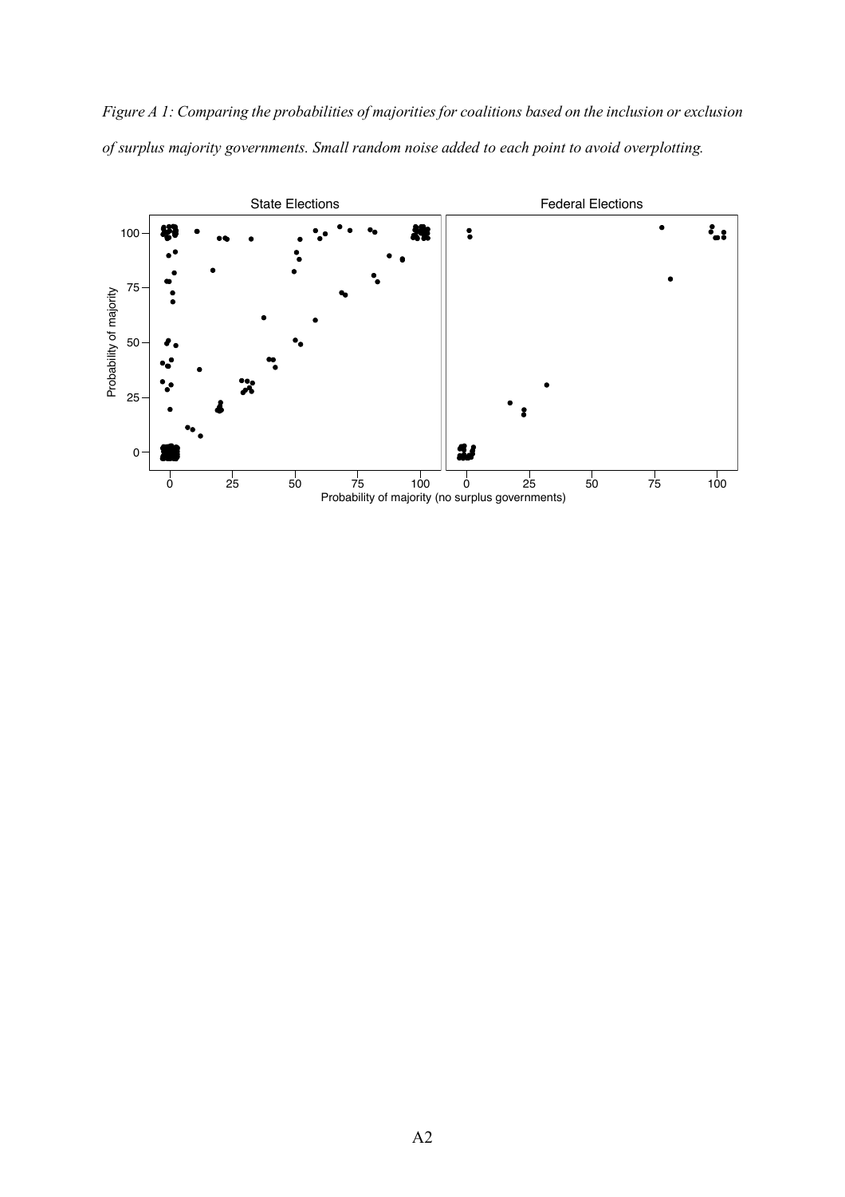*Figure A 1: Comparing the probabilities of majorities for coalitions based on the inclusion or exclusion of surplus majority governments. Small random noise added to each point to avoid overplotting.*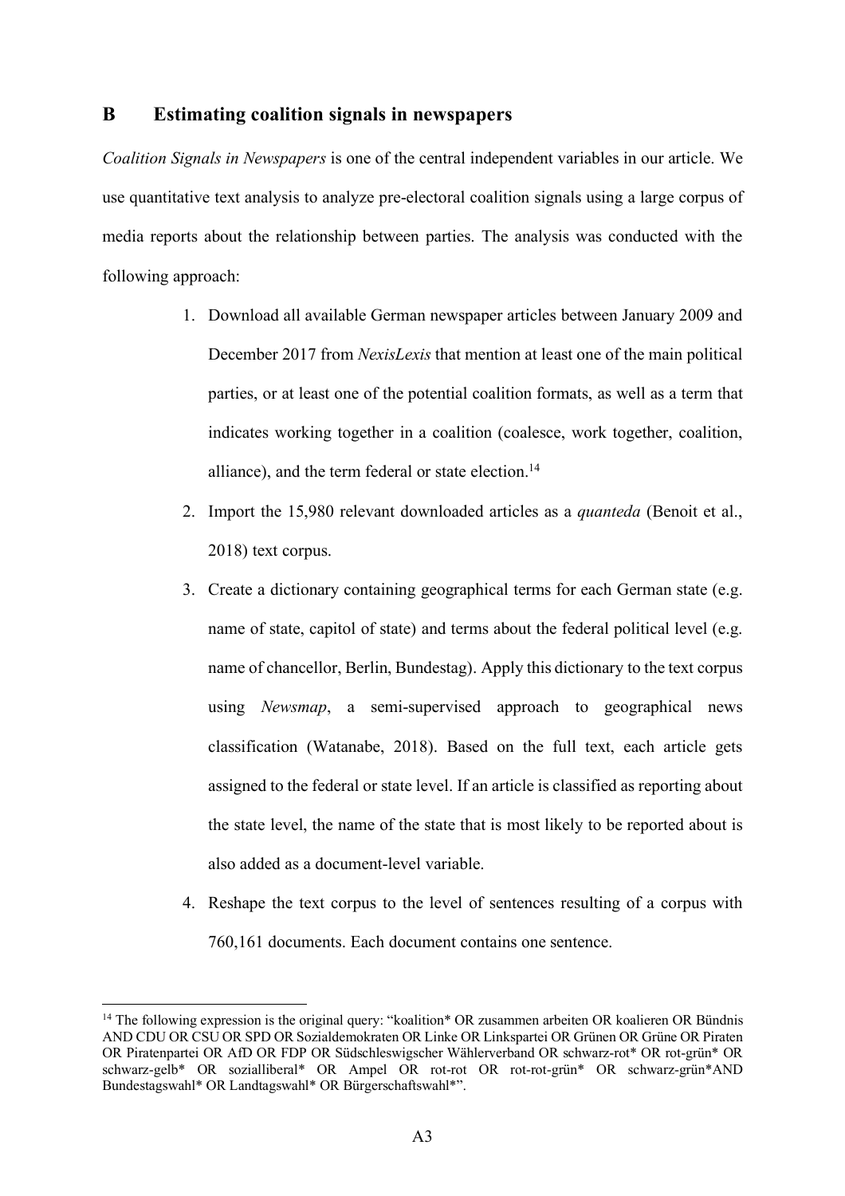## B Estimating coalition signals in newspapers

*Coalition Signals in Newspapers* is one of the central independent variables in our article. We use quantitative text analysis to analyze pre-electoral coalition signals using a large corpus of media reports about the relationship between parties. The analysis was conducted with the following approach:

1. Download all available German newspaper articles between January 2009 and December 2017 from *NexisLexis* that mention at least one of the main political parties, or at least one of the potential coalition formats, as well as a term that indicates working together in a coalition (coalesce, work together, coalition, alliance), and the term federal or state election.[14]
2. Import the 15,980 relevant downloaded articles as a *quanteda* (Benoit et al., 2018) text corpus.
3. Create a dictionary containing geographical terms for each German state (e.g. name of state, capitol of state) and terms about the federal political level (e.g. name of chancellor, Berlin, Bundestag). Apply this dictionary to the text corpus using *Newsmap*, a semi-supervised approach to geographical news classification (Watanabe, 2018). Based on the full text, each article gets assigned to the federal or state level. If an article is classified as reporting about the state level, the name of the state that is most likely to be reported about is also added as a document-level variable.
4. Reshape the text corpus to the level of sentences resulting of a corpus with 760,161 documents. Each document contains one sentence.

---

[14] The following expression is the original query: "koalition* OR zusammen arbeiten OR koalieren OR Bündnis AND CDU OR CSU OR SPD OR Sozialdemokraten OR Linke OR Linkspartei OR Grünen OR Grüne OR Piraten OR Piratenpartei OR AfD OR FDP OR Südschleswigscher Wählerverband OR schwarz-rot* OR rot-grün* OR schwarz-gelb* OR sozialliberal* OR Ampel OR rot-rot OR rot-rot-grün* OR schwarz-grün*AND Bundestagswahl* OR Landtagswahl* OR Bürgerschaftswahl*".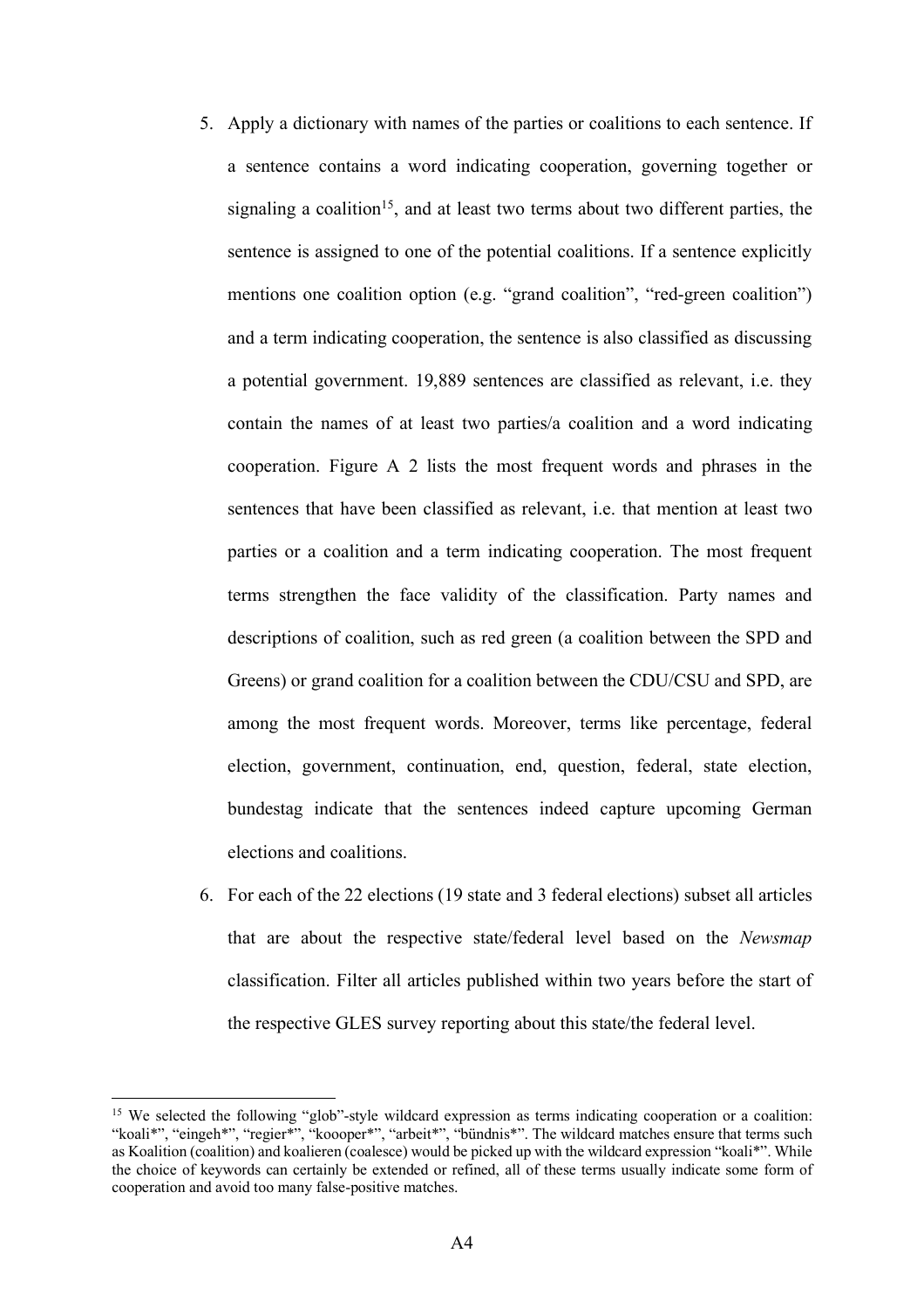5. Apply a dictionary with names of the parties or coalitions to each sentence. If a sentence contains a word indicating cooperation, governing together or signaling a coalition[15], and at least two terms about two different parties, the sentence is assigned to one of the potential coalitions. If a sentence explicitly mentions one coalition option (e.g. "grand coalition", "red-green coalition") and a term indicating cooperation, the sentence is also classified as discussing a potential government. 19,889 sentences are classified as relevant, i.e. they contain the names of at least two parties/a coalition and a word indicating cooperation. Figure A 2 lists the most frequent words and phrases in the sentences that have been classified as relevant, i.e. that mention at least two parties or a coalition and a term indicating cooperation. The most frequent terms strengthen the face validity of the classification. Party names and descriptions of coalition, such as red green (a coalition between the SPD and Greens) or grand coalition for a coalition between the CDU/CSU and SPD, are among the most frequent words. Moreover, terms like percentage, federal election, government, continuation, end, question, federal, state election, bundestag indicate that the sentences indeed capture upcoming German elections and coalitions.

6. For each of the 22 elections (19 state and 3 federal elections) subset all articles that are about the respective state/federal level based on the *Newsmap* classification. Filter all articles published within two years before the start of the respective GLES survey reporting about this state/the federal level.

[15] We selected the following "glob"-style wildcard expression as terms indicating cooperation or a coalition: "koali*", "eingeh*", "regier*", "koooper*", "arbeit*", "bündnis*". The wildcard matches ensure that terms such as Koalition (coalition) and koalieren (coalesce) would be picked up with the wildcard expression "koali*". While the choice of keywords can certainly be extended or refined, all of these terms usually indicate some form of cooperation and avoid too many false-positive matches.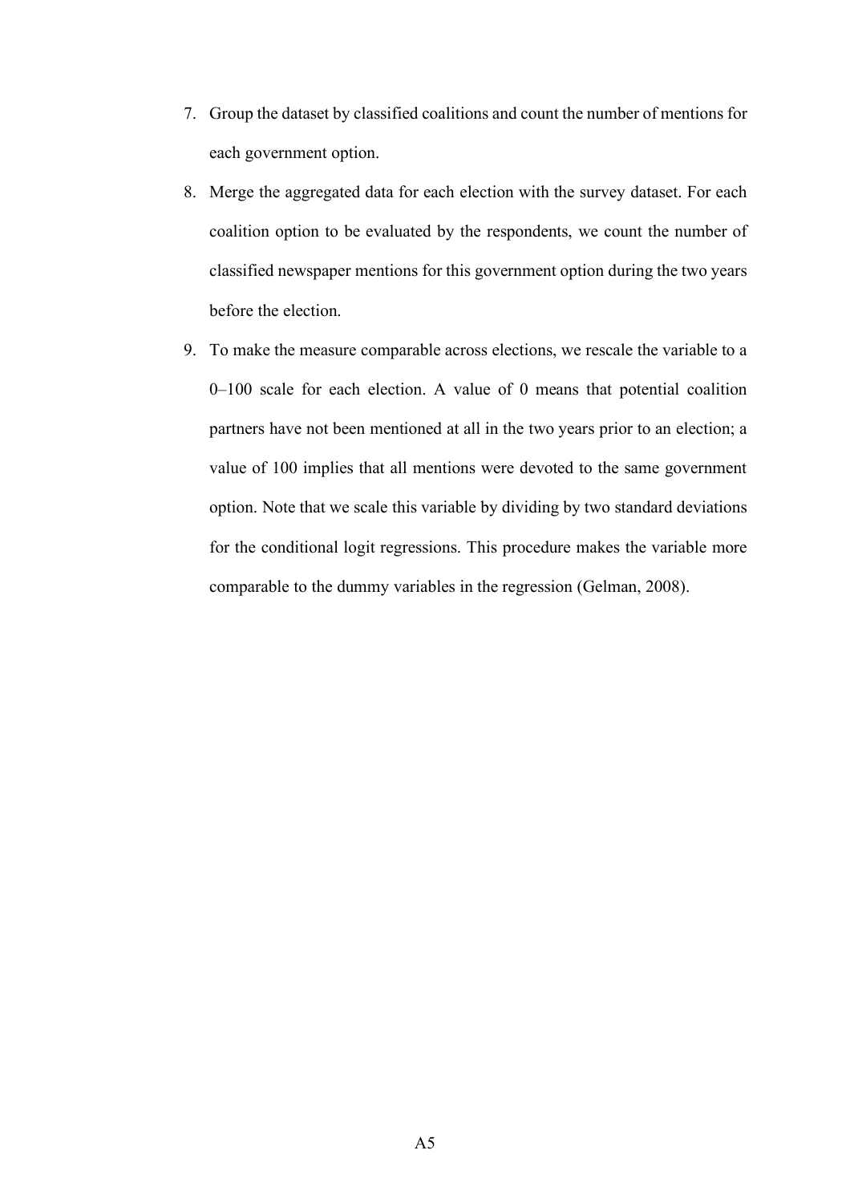7. Group the dataset by classified coalitions and count the number of mentions for each government option.
8. Merge the aggregated data for each election with the survey dataset. For each coalition option to be evaluated by the respondents, we count the number of classified newspaper mentions for this government option during the two years before the election.
9. To make the measure comparable across elections, we rescale the variable to a 0–100 scale for each election. A value of 0 means that potential coalition partners have not been mentioned at all in the two years prior to an election; a value of 100 implies that all mentions were devoted to the same government option. Note that we scale this variable by dividing by two standard deviations for the conditional logit regressions. This procedure makes the variable more comparable to the dummy variables in the regression (Gelman, 2008).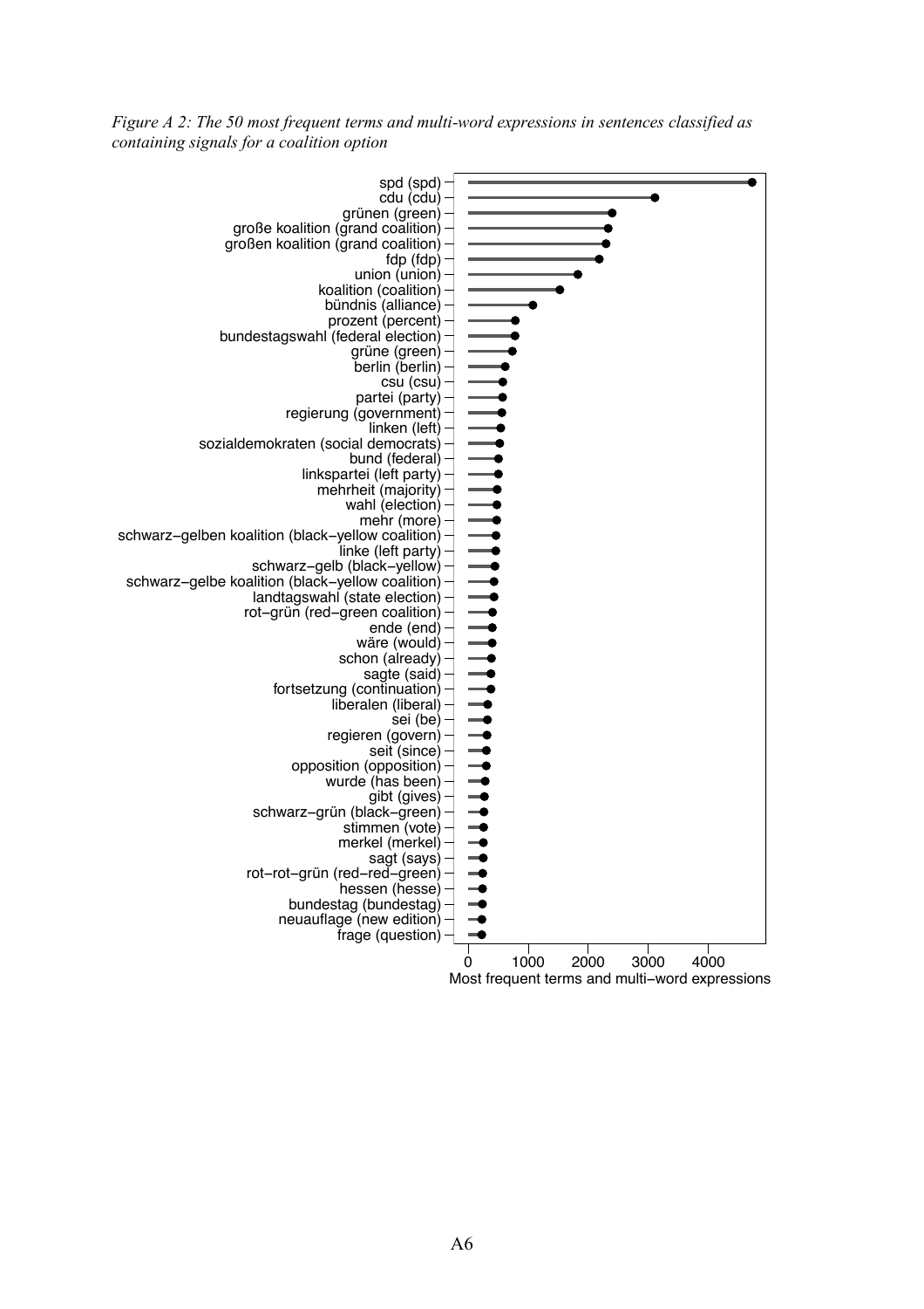*Figure A 2: The 50 most frequent terms and multi-word expressions in sentences classified as containing signals for a coalition option*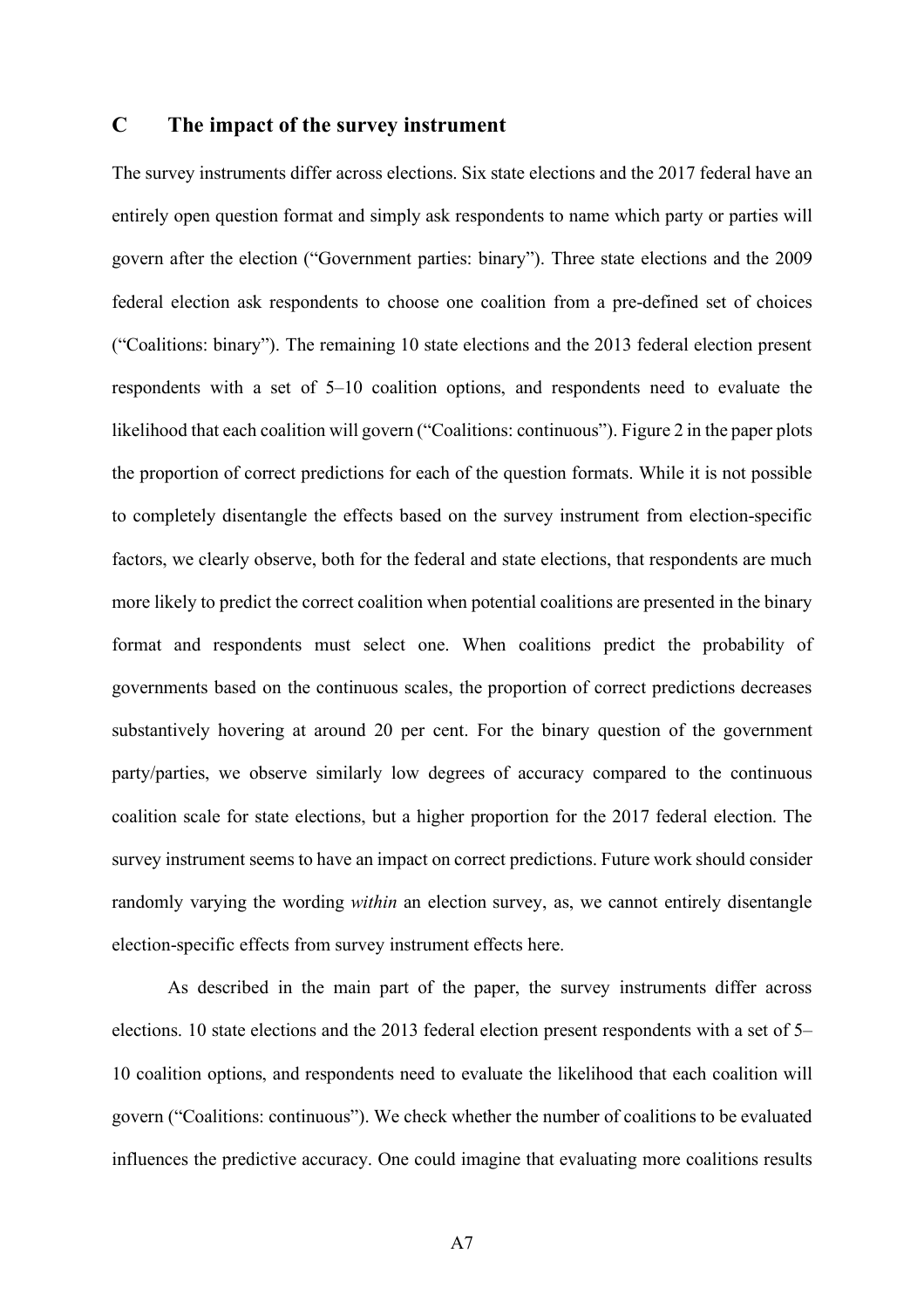## C The impact of the survey instrument

The survey instruments differ across elections. Six state elections and the 2017 federal have an entirely open question format and simply ask respondents to name which party or parties will govern after the election ("Government parties: binary"). Three state elections and the 2009 federal election ask respondents to choose one coalition from a pre-defined set of choices ("Coalitions: binary"). The remaining 10 state elections and the 2013 federal election present respondents with a set of 5–10 coalition options, and respondents need to evaluate the likelihood that each coalition will govern ("Coalitions: continuous"). Figure 2 in the paper plots the proportion of correct predictions for each of the question formats. While it is not possible to completely disentangle the effects based on the survey instrument from election-specific factors, we clearly observe, both for the federal and state elections, that respondents are much more likely to predict the correct coalition when potential coalitions are presented in the binary format and respondents must select one. When coalitions predict the probability of governments based on the continuous scales, the proportion of correct predictions decreases substantively hovering at around 20 per cent. For the binary question of the government party/parties, we observe similarly low degrees of accuracy compared to the continuous coalition scale for state elections, but a higher proportion for the 2017 federal election. The survey instrument seems to have an impact on correct predictions. Future work should consider randomly varying the wording *within* an election survey, as, we cannot entirely disentangle election-specific effects from survey instrument effects here.

As described in the main part of the paper, the survey instruments differ across elections. 10 state elections and the 2013 federal election present respondents with a set of 5–10 coalition options, and respondents need to evaluate the likelihood that each coalition will govern ("Coalitions: continuous"). We check whether the number of coalitions to be evaluated influences the predictive accuracy. One could imagine that evaluating more coalitions results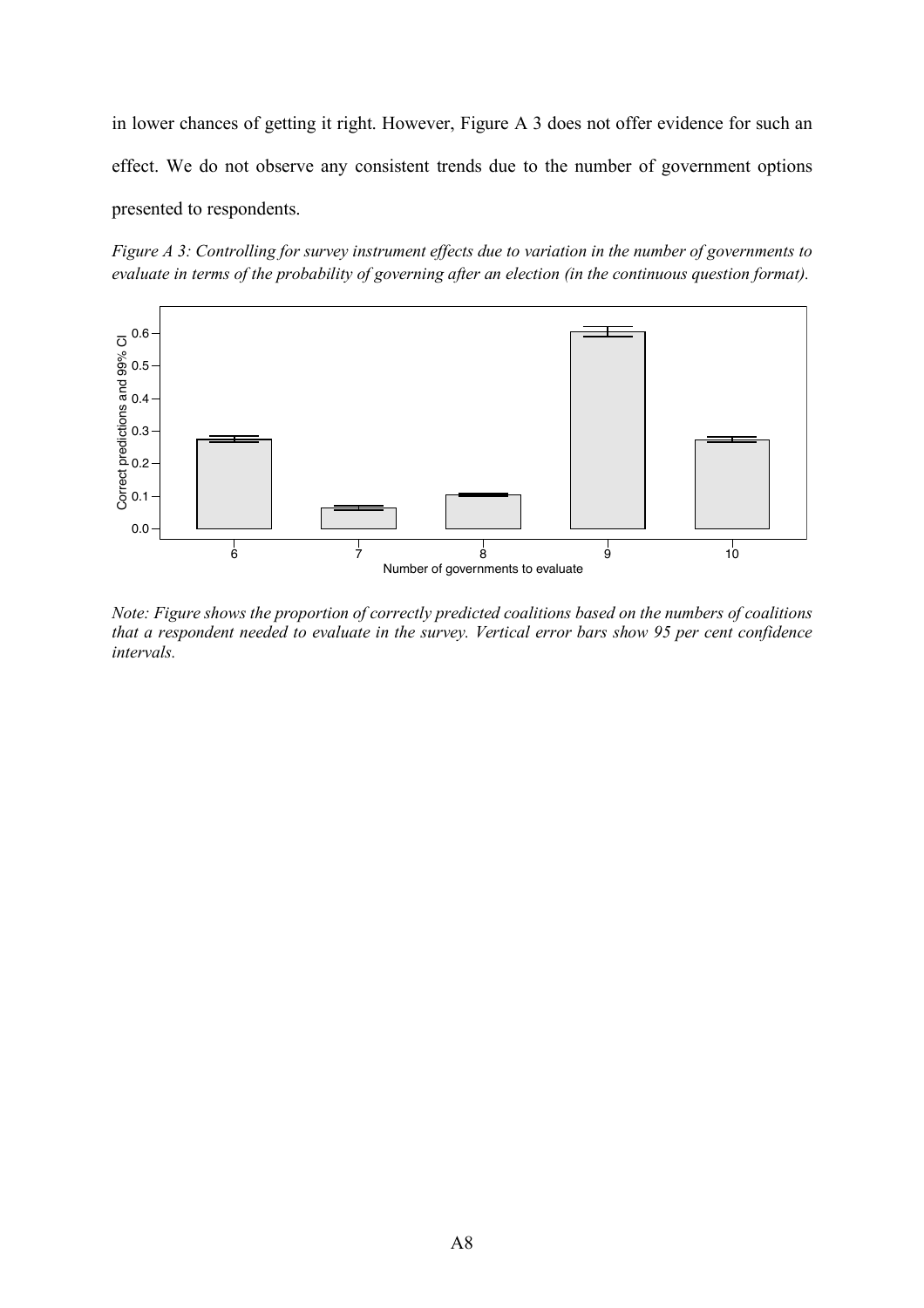in lower chances of getting it right. However, Figure A 3 does not offer evidence for such an effect. We do not observe any consistent trends due to the number of government options presented to respondents.

*Figure A 3: Controlling for survey instrument effects due to variation in the number of governments to evaluate in terms of the probability of governing after an election (in the continuous question format).*

*Note: Figure shows the proportion of correctly predicted coalitions based on the numbers of coalitions that a respondent needed to evaluate in the survey. Vertical error bars show 95 per cent confidence intervals.*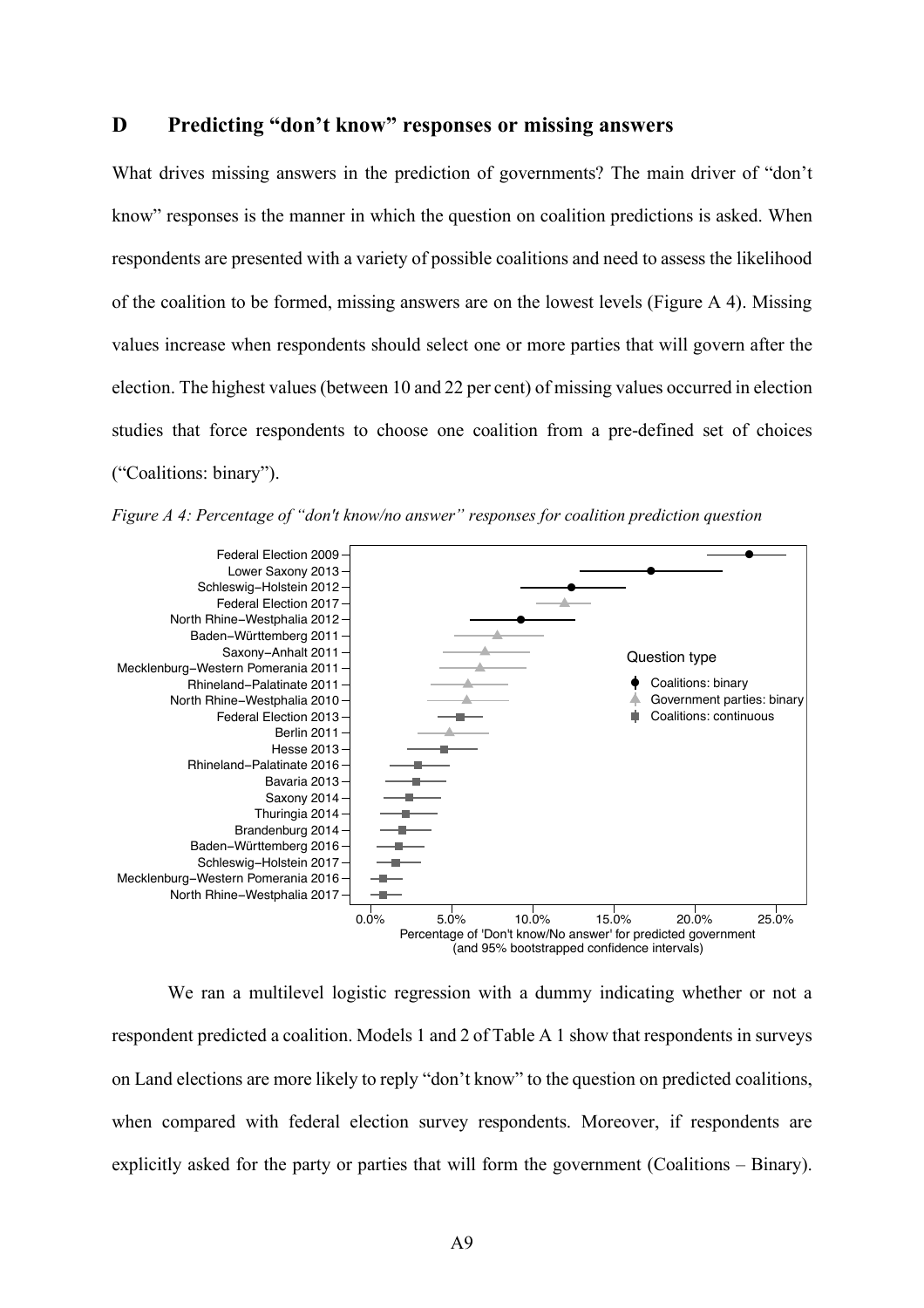## D Predicting "don't know" responses or missing answers

What drives missing answers in the prediction of governments? The main driver of "don't know" responses is the manner in which the question on coalition predictions is asked. When respondents are presented with a variety of possible coalitions and need to assess the likelihood of the coalition to be formed, missing answers are on the lowest levels (Figure A 4). Missing values increase when respondents should select one or more parties that will govern after the election. The highest values (between 10 and 22 per cent) of missing values occurred in election studies that force respondents to choose one coalition from a pre-defined set of choices ("Coalitions: binary").

*Figure A 4: Percentage of "don't know/no answer" responses for coalition prediction question*

We ran a multilevel logistic regression with a dummy indicating whether or not a respondent predicted a coalition. Models 1 and 2 of Table A 1 show that respondents in surveys on Land elections are more likely to reply "don't know" to the question on predicted coalitions, when compared with federal election survey respondents. Moreover, if respondents are explicitly asked for the party or parties that will form the government (Coalitions – Binary).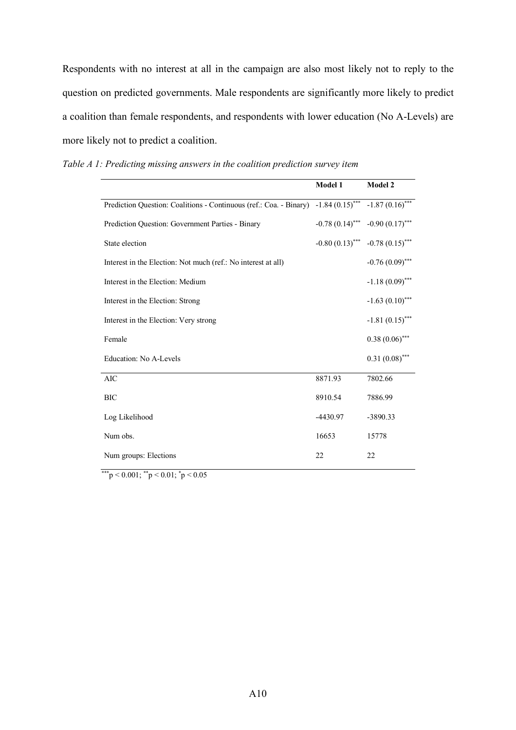Respondents with no interest at all in the campaign are also most likely not to reply to the question on predicted governments. Male respondents are significantly more likely to predict a coalition than female respondents, and respondents with lower education (No A-Levels) are more likely not to predict a coalition.

*Table A 1: Predicting missing answers in the coalition prediction survey item*

| | **Model 1** | **Model 2** |
|---|---|---|
| Prediction Question: Coalitions - Continuous (ref.: Coa. - Binary) | $-1.84\ (0.15)^{***}$ | $-1.87\ (0.16)^{***}$ |
| Prediction Question: Government Parties - Binary | $-0.78\ (0.14)^{***}$ | $-0.90\ (0.17)^{***}$ |
| State election | $-0.80\ (0.13)^{***}$ | $-0.78\ (0.15)^{***}$ |
| Interest in the Election: Not much (ref.: No interest at all) | | $-0.76\ (0.09)^{***}$ |
| Interest in the Election: Medium | | $-1.18\ (0.09)^{***}$ |
| Interest in the Election: Strong | | $-1.63\ (0.10)^{***}$ |
| Interest in the Election: Very strong | | $-1.81\ (0.15)^{***}$ |
| Female | | $0.38\ (0.06)^{***}$ |
| Education: No A-Levels | | $0.31\ (0.08)^{***}$ |
| AIC | 8871.93 | 7802.66 |
| BIC | 8910.54 | 7886.99 |
| Log Likelihood | -4430.97 | -3890.33 |
| Num obs. | 16653 | 15778 |
| Num groups: Elections | 22 | 22 |

$^{***}p < 0.001$; $^{**}p < 0.01$; $^{*}p < 0.05$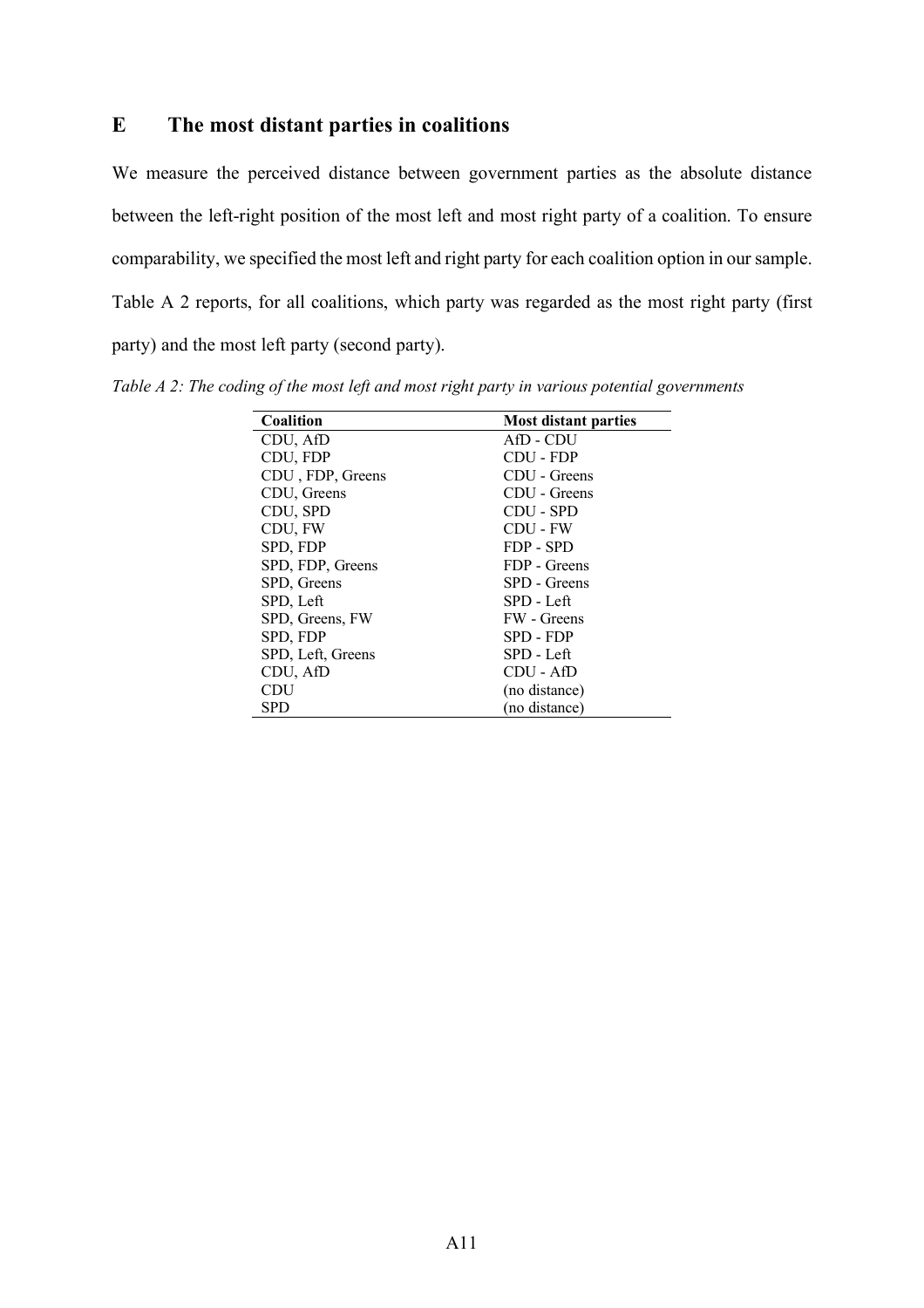# E The most distant parties in coalitions

We measure the perceived distance between government parties as the absolute distance between the left-right position of the most left and most right party of a coalition. To ensure comparability, we specified the most left and right party for each coalition option in our sample. Table A 2 reports, for all coalitions, which party was regarded as the most right party (first party) and the most left party (second party).

*Table A 2: The coding of the most left and most right party in various potential governments*

| Coalition | Most distant parties |
|---|---|
| CDU, AfD | AfD - CDU |
| CDU, FDP | CDU - FDP |
| CDU , FDP, Greens | CDU - Greens |
| CDU, Greens | CDU - Greens |
| CDU, SPD | CDU - SPD |
| CDU, FW | CDU - FW |
| SPD, FDP | FDP - SPD |
| SPD, FDP, Greens | FDP - Greens |
| SPD, Greens | SPD - Greens |
| SPD, Left | SPD - Left |
| SPD, Greens, FW | FW - Greens |
| SPD, FDP | SPD - FDP |
| SPD, Left, Greens | SPD - Left |
| CDU, AfD | CDU - AfD |
| CDU | (no distance) |
| SPD | (no distance) |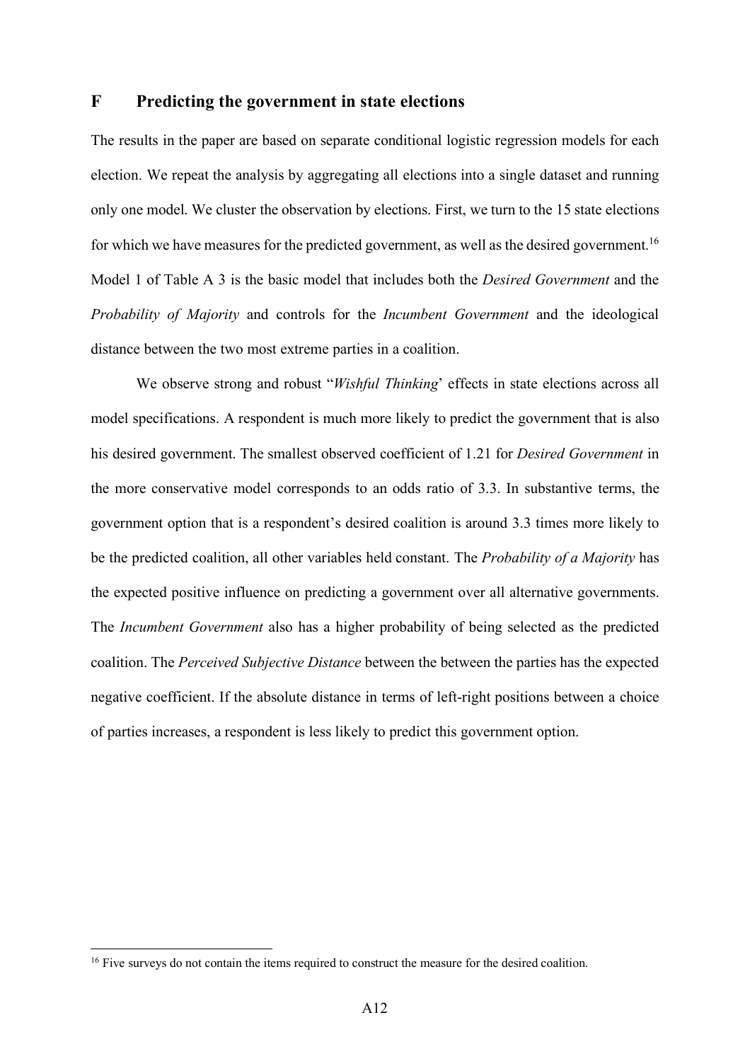## F Predicting the government in state elections

The results in the paper are based on separate conditional logistic regression models for each election. We repeat the analysis by aggregating all elections into a single dataset and running only one model. We cluster the observation by elections. First, we turn to the 15 state elections for which we have measures for the predicted government, as well as the desired government.[16] Model 1 of Table A 3 is the basic model that includes both the *Desired Government* and the *Probability of Majority* and controls for the *Incumbent Government* and the ideological distance between the two most extreme parties in a coalition.

We observe strong and robust "*Wishful Thinking*' effects in state elections across all model specifications. A respondent is much more likely to predict the government that is also his desired government. The smallest observed coefficient of 1.21 for *Desired Government* in the more conservative model corresponds to an odds ratio of 3.3. In substantive terms, the government option that is a respondent's desired coalition is around 3.3 times more likely to be the predicted coalition, all other variables held constant. The *Probability of a Majority* has the expected positive influence on predicting a government over all alternative governments. The *Incumbent Government* also has a higher probability of being selected as the predicted coalition. The *Perceived Subjective Distance* between the between the parties has the expected negative coefficient. If the absolute distance in terms of left-right positions between a choice of parties increases, a respondent is less likely to predict this government option.

[16] Five surveys do not contain the items required to construct the measure for the desired coalition.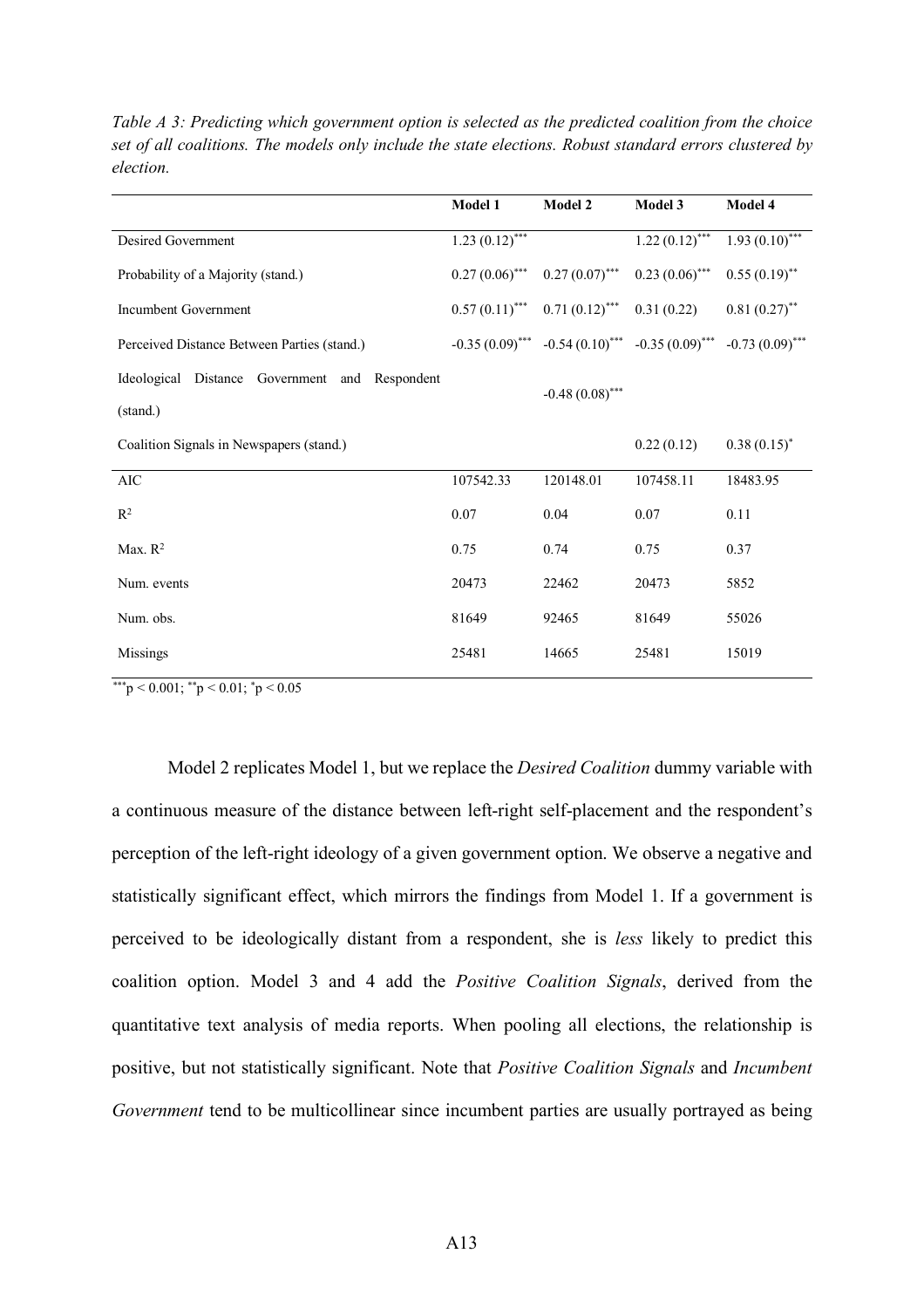*Table A 3: Predicting which government option is selected as the predicted coalition from the choice set of all coalitions. The models only include the state elections. Robust standard errors clustered by election.*

| | **Model 1** | **Model 2** | **Model 3** | **Model 4** |
|---|---|---|---|---|
| Desired Government | $1.23\ (0.12)^{***}$ | | $1.22\ (0.12)^{***}$ | $1.93\ (0.10)^{***}$ |
| Probability of a Majority (stand.) | $0.27\ (0.06)^{***}$ | $0.27\ (0.07)^{***}$ | $0.23\ (0.06)^{***}$ | $0.55\ (0.19)^{**}$ |
| Incumbent Government | $0.57\ (0.11)^{***}$ | $0.71\ (0.12)^{***}$ | 0.31 (0.22) | $0.81\ (0.27)^{**}$ |
| Perceived Distance Between Parties (stand.) | $-0.35\ (0.09)^{***}$ | $-0.54\ (0.10)^{***}$ | $-0.35\ (0.09)^{***}$ | $-0.73\ (0.09)^{***}$ |
| Ideological Distance Government and Respondent (stand.) | | $-0.48\ (0.08)^{***}$ | | |
| Coalition Signals in Newspapers (stand.) | | | 0.22 (0.12) | $0.38\ (0.15)^{*}$ |
| AIC | 107542.33 | 120148.01 | 107458.11 | 18483.95 |
| $R^2$ | 0.07 | 0.04 | 0.07 | 0.11 |
| Max. $R^2$ | 0.75 | 0.74 | 0.75 | 0.37 |
| Num. events | 20473 | 22462 | 20473 | 5852 |
| Num. obs. | 81649 | 92465 | 81649 | 55026 |
| Missings | 25481 | 14665 | 25481 | 15019 |

$^{***}p < 0.001$; $^{**}p < 0.01$; $^{*}p < 0.05$

Model 2 replicates Model 1, but we replace the *Desired Coalition* dummy variable with a continuous measure of the distance between left-right self-placement and the respondent's perception of the left-right ideology of a given government option. We observe a negative and statistically significant effect, which mirrors the findings from Model 1. If a government is perceived to be ideologically distant from a respondent, she is *less* likely to predict this coalition option. Model 3 and 4 add the *Positive Coalition Signals*, derived from the quantitative text analysis of media reports. When pooling all elections, the relationship is positive, but not statistically significant. Note that *Positive Coalition Signals* and *Incumbent Government* tend to be multicollinear since incumbent parties are usually portrayed as being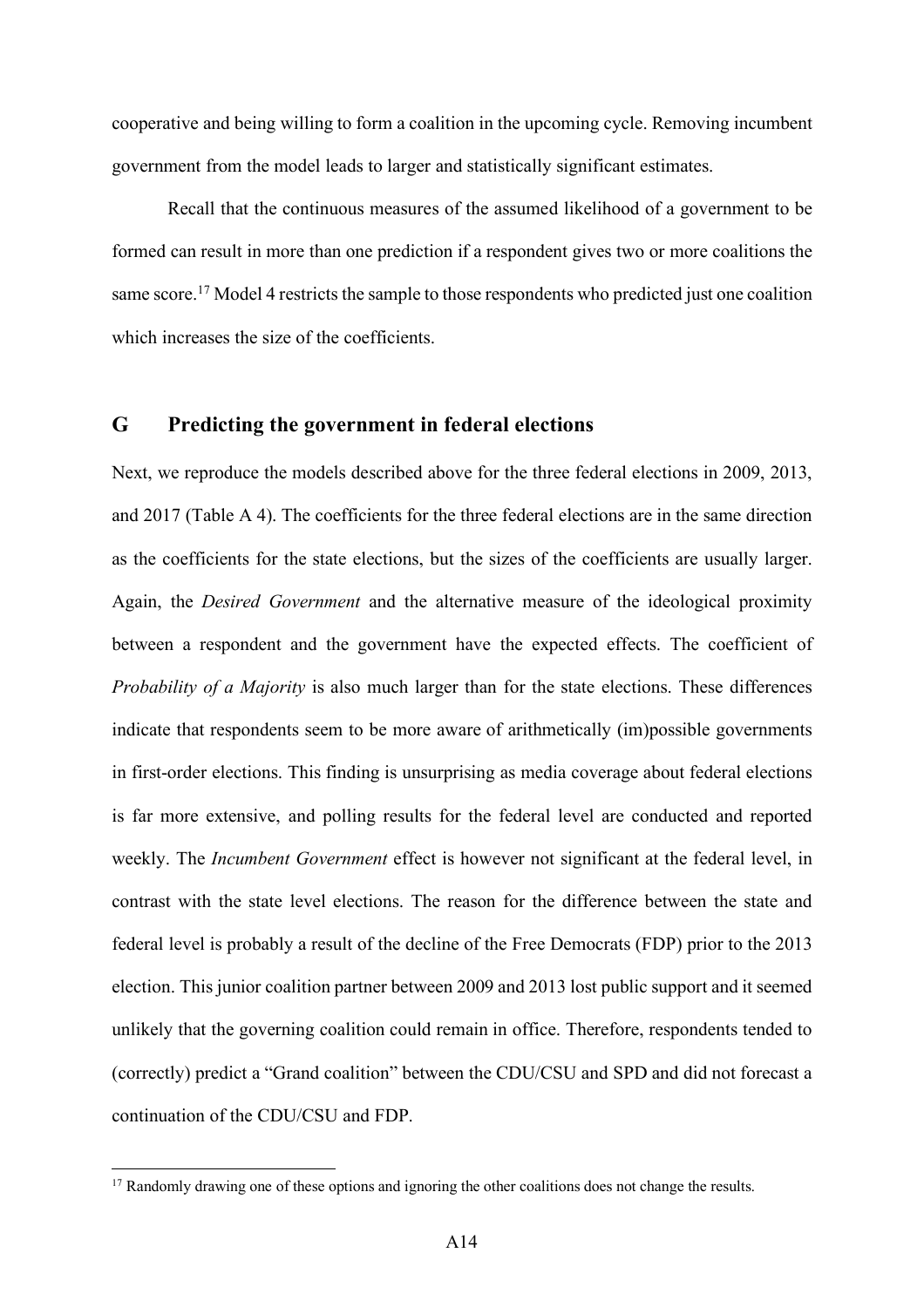cooperative and being willing to form a coalition in the upcoming cycle. Removing incumbent government from the model leads to larger and statistically significant estimates.

Recall that the continuous measures of the assumed likelihood of a government to be formed can result in more than one prediction if a respondent gives two or more coalitions the same score.[17] Model 4 restricts the sample to those respondents who predicted just one coalition which increases the size of the coefficients.

## G Predicting the government in federal elections

Next, we reproduce the models described above for the three federal elections in 2009, 2013, and 2017 (Table A 4). The coefficients for the three federal elections are in the same direction as the coefficients for the state elections, but the sizes of the coefficients are usually larger. Again, the *Desired Government* and the alternative measure of the ideological proximity between a respondent and the government have the expected effects. The coefficient of *Probability of a Majority* is also much larger than for the state elections. These differences indicate that respondents seem to be more aware of arithmetically (im)possible governments in first-order elections. This finding is unsurprising as media coverage about federal elections is far more extensive, and polling results for the federal level are conducted and reported weekly. The *Incumbent Government* effect is however not significant at the federal level, in contrast with the state level elections. The reason for the difference between the state and federal level is probably a result of the decline of the Free Democrats (FDP) prior to the 2013 election. This junior coalition partner between 2009 and 2013 lost public support and it seemed unlikely that the governing coalition could remain in office. Therefore, respondents tended to (correctly) predict a "Grand coalition" between the CDU/CSU and SPD and did not forecast a continuation of the CDU/CSU and FDP.

[17] Randomly drawing one of these options and ignoring the other coalitions does not change the results.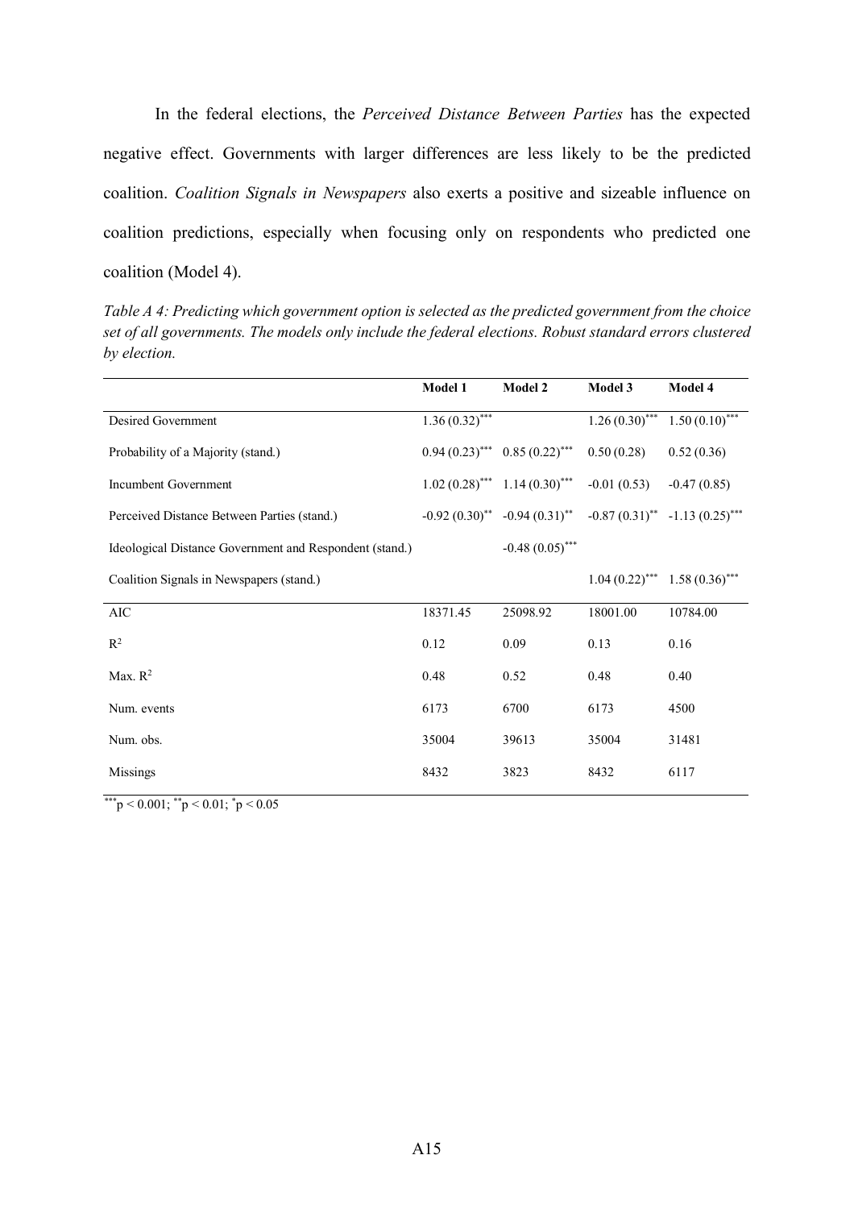In the federal elections, the *Perceived Distance Between Parties* has the expected negative effect. Governments with larger differences are less likely to be the predicted coalition. *Coalition Signals in Newspapers* also exerts a positive and sizeable influence on coalition predictions, especially when focusing only on respondents who predicted one coalition (Model 4).

*Table A 4: Predicting which government option is selected as the predicted government from the choice set of all governments. The models only include the federal elections. Robust standard errors clustered by election.*

| | **Model 1** | **Model 2** | **Model 3** | **Model 4** |
|---|---|---|---|---|
| Desired Government | $1.36 (0.32)^{***}$ | | $1.26 (0.30)^{***}$ | $1.50 (0.10)^{***}$ |
| Probability of a Majority (stand.) | $0.94 (0.23)^{***}$ | $0.85 (0.22)^{***}$ | 0.50 (0.28) | 0.52 (0.36) |
| Incumbent Government | $1.02 (0.28)^{***}$ | $1.14 (0.30)^{***}$ | -0.01 (0.53) | -0.47 (0.85) |
| Perceived Distance Between Parties (stand.) | $-0.92 (0.30)^{**}$ | $-0.94 (0.31)^{**}$ | $-0.87 (0.31)^{**}$ | $-1.13 (0.25)^{***}$ |
| Ideological Distance Government and Respondent (stand.) | | $-0.48 (0.05)^{***}$ | | |
| Coalition Signals in Newspapers (stand.) | | | $1.04 (0.22)^{***}$ | $1.58 (0.36)^{***}$ |
| AIC | 18371.45 | 25098.92 | 18001.00 | 10784.00 |
| $R^2$ | 0.12 | 0.09 | 0.13 | 0.16 |
| Max. $R^2$ | 0.48 | 0.52 | 0.48 | 0.40 |
| Num. events | 6173 | 6700 | 6173 | 4500 |
| Num. obs. | 35004 | 39613 | 35004 | 31481 |
| Missings | 8432 | 3823 | 8432 | 6117 |

$^{***}p < 0.001$; $^{**}p < 0.01$; $^{*}p < 0.05$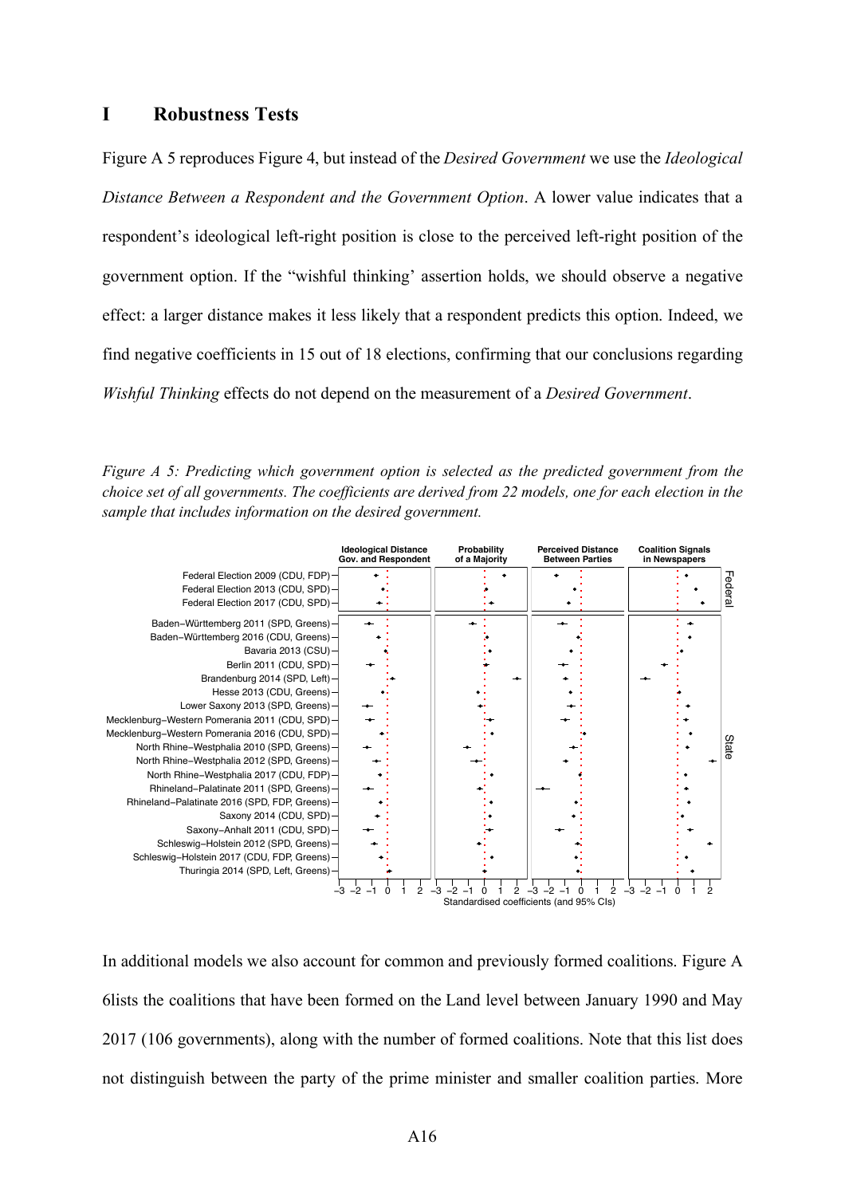# I Robustness Tests

Figure A 5 reproduces Figure 4, but instead of the *Desired Government* we use the *Ideological Distance Between a Respondent and the Government Option*. A lower value indicates that a respondent's ideological left-right position is close to the perceived left-right position of the government option. If the "wishful thinking' assertion holds, we should observe a negative effect: a larger distance makes it less likely that a respondent predicts this option. Indeed, we find negative coefficients in 15 out of 18 elections, confirming that our conclusions regarding *Wishful Thinking* effects do not depend on the measurement of a *Desired Government*.

*Figure A 5: Predicting which government option is selected as the predicted government from the choice set of all governments. The coefficients are derived from 22 models, one for each election in the sample that includes information on the desired government.*

In additional models we also account for common and previously formed coalitions. Figure A 6lists the coalitions that have been formed on the Land level between January 1990 and May 2017 (106 governments), along with the number of formed coalitions. Note that this list does not distinguish between the party of the prime minister and smaller coalition parties. More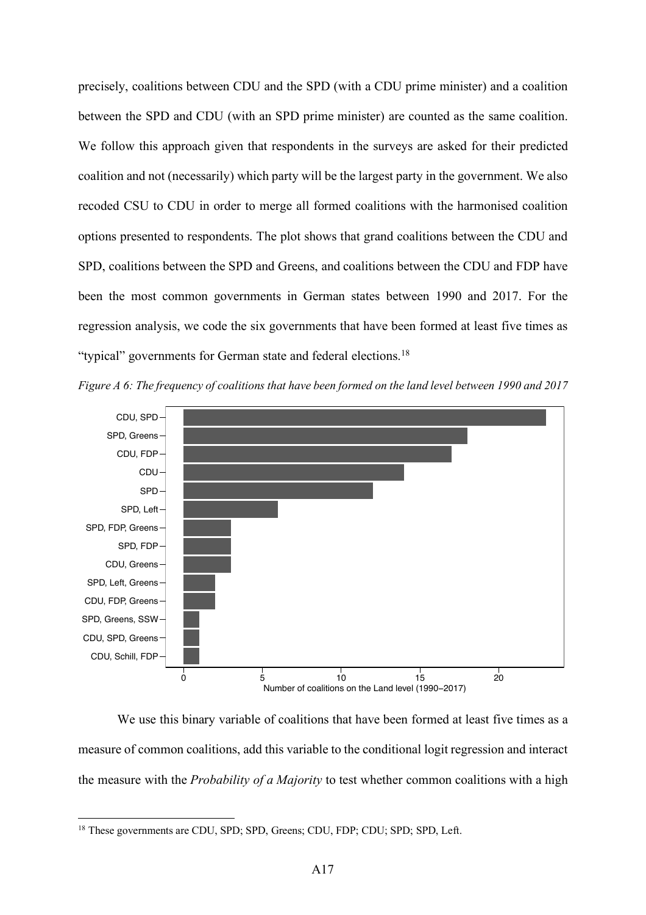precisely, coalitions between CDU and the SPD (with a CDU prime minister) and a coalition between the SPD and CDU (with an SPD prime minister) are counted as the same coalition. We follow this approach given that respondents in the surveys are asked for their predicted coalition and not (necessarily) which party will be the largest party in the government. We also recoded CSU to CDU in order to merge all formed coalitions with the harmonised coalition options presented to respondents. The plot shows that grand coalitions between the CDU and SPD, coalitions between the SPD and Greens, and coalitions between the CDU and FDP have been the most common governments in German states between 1990 and 2017. For the regression analysis, we code the six governments that have been formed at least five times as "typical" governments for German state and federal elections.[18]

*Figure A 6: The frequency of coalitions that have been formed on the land level between 1990 and 2017*

| Coalition | Number of coalitions on the Land level (1990–2017) |
|---|---|
| CDU, SPD | 23 |
| SPD, Greens | 18 |
| CDU, FDP | 17 |
| CDU | 14 |
| SPD | 12 |
| SPD, Left | 6 |
| SPD, FDP, Greens | 3 |
| SPD, FDP | 3 |
| CDU, Greens | 3 |
| SPD, Left, Greens | 2 |
| CDU, FDP, Greens | 2 |
| SPD, Greens, SSW | 1 |
| CDU, SPD, Greens | 1 |
| CDU, Schill, FDP | 1 |

We use this binary variable of coalitions that have been formed at least five times as a measure of common coalitions, add this variable to the conditional logit regression and interact the measure with the *Probability of a Majority* to test whether common coalitions with a high

[18] These governments are CDU, SPD; SPD, Greens; CDU, FDP; CDU; SPD; SPD, Left.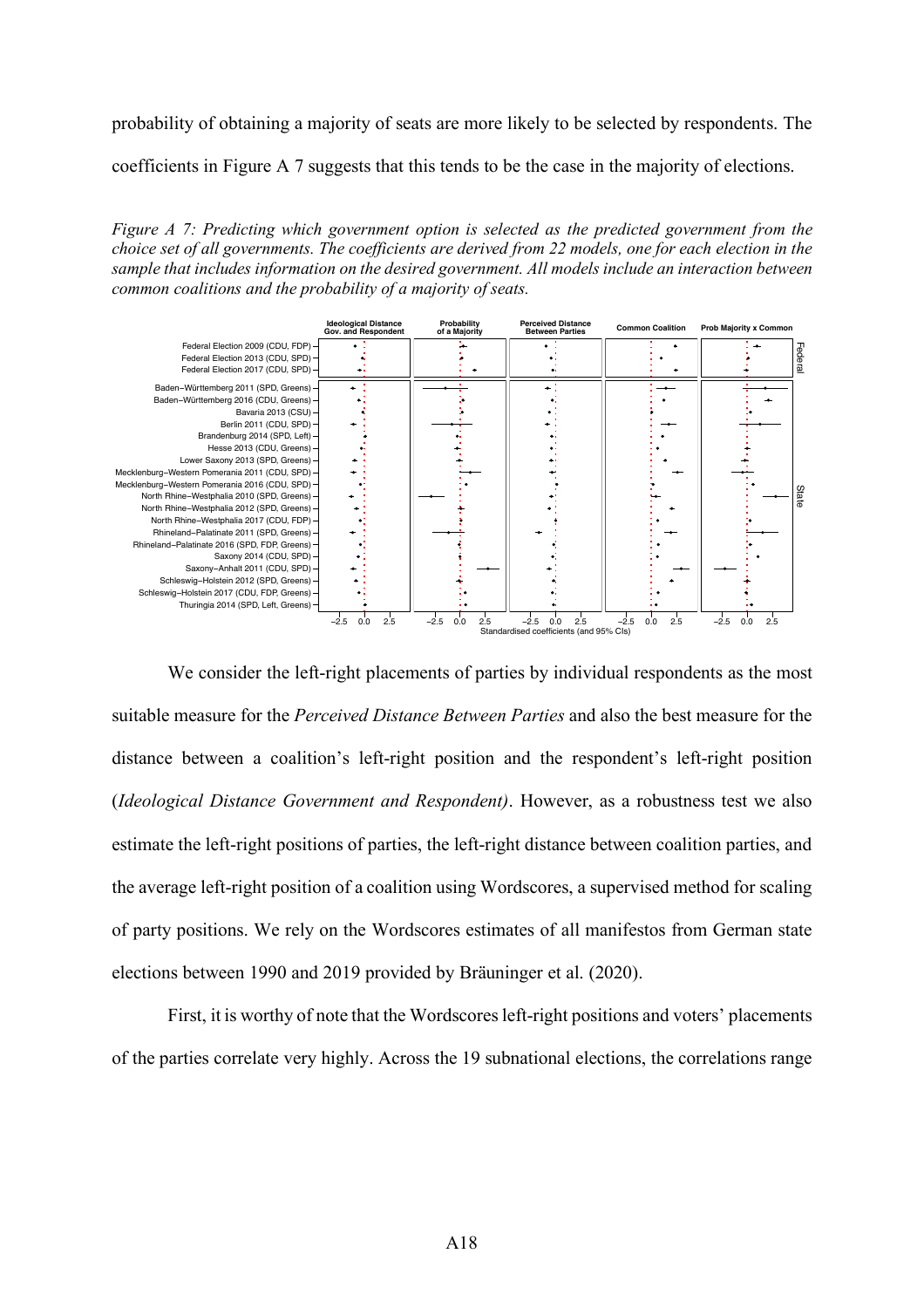probability of obtaining a majority of seats are more likely to be selected by respondents. The coefficients in Figure A 7 suggests that this tends to be the case in the majority of elections.

*Figure A 7: Predicting which government option is selected as the predicted government from the choice set of all governments. The coefficients are derived from 22 models, one for each election in the sample that includes information on the desired government. All models include an interaction between common coalitions and the probability of a majority of seats.*

We consider the left-right placements of parties by individual respondents as the most suitable measure for the *Perceived Distance Between Parties* and also the best measure for the distance between a coalition's left-right position and the respondent's left-right position (*Ideological Distance Government and Respondent)*. However, as a robustness test we also estimate the left-right positions of parties, the left-right distance between coalition parties, and the average left-right position of a coalition using Wordscores, a supervised method for scaling of party positions. We rely on the Wordscores estimates of all manifestos from German state elections between 1990 and 2019 provided by Bräuninger et al. (2020).

First, it is worthy of note that the Wordscores left-right positions and voters' placements of the parties correlate very highly. Across the 19 subnational elections, the correlations range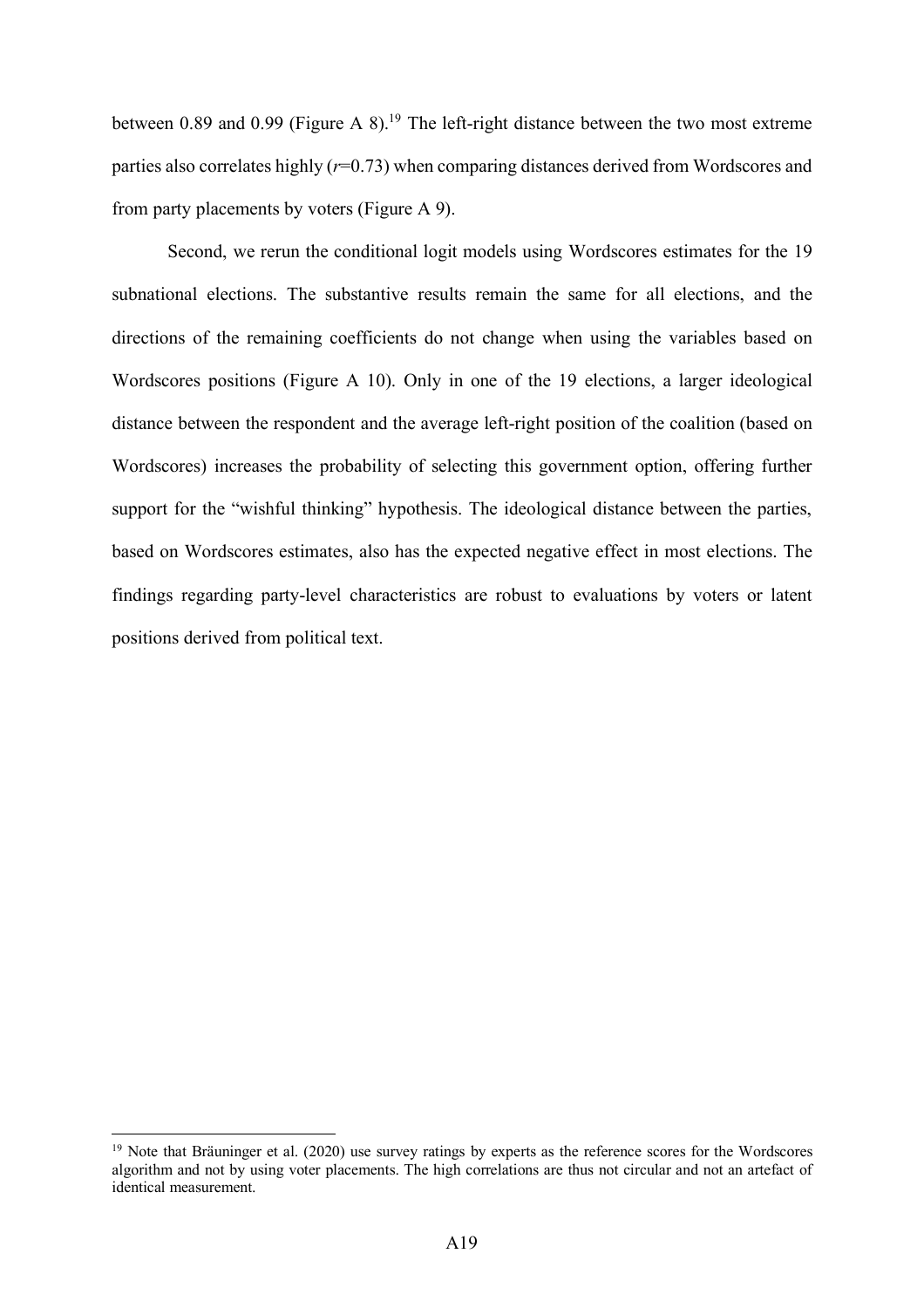between 0.89 and 0.99 (Figure A 8).[19] The left-right distance between the two most extreme parties also correlates highly ($r$=0.73) when comparing distances derived from Wordscores and from party placements by voters (Figure A 9).

Second, we rerun the conditional logit models using Wordscores estimates for the 19 subnational elections. The substantive results remain the same for all elections, and the directions of the remaining coefficients do not change when using the variables based on Wordscores positions (Figure A 10). Only in one of the 19 elections, a larger ideological distance between the respondent and the average left-right position of the coalition (based on Wordscores) increases the probability of selecting this government option, offering further support for the "wishful thinking" hypothesis. The ideological distance between the parties, based on Wordscores estimates, also has the expected negative effect in most elections. The findings regarding party-level characteristics are robust to evaluations by voters or latent positions derived from political text.

[19] Note that Bräuninger et al. (2020) use survey ratings by experts as the reference scores for the Wordscores algorithm and not by using voter placements. The high correlations are thus not circular and not an artefact of identical measurement.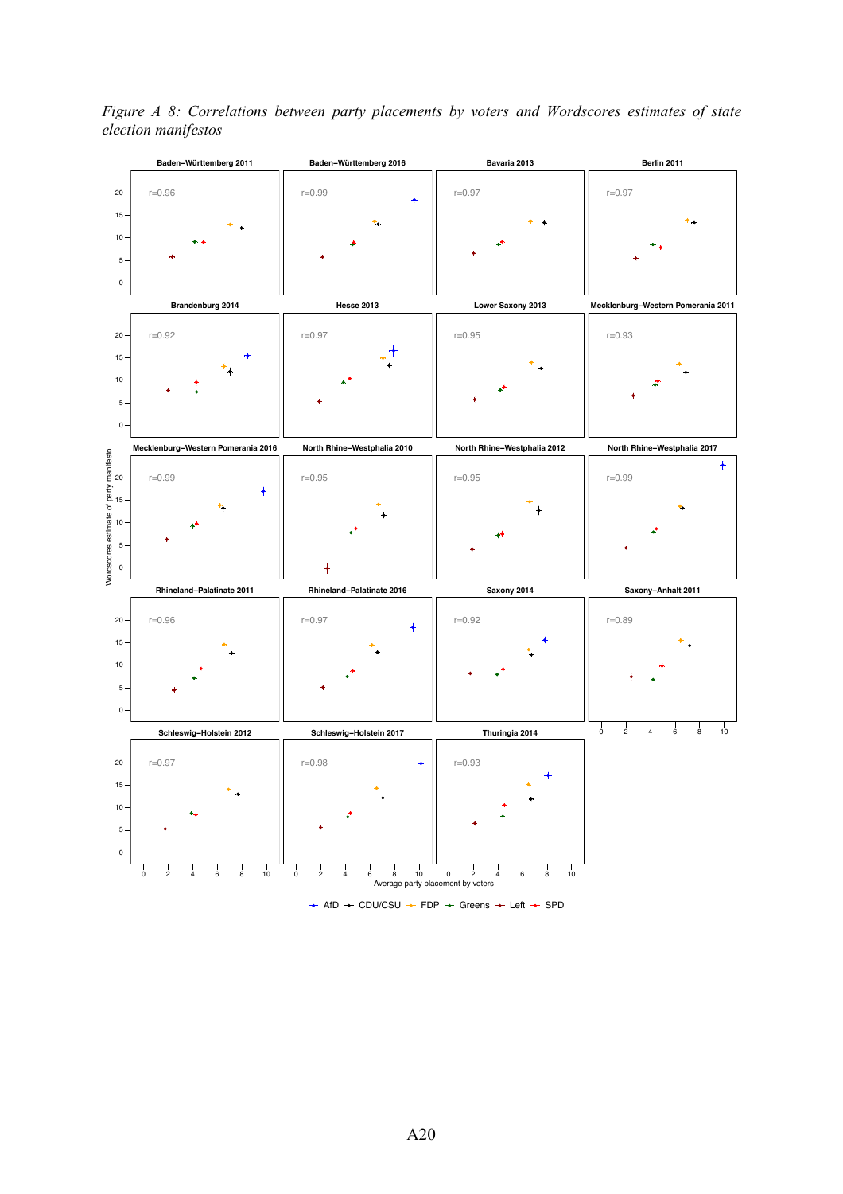*Figure A 8: Correlations between party placements by voters and Wordscores estimates of state election manifestos*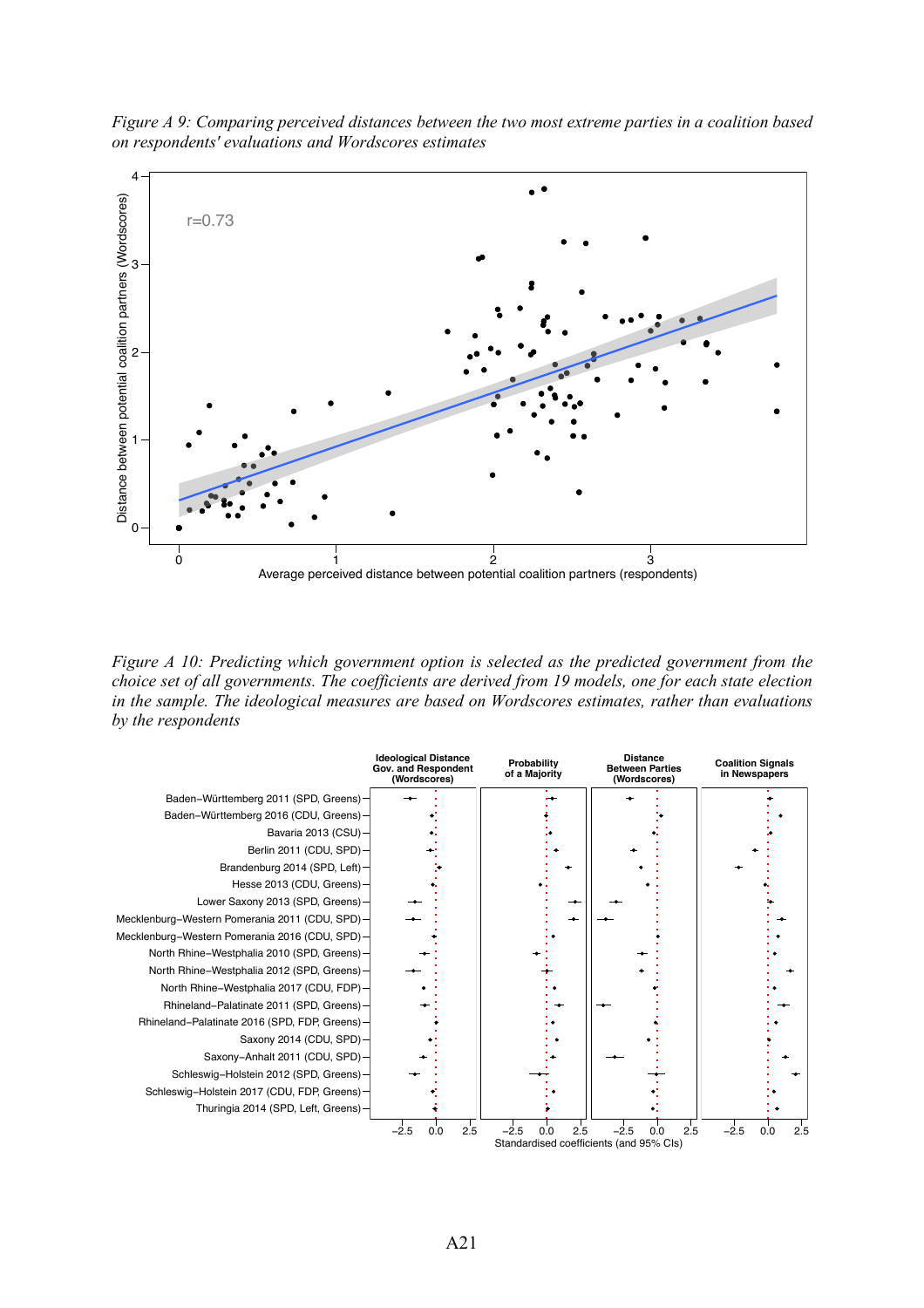*Figure A 9: Comparing perceived distances between the two most extreme parties in a coalition based on respondents' evaluations and Wordscores estimates*

r=0.73

Distance between potential coalition partners (Wordscores)

Average perceived distance between potential coalition partners (respondents)

0
1
2
3
4

*Figure A 10: Predicting which government option is selected as the predicted government from the choice set of all governments. The coefficients are derived from 19 models, one for each state election in the sample. The ideological measures are based on Wordscores estimates, rather than evaluations by the respondents*

Ideological Distance Gov. and Respondent (Wordscores)

Probability of a Majority

Distance Between Parties (Wordscores)

Coalition Signals in Newspapers

Baden−Württemberg 2011 (SPD, Greens)
Baden−Württemberg 2016 (CDU, Greens)
Bavaria 2013 (CSU)
Berlin 2011 (CDU, SPD)
Brandenburg 2014 (SPD, Left)
Hesse 2013 (CDU, Greens)
Lower Saxony 2013 (SPD, Greens)
Mecklenburg−Western Pomerania 2011 (CDU, SPD)
Mecklenburg−Western Pomerania 2016 (CDU, SPD)
North Rhine−Westphalia 2010 (SPD, Greens)
North Rhine−Westphalia 2012 (SPD, Greens)
North Rhine−Westphalia 2017 (CDU, FDP)
Rhineland−Palatinate 2011 (SPD, Greens)
Rhineland−Palatinate 2016 (SPD, FDP, Greens)
Saxony 2014 (CDU, SPD)
Saxony−Anhalt 2011 (CDU, SPD)
Schleswig−Holstein 2012 (SPD, Greens)
Schleswig−Holstein 2017 (CDU, FDP, Greens)
Thuringia 2014 (SPD, Left, Greens)

−2.5 0.0 2.5

Standardised coefficients (and 95% CIs)